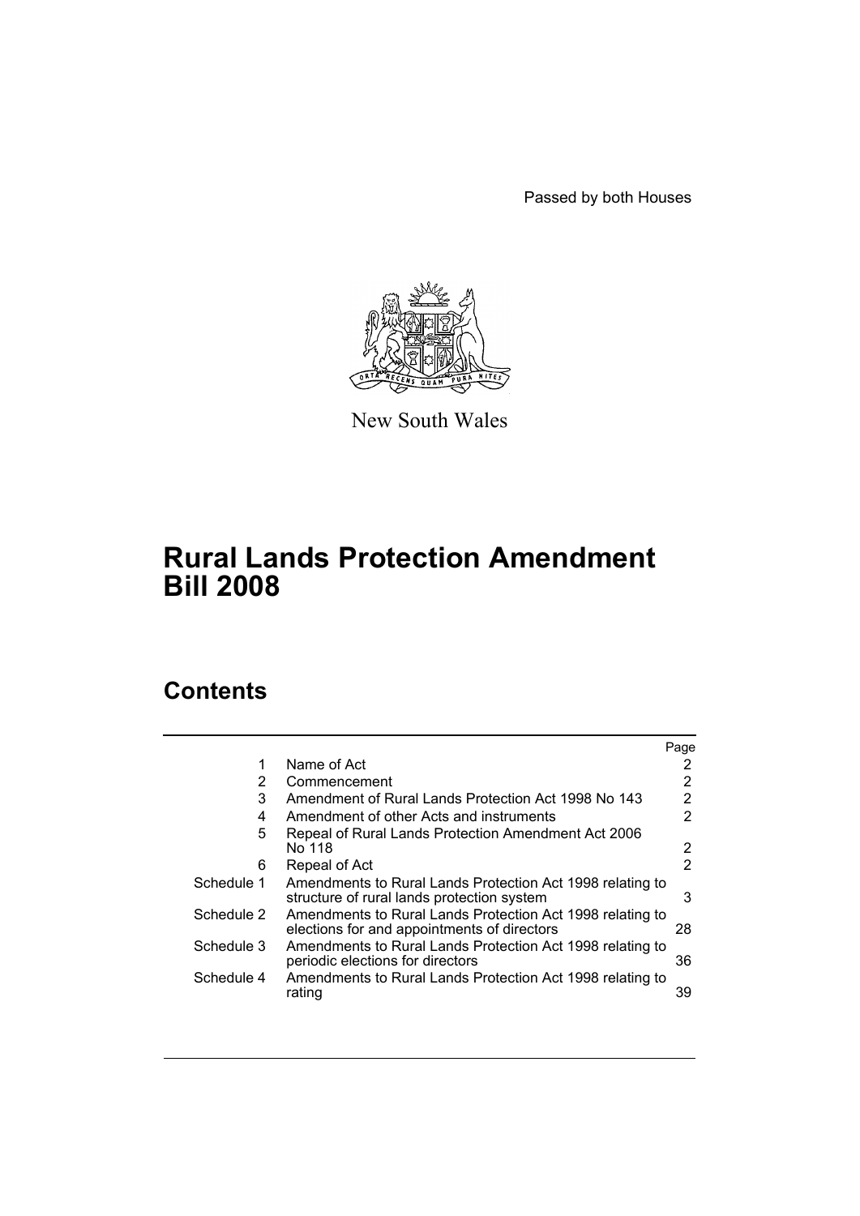Passed by both Houses

New South Wales

# Rural Lands Protection Amendment Bill 2008

## Contents

| | | Page |
|---|---|---|
| 1 | Name of Act | 2 |
| 2 | Commencement | 2 |
| 3 | Amendment of Rural Lands Protection Act 1998 No 143 | 2 |
| 4 | Amendment of other Acts and instruments | 2 |
| 5 | Repeal of Rural Lands Protection Amendment Act 2006 No 118 | 2 |
| 6 | Repeal of Act | 2 |
| Schedule 1 | Amendments to Rural Lands Protection Act 1998 relating to structure of rural lands protection system | 3 |
| Schedule 2 | Amendments to Rural Lands Protection Act 1998 relating to elections for and appointments of directors | 28 |
| Schedule 3 | Amendments to Rural Lands Protection Act 1998 relating to periodic elections for directors | 36 |
| Schedule 4 | Amendments to Rural Lands Protection Act 1998 relating to rating | 39 |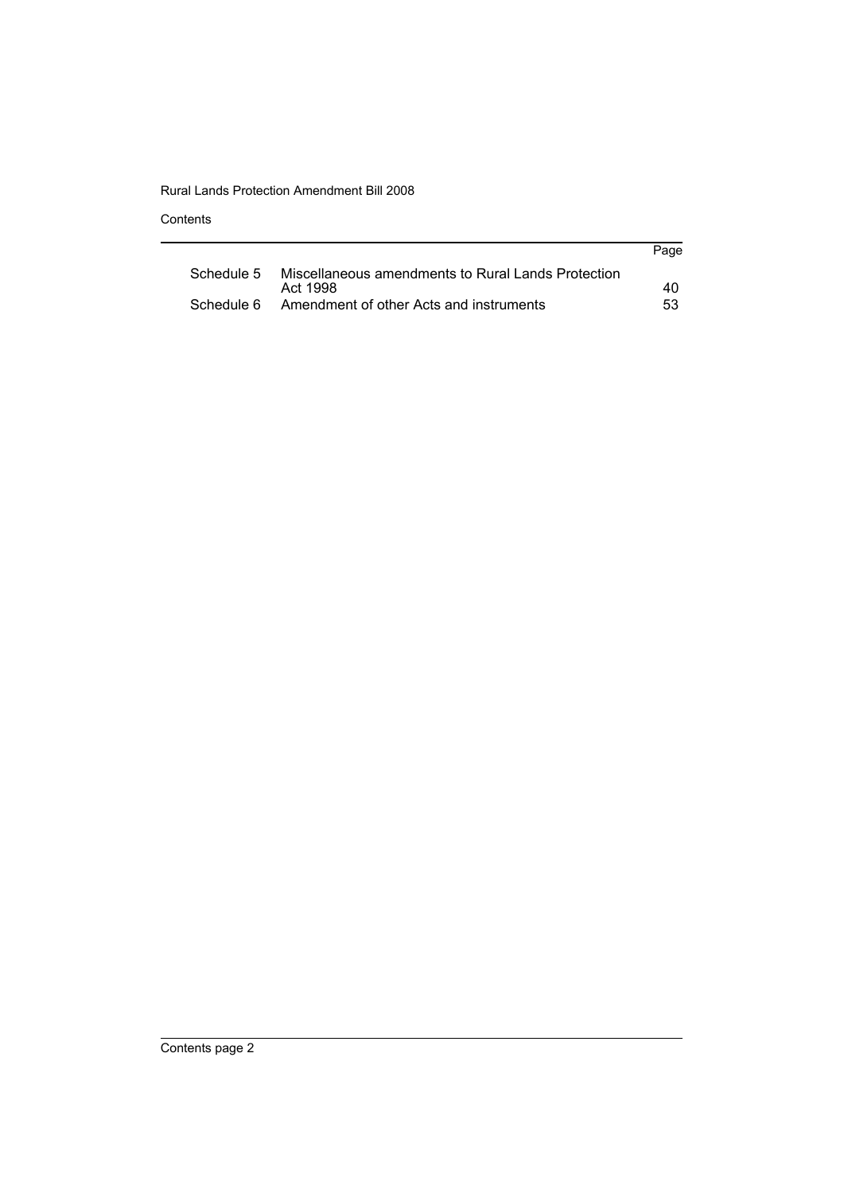| | | Page |
|---|---|---|
| Schedule 5 | Miscellaneous amendments to Rural Lands Protection Act 1998 | 40 |
| Schedule 6 | Amendment of other Acts and instruments | 53 |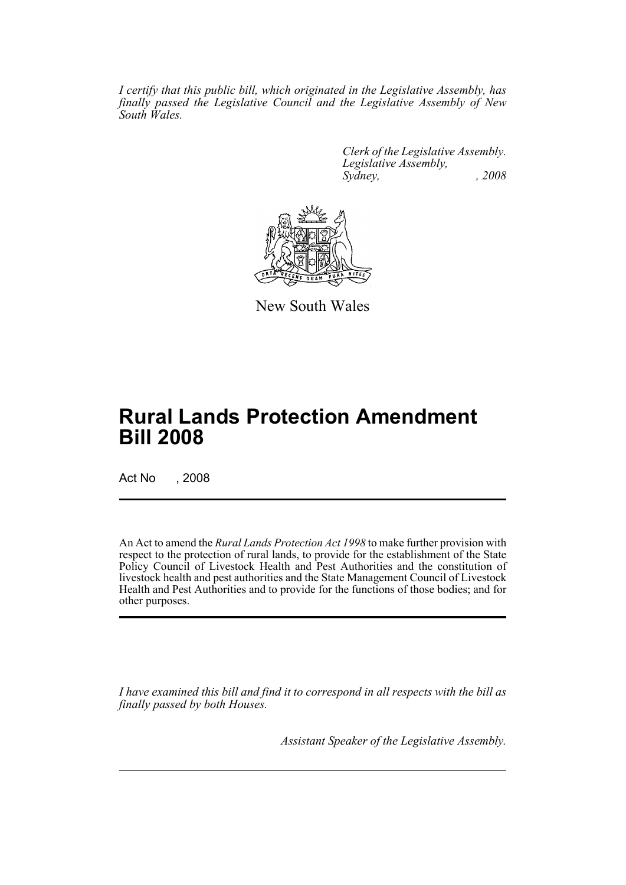*I certify that this public bill, which originated in the Legislative Assembly, has finally passed the Legislative Council and the Legislative Assembly of New South Wales.*

*Clerk of the Legislative Assembly.*
*Legislative Assembly,*
*Sydney, , 2008*

New South Wales

# Rural Lands Protection Amendment Bill 2008

Act No , 2008

An Act to amend the *Rural Lands Protection Act 1998* to make further provision with respect to the protection of rural lands, to provide for the establishment of the State Policy Council of Livestock Health and Pest Authorities and the constitution of livestock health and pest authorities and the State Management Council of Livestock Health and Pest Authorities and to provide for the functions of those bodies; and for other purposes.

*I have examined this bill and find it to correspond in all respects with the bill as finally passed by both Houses.*

*Assistant Speaker of the Legislative Assembly.*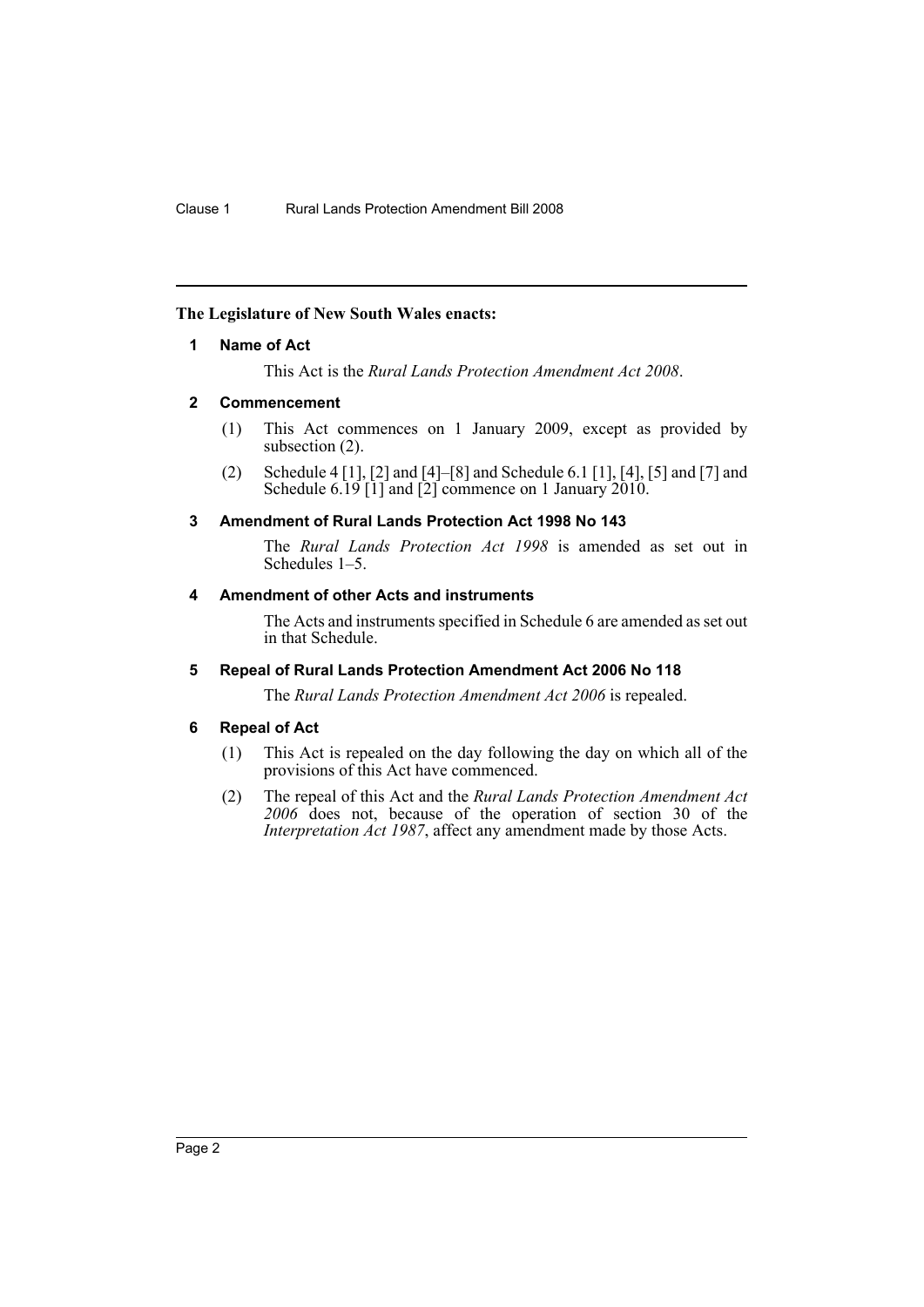**The Legislature of New South Wales enacts:**

### 1 Name of Act

This Act is the *Rural Lands Protection Amendment Act 2008*.

### 2 Commencement

(1) This Act commences on 1 January 2009, except as provided by subsection (2).

(2) Schedule 4 [1], [2] and [4]–[8] and Schedule 6.1 [1], [4], [5] and [7] and Schedule 6.19 [1] and [2] commence on 1 January 2010.

### 3 Amendment of Rural Lands Protection Act 1998 No 143

The *Rural Lands Protection Act 1998* is amended as set out in Schedules 1–5.

### 4 Amendment of other Acts and instruments

The Acts and instruments specified in Schedule 6 are amended as set out in that Schedule.

### 5 Repeal of Rural Lands Protection Amendment Act 2006 No 118

The *Rural Lands Protection Amendment Act 2006* is repealed.

### 6 Repeal of Act

(1) This Act is repealed on the day following the day on which all of the provisions of this Act have commenced.

(2) The repeal of this Act and the *Rural Lands Protection Amendment Act 2006* does not, because of the operation of section 30 of the *Interpretation Act 1987*, affect any amendment made by those Acts.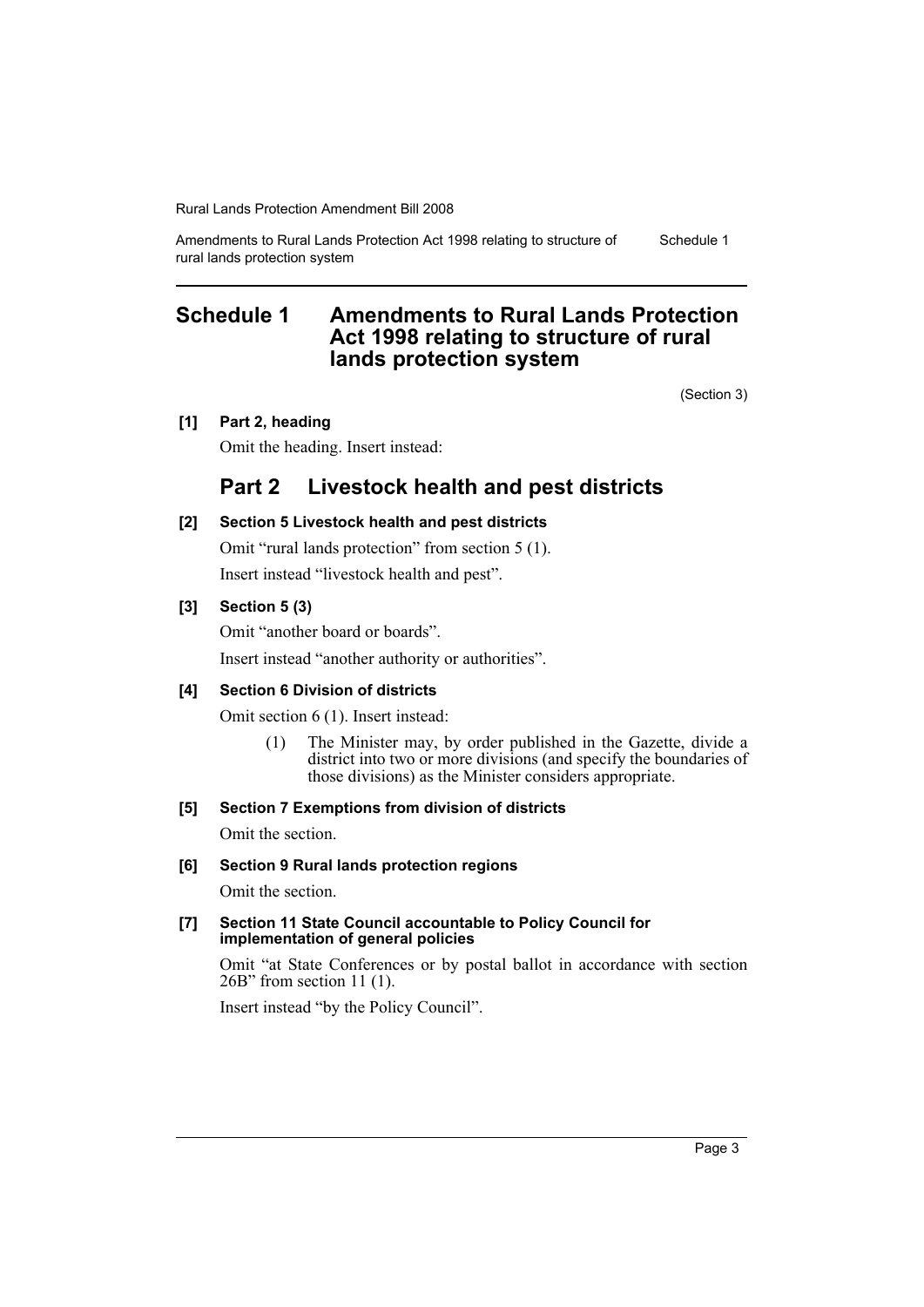# Schedule 1 Amendments to Rural Lands Protection Act 1998 relating to structure of rural lands protection system

(Section 3)

**[1] Part 2, heading**

Omit the heading. Insert instead:

## Part 2 Livestock health and pest districts

**[2] Section 5 Livestock health and pest districts**

Omit "rural lands protection" from section 5 (1).

Insert instead "livestock health and pest".

**[3] Section 5 (3)**

Omit "another board or boards".

Insert instead "another authority or authorities".

**[4] Section 6 Division of districts**

Omit section 6 (1). Insert instead:

> (1) The Minister may, by order published in the Gazette, divide a district into two or more divisions (and specify the boundaries of those divisions) as the Minister considers appropriate.

**[5] Section 7 Exemptions from division of districts**

Omit the section.

**[6] Section 9 Rural lands protection regions**

Omit the section.

**[7] Section 11 State Council accountable to Policy Council for implementation of general policies**

Omit "at State Conferences or by postal ballot in accordance with section 26B" from section 11 (1).

Insert instead "by the Policy Council".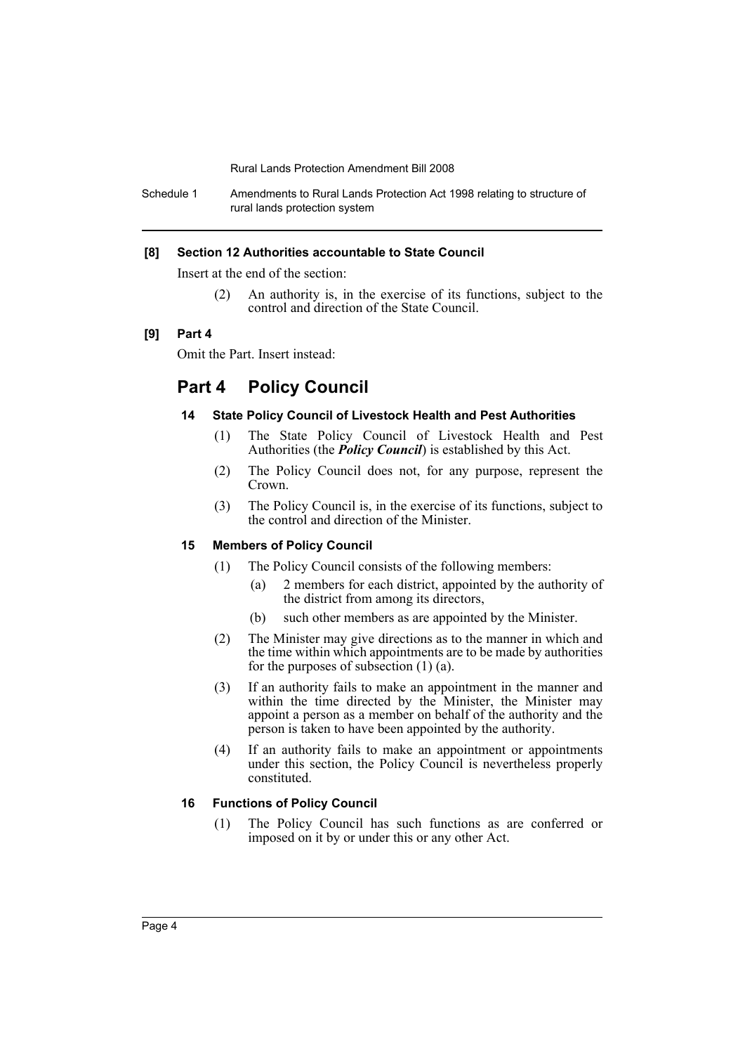**[8] Section 12 Authorities accountable to State Council**

Insert at the end of the section:

> (2) An authority is, in the exercise of its functions, subject to the control and direction of the State Council.

**[9] Part 4**

Omit the Part. Insert instead:

## Part 4 Policy Council

### 14 State Policy Council of Livestock Health and Pest Authorities

(1) The State Policy Council of Livestock Health and Pest Authorities (the ***Policy Council***) is established by this Act.

(2) The Policy Council does not, for any purpose, represent the Crown.

(3) The Policy Council is, in the exercise of its functions, subject to the control and direction of the Minister.

### 15 Members of Policy Council

(1) The Policy Council consists of the following members:

- (a) 2 members for each district, appointed by the authority of the district from among its directors,
- (b) such other members as are appointed by the Minister.

(2) The Minister may give directions as to the manner in which and the time within which appointments are to be made by authorities for the purposes of subsection (1) (a).

(3) If an authority fails to make an appointment in the manner and within the time directed by the Minister, the Minister may appoint a person as a member on behalf of the authority and the person is taken to have been appointed by the authority.

(4) If an authority fails to make an appointment or appointments under this section, the Policy Council is nevertheless properly constituted.

### 16 Functions of Policy Council

(1) The Policy Council has such functions as are conferred or imposed on it by or under this or any other Act.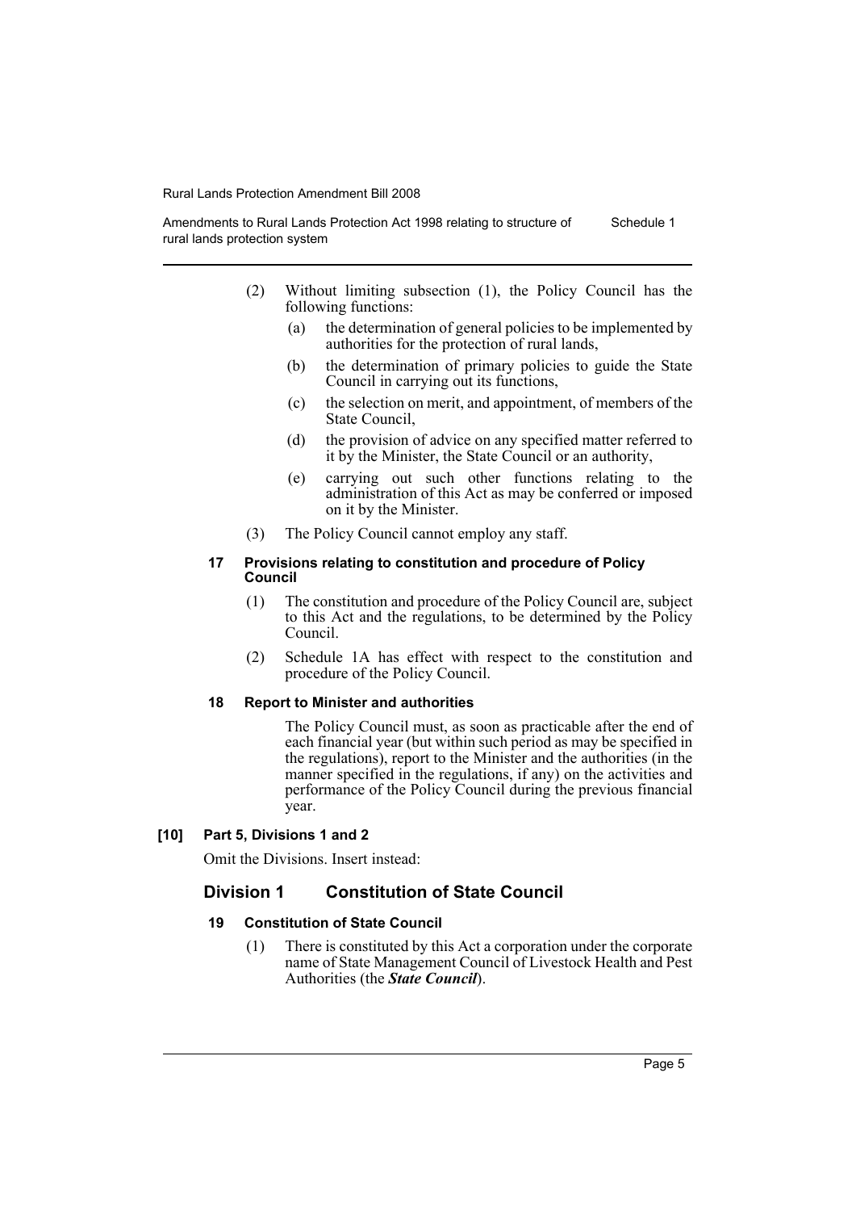(2) Without limiting subsection (1), the Policy Council has the following functions:

(a) the determination of general policies to be implemented by authorities for the protection of rural lands,

(b) the determination of primary policies to guide the State Council in carrying out its functions,

(c) the selection on merit, and appointment, of members of the State Council,

(d) the provision of advice on any specified matter referred to it by the Minister, the State Council or an authority,

(e) carrying out such other functions relating to the administration of this Act as may be conferred or imposed on it by the Minister.

(3) The Policy Council cannot employ any staff.

#### 17 Provisions relating to constitution and procedure of Policy Council

(1) The constitution and procedure of the Policy Council are, subject to this Act and the regulations, to be determined by the Policy Council.

(2) Schedule 1A has effect with respect to the constitution and procedure of the Policy Council.

#### 18 Report to Minister and authorities

The Policy Council must, as soon as practicable after the end of each financial year (but within such period as may be specified in the regulations), report to the Minister and the authorities (in the manner specified in the regulations, if any) on the activities and performance of the Policy Council during the previous financial year.

### [10] Part 5, Divisions 1 and 2

Omit the Divisions. Insert instead:

## Division 1 Constitution of State Council

#### 19 Constitution of State Council

(1) There is constituted by this Act a corporation under the corporate name of State Management Council of Livestock Health and Pest Authorities (the ***State Council***).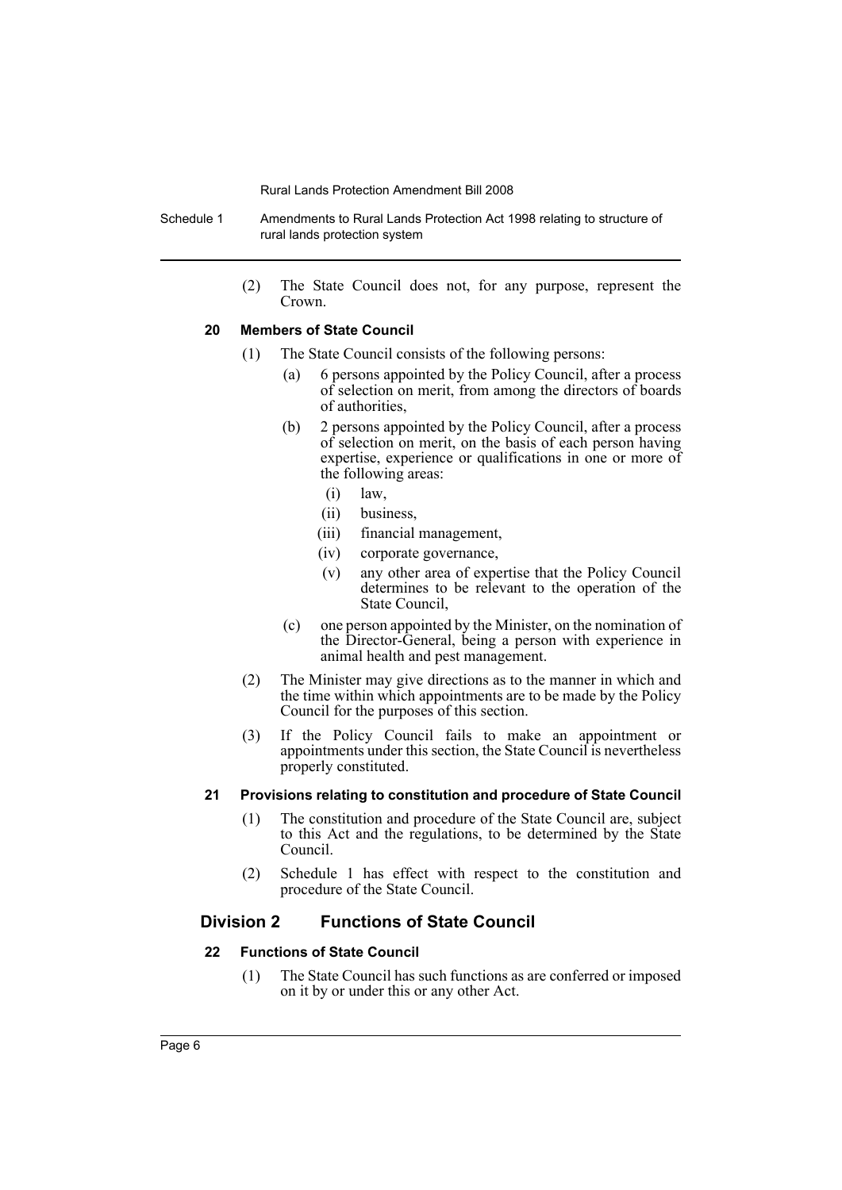(2) The State Council does not, for any purpose, represent the Crown.

#### 20 Members of State Council

(1) The State Council consists of the following persons:

(a) 6 persons appointed by the Policy Council, after a process of selection on merit, from among the directors of boards of authorities,

(b) 2 persons appointed by the Policy Council, after a process of selection on merit, on the basis of each person having expertise, experience or qualifications in one or more of the following areas:

(i) law,

(ii) business,

(iii) financial management,

(iv) corporate governance,

(v) any other area of expertise that the Policy Council determines to be relevant to the operation of the State Council,

(c) one person appointed by the Minister, on the nomination of the Director-General, being a person with experience in animal health and pest management.

(2) The Minister may give directions as to the manner in which and the time within which appointments are to be made by the Policy Council for the purposes of this section.

(3) If the Policy Council fails to make an appointment or appointments under this section, the State Council is nevertheless properly constituted.

#### 21 Provisions relating to constitution and procedure of State Council

(1) The constitution and procedure of the State Council are, subject to this Act and the regulations, to be determined by the State Council.

(2) Schedule 1 has effect with respect to the constitution and procedure of the State Council.

### Division 2 Functions of State Council

#### 22 Functions of State Council

(1) The State Council has such functions as are conferred or imposed on it by or under this or any other Act.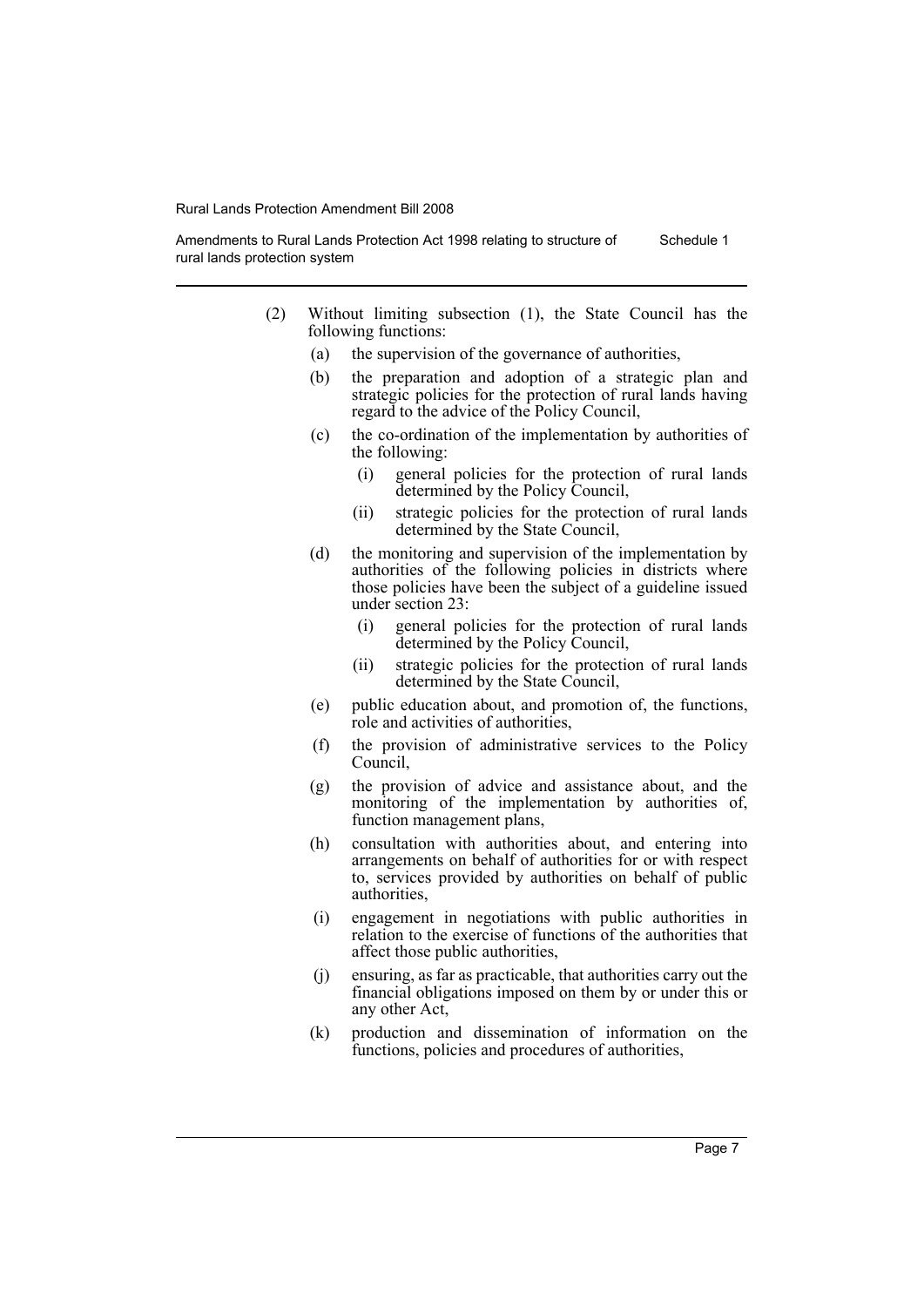(2) Without limiting subsection (1), the State Council has the following functions:

- (a) the supervision of the governance of authorities,
- (b) the preparation and adoption of a strategic plan and strategic policies for the protection of rural lands having regard to the advice of the Policy Council,
- (c) the co-ordination of the implementation by authorities of the following:
  - (i) general policies for the protection of rural lands determined by the Policy Council,
  - (ii) strategic policies for the protection of rural lands determined by the State Council,
- (d) the monitoring and supervision of the implementation by authorities of the following policies in districts where those policies have been the subject of a guideline issued under section 23:
  - (i) general policies for the protection of rural lands determined by the Policy Council,
  - (ii) strategic policies for the protection of rural lands determined by the State Council,
- (e) public education about, and promotion of, the functions, role and activities of authorities,
- (f) the provision of administrative services to the Policy Council,
- (g) the provision of advice and assistance about, and the monitoring of the implementation by authorities of, function management plans,
- (h) consultation with authorities about, and entering into arrangements on behalf of authorities for or with respect to, services provided by authorities on behalf of public authorities,
- (i) engagement in negotiations with public authorities in relation to the exercise of functions of the authorities that affect those public authorities,
- (j) ensuring, as far as practicable, that authorities carry out the financial obligations imposed on them by or under this or any other Act,
- (k) production and dissemination of information on the functions, policies and procedures of authorities,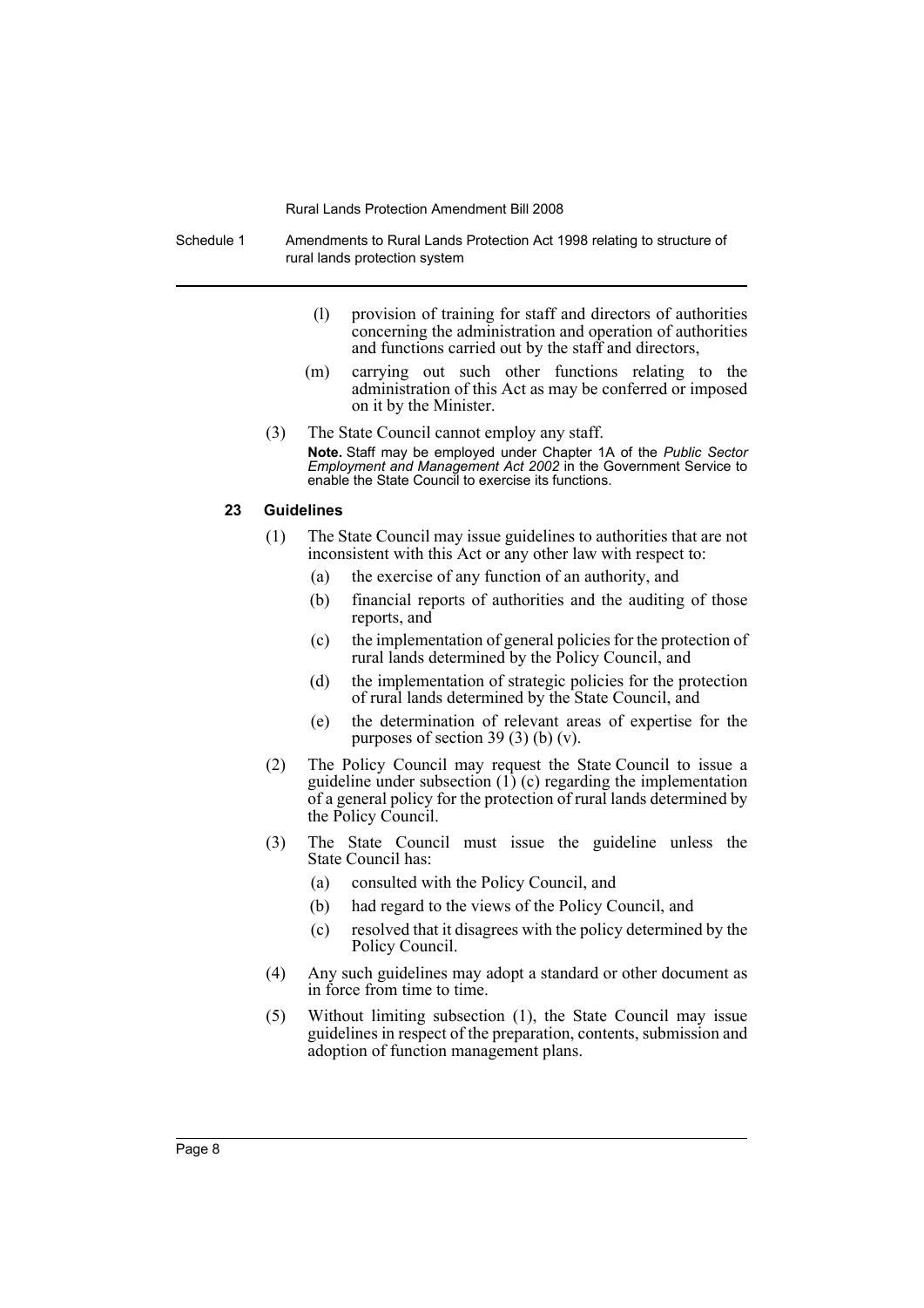(l) provision of training for staff and directors of authorities concerning the administration and operation of authorities and functions carried out by the staff and directors,

(m) carrying out such other functions relating to the administration of this Act as may be conferred or imposed on it by the Minister.

(3) The State Council cannot employ any staff.

**Note.** Staff may be employed under Chapter 1A of the *Public Sector Employment and Management Act 2002* in the Government Service to enable the State Council to exercise its functions.

### 23 Guidelines

(1) The State Council may issue guidelines to authorities that are not inconsistent with this Act or any other law with respect to:

(a) the exercise of any function of an authority, and

(b) financial reports of authorities and the auditing of those reports, and

(c) the implementation of general policies for the protection of rural lands determined by the Policy Council, and

(d) the implementation of strategic policies for the protection of rural lands determined by the State Council, and

(e) the determination of relevant areas of expertise for the purposes of section 39 (3) (b) (v).

(2) The Policy Council may request the State Council to issue a guideline under subsection (1) (c) regarding the implementation of a general policy for the protection of rural lands determined by the Policy Council.

(3) The State Council must issue the guideline unless the State Council has:

(a) consulted with the Policy Council, and

(b) had regard to the views of the Policy Council, and

(c) resolved that it disagrees with the policy determined by the Policy Council.

(4) Any such guidelines may adopt a standard or other document as in force from time to time.

(5) Without limiting subsection (1), the State Council may issue guidelines in respect of the preparation, contents, submission and adoption of function management plans.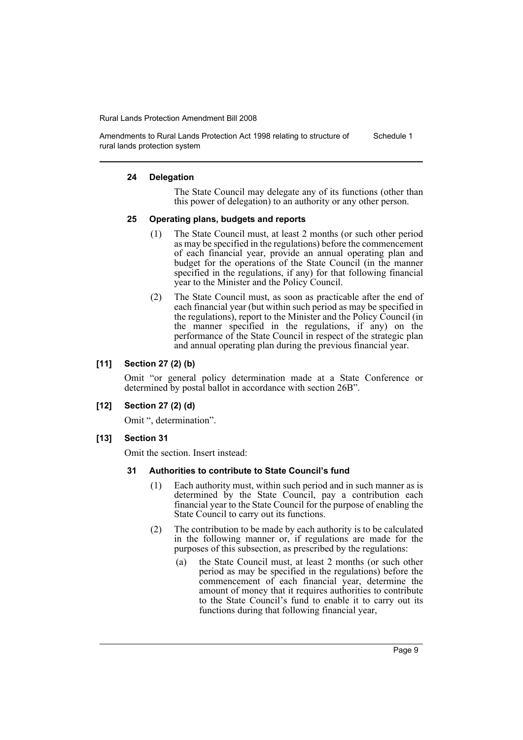#### 24 Delegation

The State Council may delegate any of its functions (other than this power of delegation) to an authority or any other person.

#### 25 Operating plans, budgets and reports

(1) The State Council must, at least 2 months (or such other period as may be specified in the regulations) before the commencement of each financial year, provide an annual operating plan and budget for the operations of the State Council (in the manner specified in the regulations, if any) for that following financial year to the Minister and the Policy Council.

(2) The State Council must, as soon as practicable after the end of each financial year (but within such period as may be specified in the regulations), report to the Minister and the Policy Council (in the manner specified in the regulations, if any) on the performance of the State Council in respect of the strategic plan and annual operating plan during the previous financial year.

### [11] Section 27 (2) (b)

Omit "or general policy determination made at a State Conference or determined by postal ballot in accordance with section 26B".

### [12] Section 27 (2) (d)

Omit ", determination".

### [13] Section 31

Omit the section. Insert instead:

#### 31 Authorities to contribute to State Council's fund

(1) Each authority must, within such period and in such manner as is determined by the State Council, pay a contribution each financial year to the State Council for the purpose of enabling the State Council to carry out its functions.

(2) The contribution to be made by each authority is to be calculated in the following manner or, if regulations are made for the purposes of this subsection, as prescribed by the regulations:

(a) the State Council must, at least 2 months (or such other period as may be specified in the regulations) before the commencement of each financial year, determine the amount of money that it requires authorities to contribute to the State Council's fund to enable it to carry out its functions during that following financial year,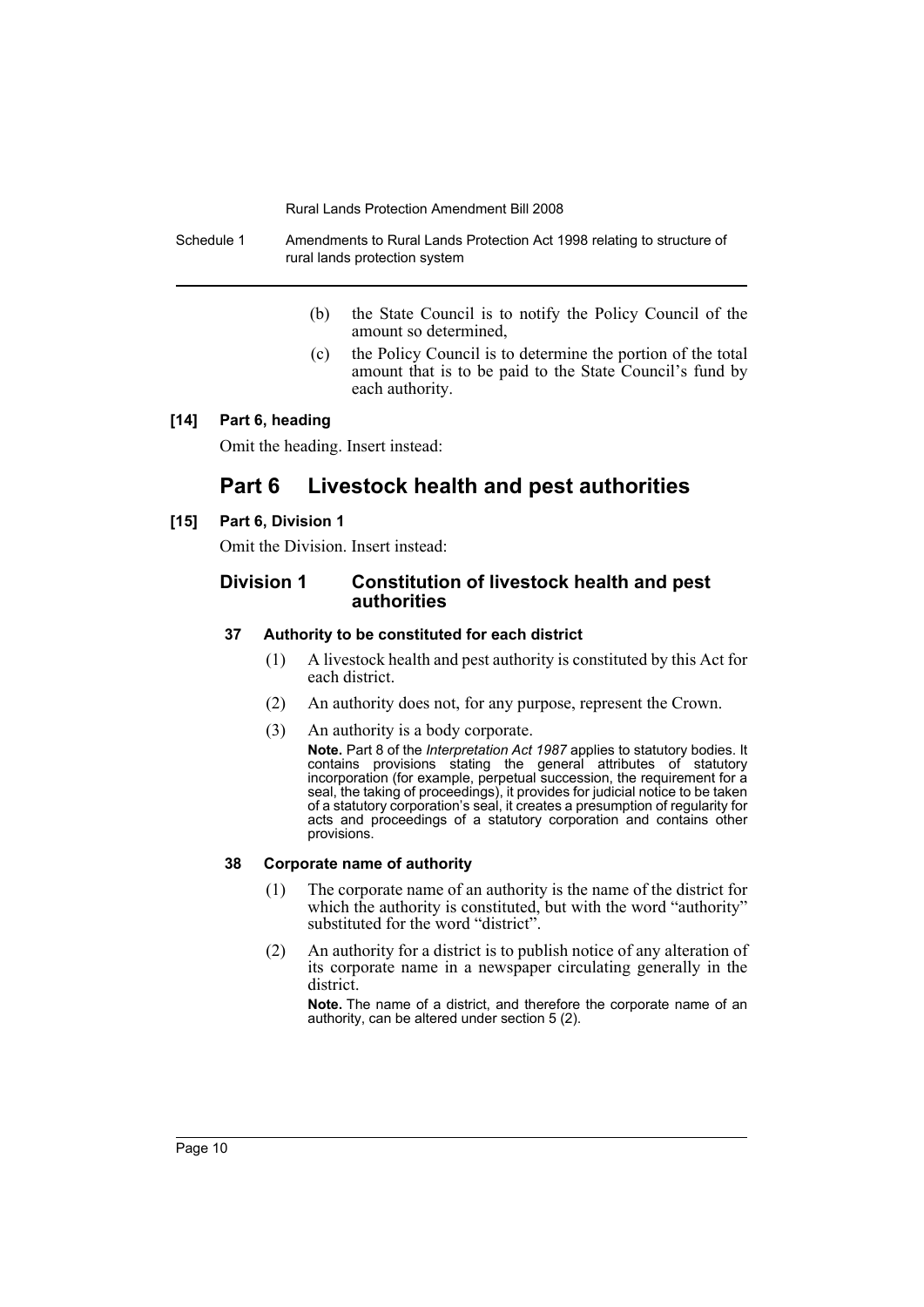(b) the State Council is to notify the Policy Council of the amount so determined,

(c) the Policy Council is to determine the portion of the total amount that is to be paid to the State Council's fund by each authority.

**[14] Part 6, heading**

Omit the heading. Insert instead:

# Part 6 Livestock health and pest authorities

**[15] Part 6, Division 1**

Omit the Division. Insert instead:

## Division 1 Constitution of livestock health and pest authorities

### 37 Authority to be constituted for each district

(1) A livestock health and pest authority is constituted by this Act for each district.

(2) An authority does not, for any purpose, represent the Crown.

(3) An authority is a body corporate.

**Note.** Part 8 of the *Interpretation Act 1987* applies to statutory bodies. It contains provisions stating the general attributes of statutory incorporation (for example, perpetual succession, the requirement for a seal, the taking of proceedings), it provides for judicial notice to be taken of a statutory corporation's seal, it creates a presumption of regularity for acts and proceedings of a statutory corporation and contains other provisions.

### 38 Corporate name of authority

(1) The corporate name of an authority is the name of the district for which the authority is constituted, but with the word "authority" substituted for the word "district".

(2) An authority for a district is to publish notice of any alteration of its corporate name in a newspaper circulating generally in the district.

**Note.** The name of a district, and therefore the corporate name of an authority, can be altered under section 5 (2).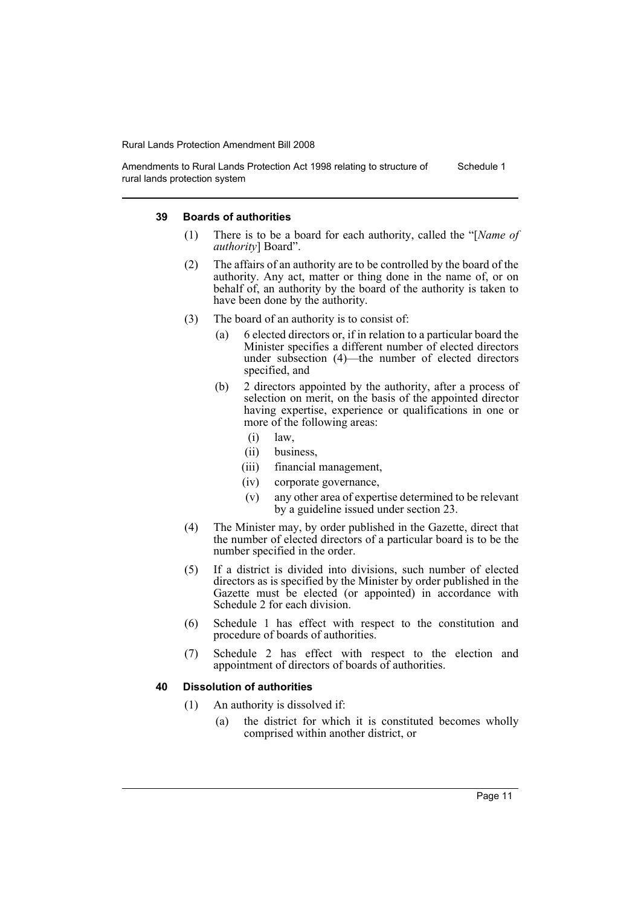#### 39 Boards of authorities

(1) There is to be a board for each authority, called the "[*Name of authority*] Board".

(2) The affairs of an authority are to be controlled by the board of the authority. Any act, matter or thing done in the name of, or on behalf of, an authority by the board of the authority is taken to have been done by the authority.

(3) The board of an authority is to consist of:

- (a) 6 elected directors or, if in relation to a particular board the Minister specifies a different number of elected directors under subsection (4)—the number of elected directors specified, and
- (b) 2 directors appointed by the authority, after a process of selection on merit, on the basis of the appointed director having expertise, experience or qualifications in one or more of the following areas:
  - (i) law,
  - (ii) business,
  - (iii) financial management,
  - (iv) corporate governance,
  - (v) any other area of expertise determined to be relevant by a guideline issued under section 23.

(4) The Minister may, by order published in the Gazette, direct that the number of elected directors of a particular board is to be the number specified in the order.

(5) If a district is divided into divisions, such number of elected directors as is specified by the Minister by order published in the Gazette must be elected (or appointed) in accordance with Schedule 2 for each division.

(6) Schedule 1 has effect with respect to the constitution and procedure of boards of authorities.

(7) Schedule 2 has effect with respect to the election and appointment of directors of boards of authorities.

#### 40 Dissolution of authorities

(1) An authority is dissolved if:

- (a) the district for which it is constituted becomes wholly comprised within another district, or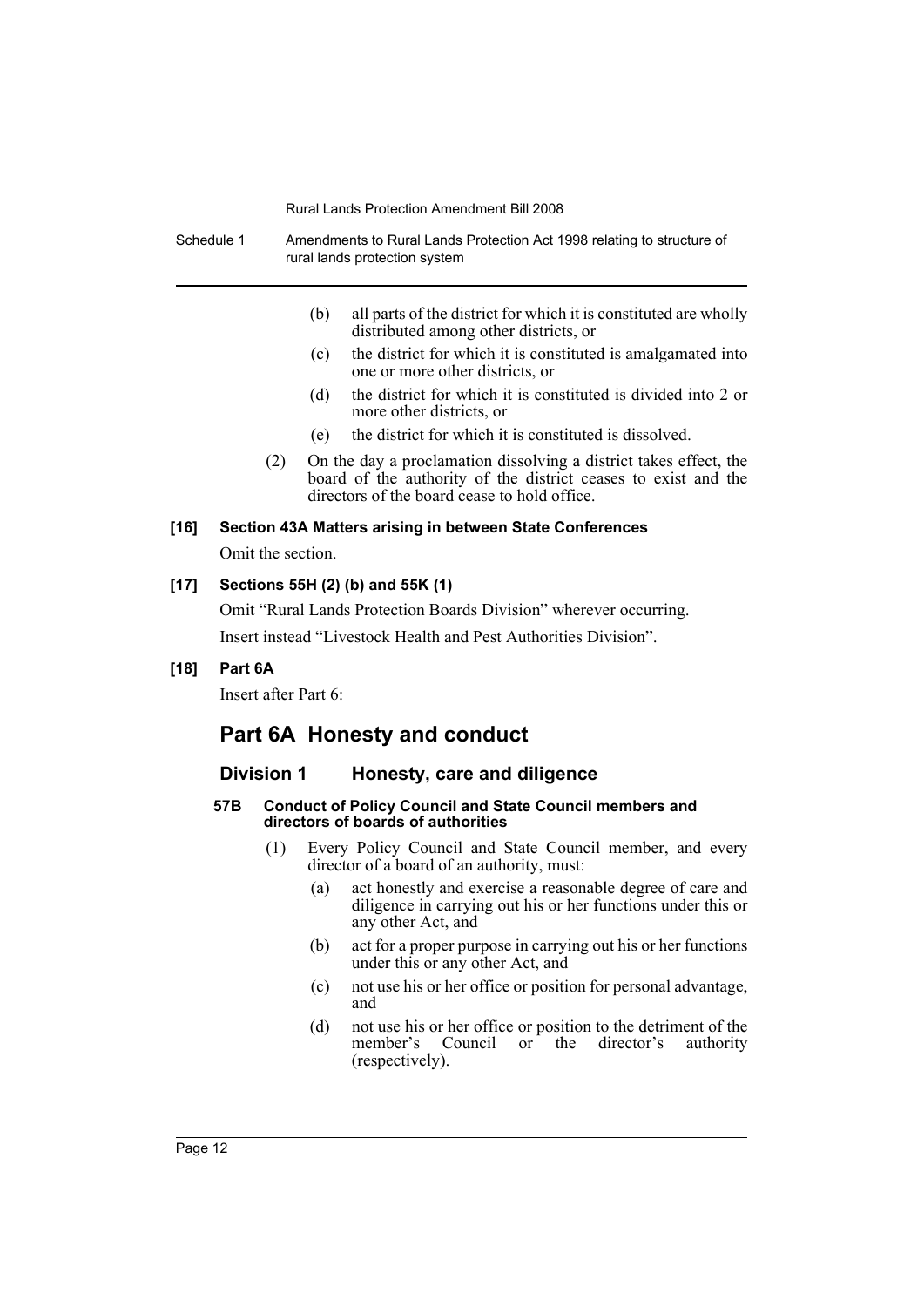(b) all parts of the district for which it is constituted are wholly distributed among other districts, or

(c) the district for which it is constituted is amalgamated into one or more other districts, or

(d) the district for which it is constituted is divided into 2 or more other districts, or

(e) the district for which it is constituted is dissolved.

(2) On the day a proclamation dissolving a district takes effect, the board of the authority of the district ceases to exist and the directors of the board cease to hold office.

**[16] Section 43A Matters arising in between State Conferences**

Omit the section.

**[17] Sections 55H (2) (b) and 55K (1)**

Omit "Rural Lands Protection Boards Division" wherever occurring.

Insert instead "Livestock Health and Pest Authorities Division".

**[18] Part 6A**

Insert after Part 6:

## Part 6A Honesty and conduct

### Division 1 Honesty, care and diligence

#### 57B Conduct of Policy Council and State Council members and directors of boards of authorities

(1) Every Policy Council and State Council member, and every director of a board of an authority, must:

(a) act honestly and exercise a reasonable degree of care and diligence in carrying out his or her functions under this or any other Act, and

(b) act for a proper purpose in carrying out his or her functions under this or any other Act, and

(c) not use his or her office or position for personal advantage, and

(d) not use his or her office or position to the detriment of the member's Council or the director's authority (respectively).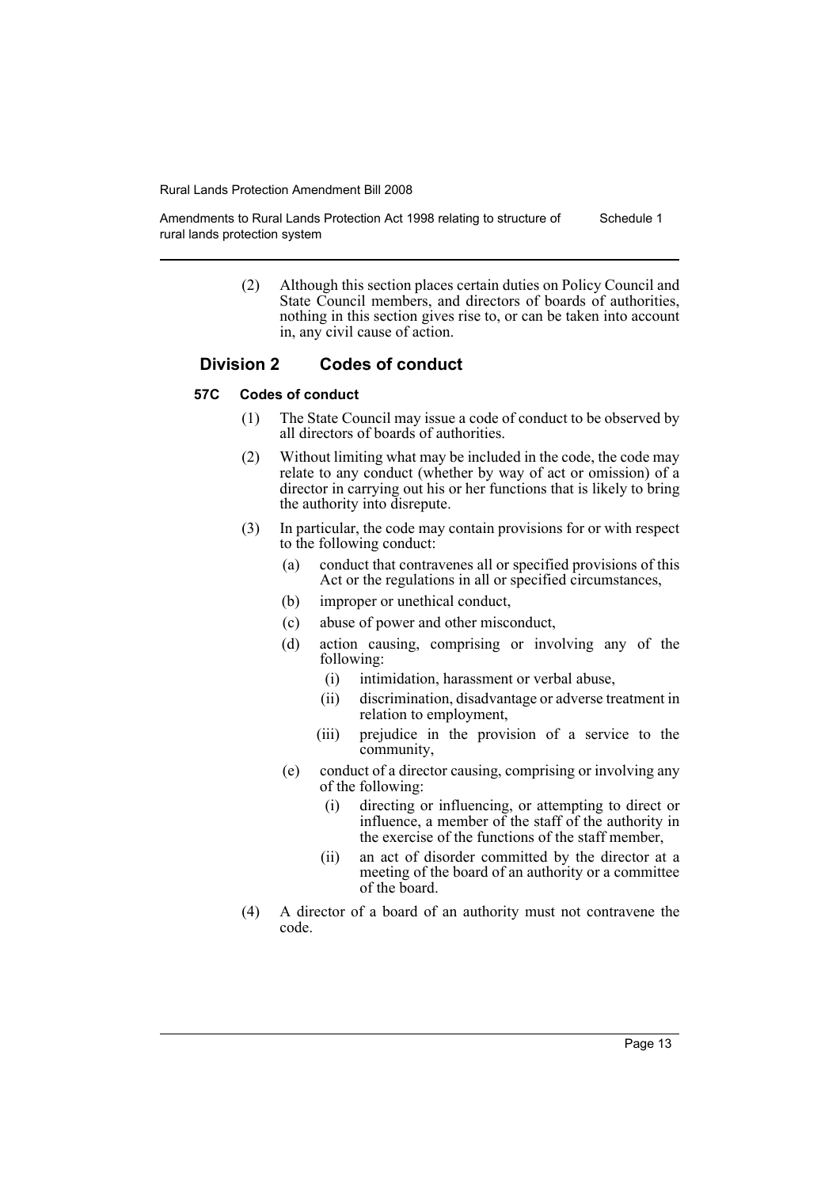(2) Although this section places certain duties on Policy Council and State Council members, and directors of boards of authorities, nothing in this section gives rise to, or can be taken into account in, any civil cause of action.

## Division 2 Codes of conduct

### 57C Codes of conduct

(1) The State Council may issue a code of conduct to be observed by all directors of boards of authorities.

(2) Without limiting what may be included in the code, the code may relate to any conduct (whether by way of act or omission) of a director in carrying out his or her functions that is likely to bring the authority into disrepute.

(3) In particular, the code may contain provisions for or with respect to the following conduct:

- (a) conduct that contravenes all or specified provisions of this Act or the regulations in all or specified circumstances,
- (b) improper or unethical conduct,
- (c) abuse of power and other misconduct,
- (d) action causing, comprising or involving any of the following:
  - (i) intimidation, harassment or verbal abuse,
  - (ii) discrimination, disadvantage or adverse treatment in relation to employment,
  - (iii) prejudice in the provision of a service to the community,
- (e) conduct of a director causing, comprising or involving any of the following:
  - (i) directing or influencing, or attempting to direct or influence, a member of the staff of the authority in the exercise of the functions of the staff member,
  - (ii) an act of disorder committed by the director at a meeting of the board of an authority or a committee of the board.

(4) A director of a board of an authority must not contravene the code.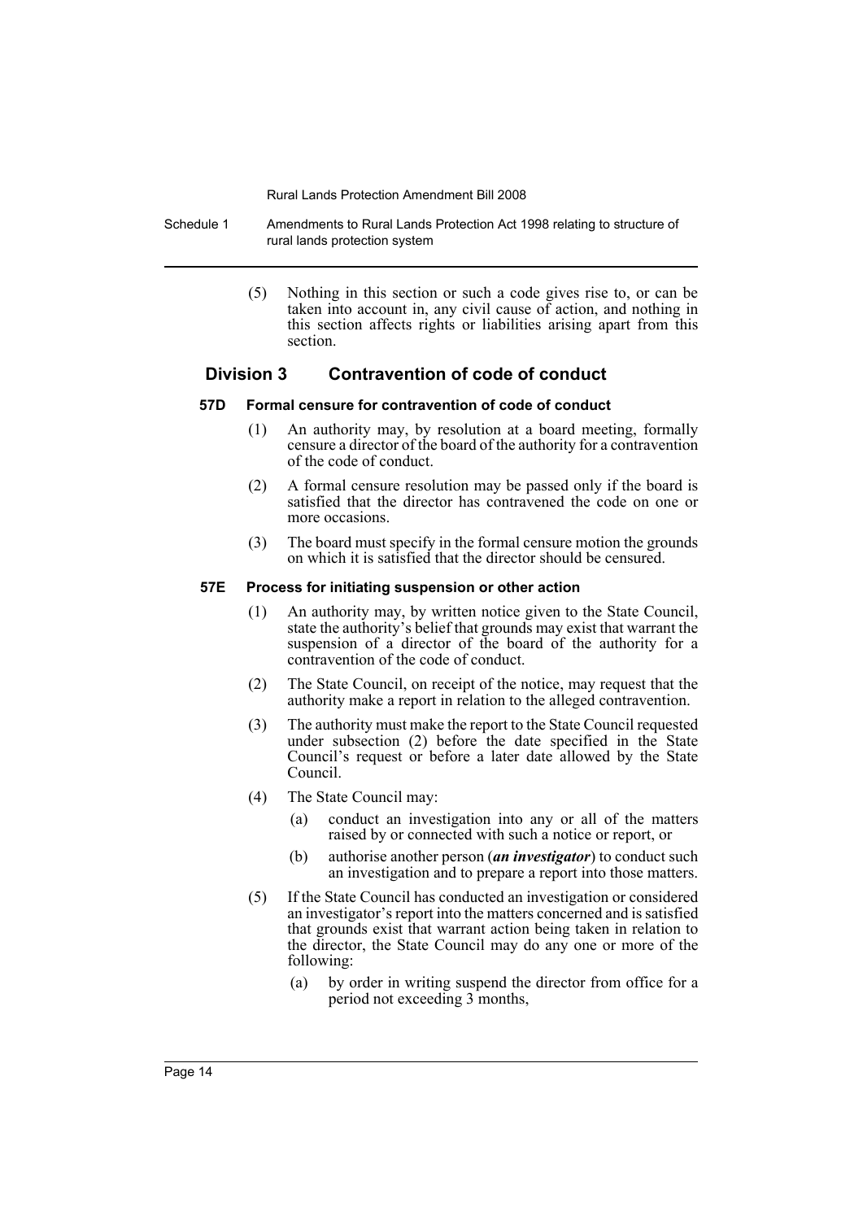(5) Nothing in this section or such a code gives rise to, or can be taken into account in, any civil cause of action, and nothing in this section affects rights or liabilities arising apart from this section.

## Division 3 Contravention of code of conduct

### 57D Formal censure for contravention of code of conduct

(1) An authority may, by resolution at a board meeting, formally censure a director of the board of the authority for a contravention of the code of conduct.

(2) A formal censure resolution may be passed only if the board is satisfied that the director has contravened the code on one or more occasions.

(3) The board must specify in the formal censure motion the grounds on which it is satisfied that the director should be censured.

### 57E Process for initiating suspension or other action

(1) An authority may, by written notice given to the State Council, state the authority's belief that grounds may exist that warrant the suspension of a director of the board of the authority for a contravention of the code of conduct.

(2) The State Council, on receipt of the notice, may request that the authority make a report in relation to the alleged contravention.

(3) The authority must make the report to the State Council requested under subsection (2) before the date specified in the State Council's request or before a later date allowed by the State Council.

(4) The State Council may:

(a) conduct an investigation into any or all of the matters raised by or connected with such a notice or report, or

(b) authorise another person (***an investigator***) to conduct such an investigation and to prepare a report into those matters.

(5) If the State Council has conducted an investigation or considered an investigator's report into the matters concerned and is satisfied that grounds exist that warrant action being taken in relation to the director, the State Council may do any one or more of the following:

(a) by order in writing suspend the director from office for a period not exceeding 3 months,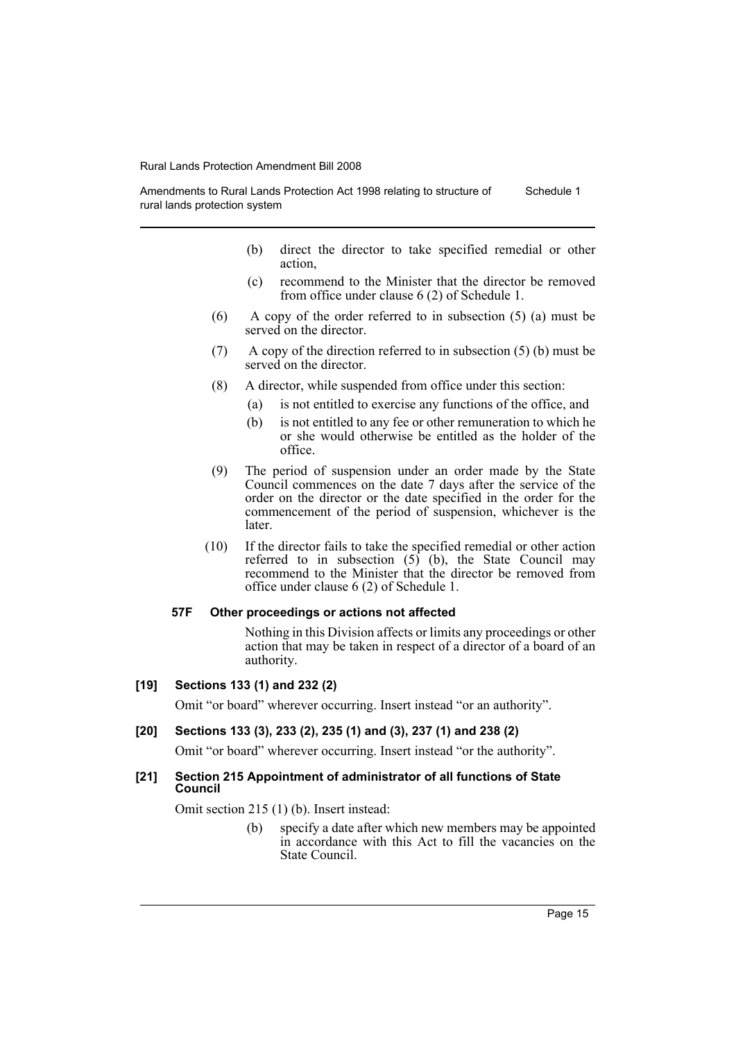(b) direct the director to take specified remedial or other action,

(c) recommend to the Minister that the director be removed from office under clause 6 (2) of Schedule 1.

(6) A copy of the order referred to in subsection (5) (a) must be served on the director.

(7) A copy of the direction referred to in subsection (5) (b) must be served on the director.

(8) A director, while suspended from office under this section:

(a) is not entitled to exercise any functions of the office, and

(b) is not entitled to any fee or other remuneration to which he or she would otherwise be entitled as the holder of the office.

(9) The period of suspension under an order made by the State Council commences on the date 7 days after the service of the order on the director or the date specified in the order for the commencement of the period of suspension, whichever is the later.

(10) If the director fails to take the specified remedial or other action referred to in subsection (5) (b), the State Council may recommend to the Minister that the director be removed from office under clause 6 (2) of Schedule 1.

#### 57F Other proceedings or actions not affected

Nothing in this Division affects or limits any proceedings or other action that may be taken in respect of a director of a board of an authority.

### [19] Sections 133 (1) and 232 (2)

Omit "or board" wherever occurring. Insert instead "or an authority".

### [20] Sections 133 (3), 233 (2), 235 (1) and (3), 237 (1) and 238 (2)

Omit "or board" wherever occurring. Insert instead "or the authority".

### [21] Section 215 Appointment of administrator of all functions of State Council

Omit section 215 (1) (b). Insert instead:

(b) specify a date after which new members may be appointed in accordance with this Act to fill the vacancies on the State Council.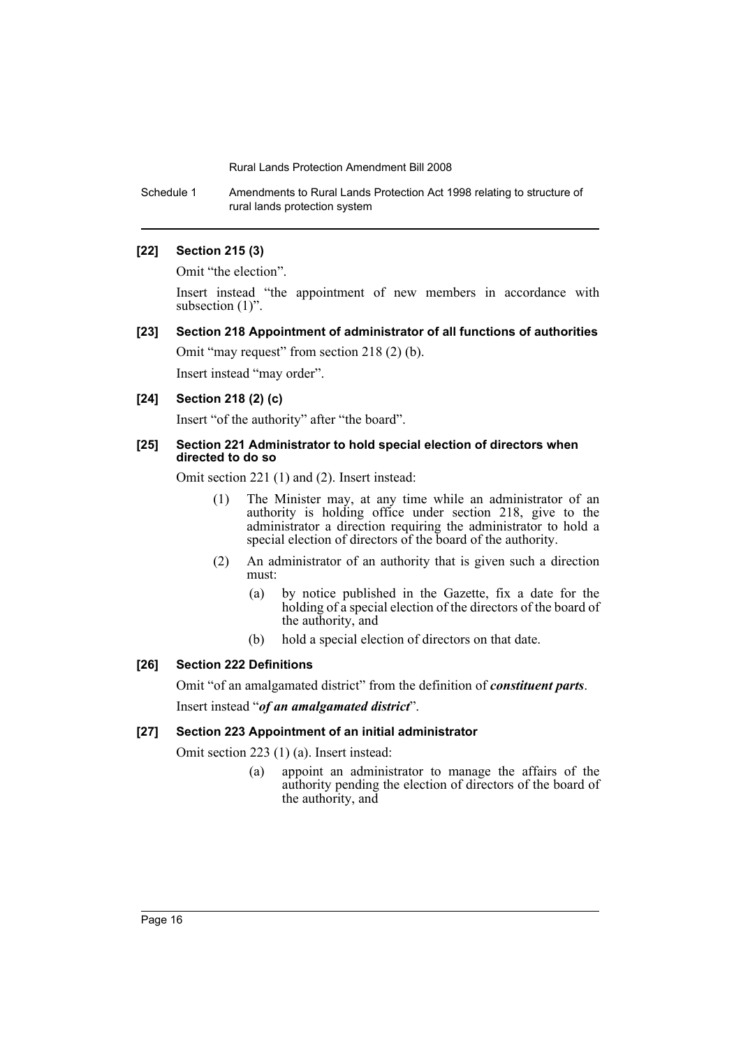#### [22] Section 215 (3)

Omit "the election".

Insert instead "the appointment of new members in accordance with subsection (1)".

#### [23] Section 218 Appointment of administrator of all functions of authorities

Omit "may request" from section 218 (2) (b).

Insert instead "may order".

#### [24] Section 218 (2) (c)

Insert "of the authority" after "the board".

#### [25] Section 221 Administrator to hold special election of directors when directed to do so

Omit section 221 (1) and (2). Insert instead:

> (1) The Minister may, at any time while an administrator of an authority is holding office under section 218, give to the administrator a direction requiring the administrator to hold a special election of directors of the board of the authority.
>
> (2) An administrator of an authority that is given such a direction must:
>
> > (a) by notice published in the Gazette, fix a date for the holding of a special election of the directors of the board of the authority, and
> >
> > (b) hold a special election of directors on that date.

#### [26] Section 222 Definitions

Omit "of an amalgamated district" from the definition of ***constituent parts***.

Insert instead "***of an amalgamated district***".

#### [27] Section 223 Appointment of an initial administrator

Omit section 223 (1) (a). Insert instead:

> (a) appoint an administrator to manage the affairs of the authority pending the election of directors of the board of the authority, and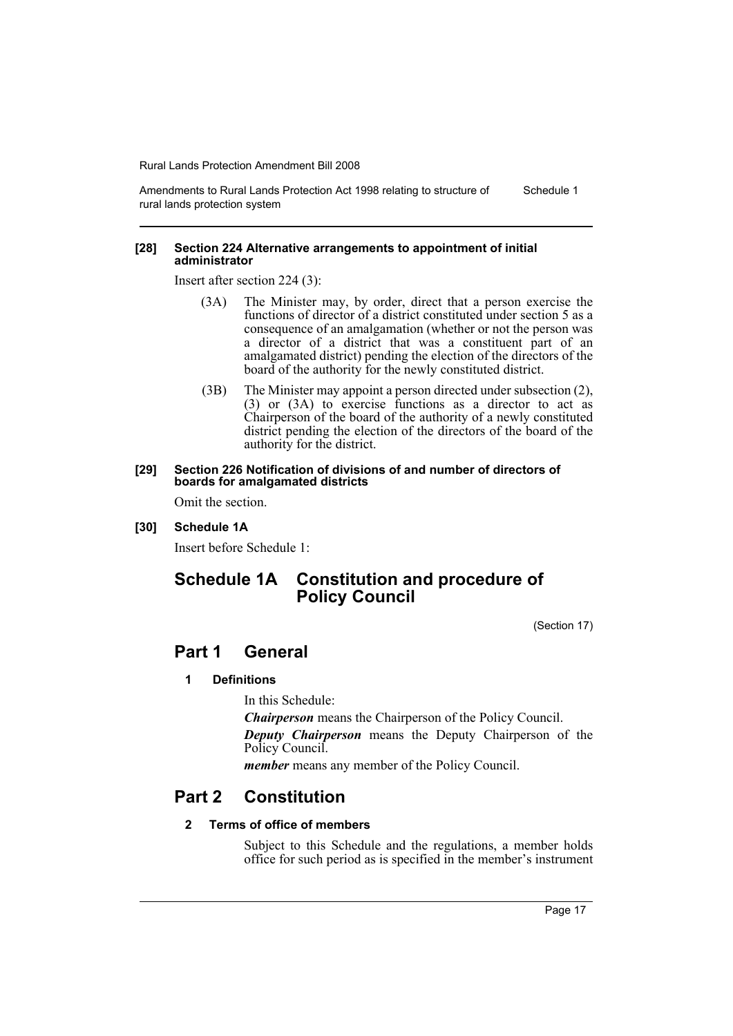**[28] Section 224 Alternative arrangements to appointment of initial administrator**

Insert after section 224 (3):

(3A) The Minister may, by order, direct that a person exercise the functions of director of a district constituted under section 5 as a consequence of an amalgamation (whether or not the person was a director of a district that was a constituent part of an amalgamated district) pending the election of the directors of the board of the authority for the newly constituted district.

(3B) The Minister may appoint a person directed under subsection (2), (3) or (3A) to exercise functions as a director to act as Chairperson of the board of the authority of a newly constituted district pending the election of the directors of the board of the authority for the district.

**[29] Section 226 Notification of divisions of and number of directors of boards for amalgamated districts**

Omit the section.

**[30] Schedule 1A**

Insert before Schedule 1:

# Schedule 1A Constitution and procedure of Policy Council

(Section 17)

## Part 1 General

### 1 Definitions

In this Schedule:

***Chairperson*** means the Chairperson of the Policy Council.

***Deputy Chairperson*** means the Deputy Chairperson of the Policy Council.

***member*** means any member of the Policy Council.

## Part 2 Constitution

### 2 Terms of office of members

Subject to this Schedule and the regulations, a member holds office for such period as is specified in the member's instrument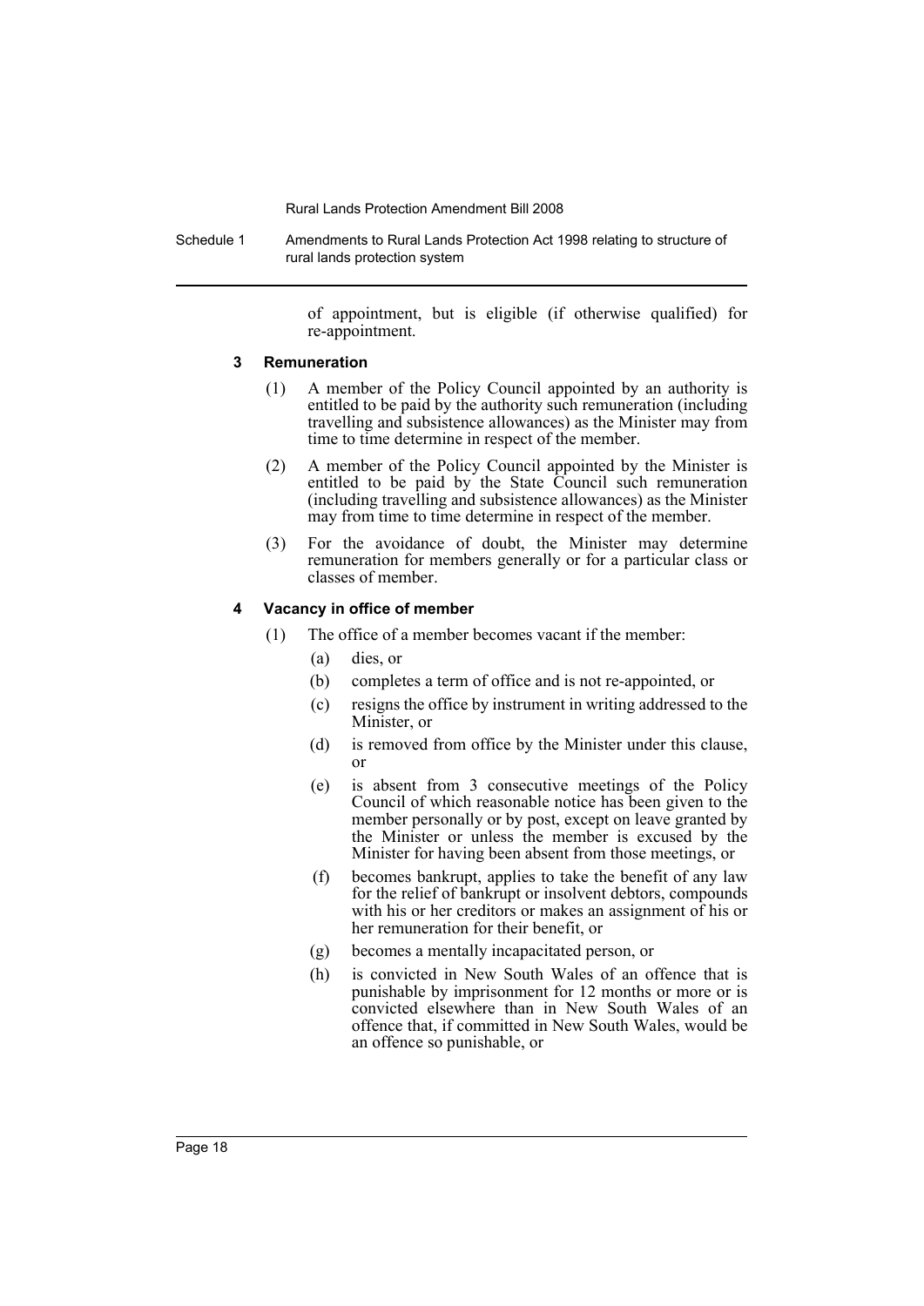of appointment, but is eligible (if otherwise qualified) for re-appointment.

### 3 Remuneration

(1) A member of the Policy Council appointed by an authority is entitled to be paid by the authority such remuneration (including travelling and subsistence allowances) as the Minister may from time to time determine in respect of the member.

(2) A member of the Policy Council appointed by the Minister is entitled to be paid by the State Council such remuneration (including travelling and subsistence allowances) as the Minister may from time to time determine in respect of the member.

(3) For the avoidance of doubt, the Minister may determine remuneration for members generally or for a particular class or classes of member.

### 4 Vacancy in office of member

(1) The office of a member becomes vacant if the member:

- (a) dies, or
- (b) completes a term of office and is not re-appointed, or
- (c) resigns the office by instrument in writing addressed to the Minister, or
- (d) is removed from office by the Minister under this clause, or
- (e) is absent from 3 consecutive meetings of the Policy Council of which reasonable notice has been given to the member personally or by post, except on leave granted by the Minister or unless the member is excused by the Minister for having been absent from those meetings, or
- (f) becomes bankrupt, applies to take the benefit of any law for the relief of bankrupt or insolvent debtors, compounds with his or her creditors or makes an assignment of his or her remuneration for their benefit, or
- (g) becomes a mentally incapacitated person, or
- (h) is convicted in New South Wales of an offence that is punishable by imprisonment for 12 months or more or is convicted elsewhere than in New South Wales of an offence that, if committed in New South Wales, would be an offence so punishable, or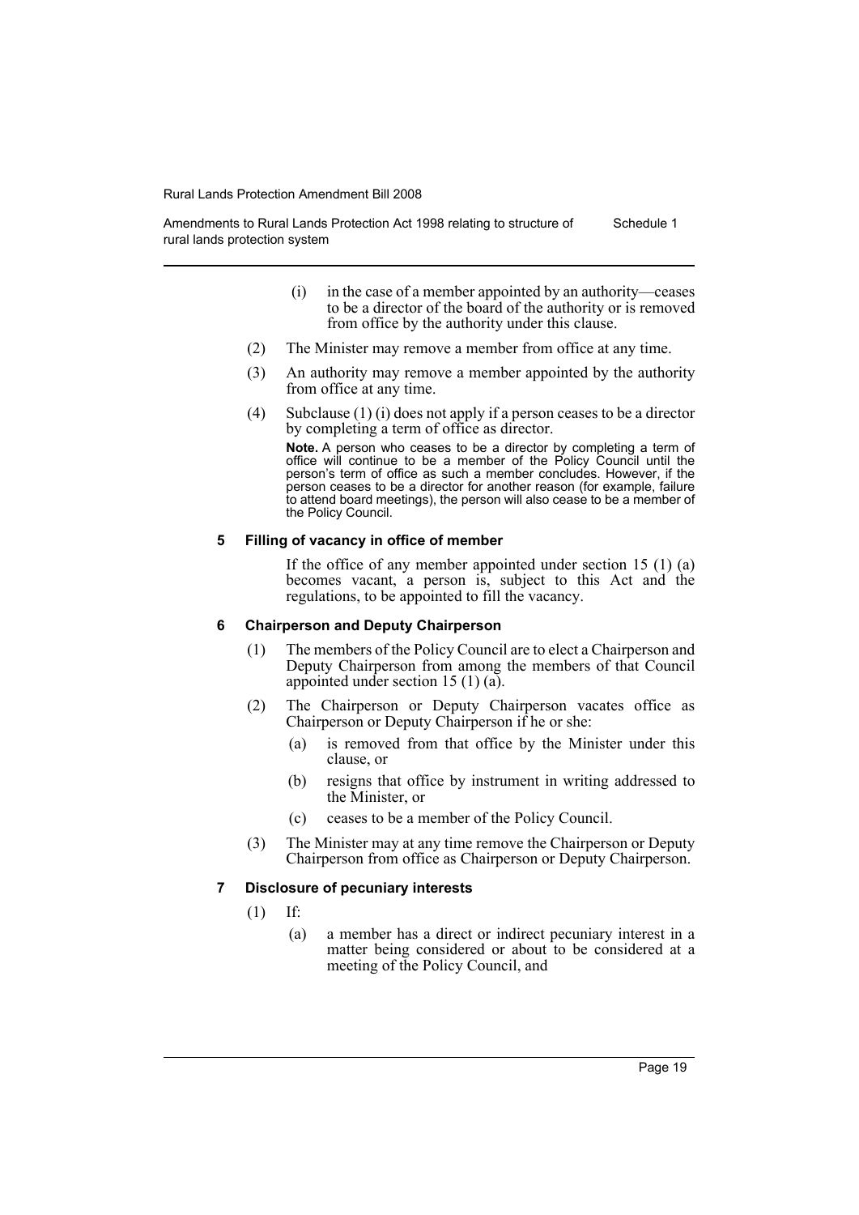(i) in the case of a member appointed by an authority—ceases to be a director of the board of the authority or is removed from office by the authority under this clause.

(2) The Minister may remove a member from office at any time.

(3) An authority may remove a member appointed by the authority from office at any time.

(4) Subclause (1) (i) does not apply if a person ceases to be a director by completing a term of office as director.

**Note.** A person who ceases to be a director by completing a term of office will continue to be a member of the Policy Council until the person's term of office as such a member concludes. However, if the person ceases to be a director for another reason (for example, failure to attend board meetings), the person will also cease to be a member of the Policy Council.

#### 5 Filling of vacancy in office of member

If the office of any member appointed under section 15 (1) (a) becomes vacant, a person is, subject to this Act and the regulations, to be appointed to fill the vacancy.

#### 6 Chairperson and Deputy Chairperson

(1) The members of the Policy Council are to elect a Chairperson and Deputy Chairperson from among the members of that Council appointed under section 15 (1) (a).

(2) The Chairperson or Deputy Chairperson vacates office as Chairperson or Deputy Chairperson if he or she:

- (a) is removed from that office by the Minister under this clause, or
- (b) resigns that office by instrument in writing addressed to the Minister, or
- (c) ceases to be a member of the Policy Council.

(3) The Minister may at any time remove the Chairperson or Deputy Chairperson from office as Chairperson or Deputy Chairperson.

#### 7 Disclosure of pecuniary interests

(1) If:

- (a) a member has a direct or indirect pecuniary interest in a matter being considered or about to be considered at a meeting of the Policy Council, and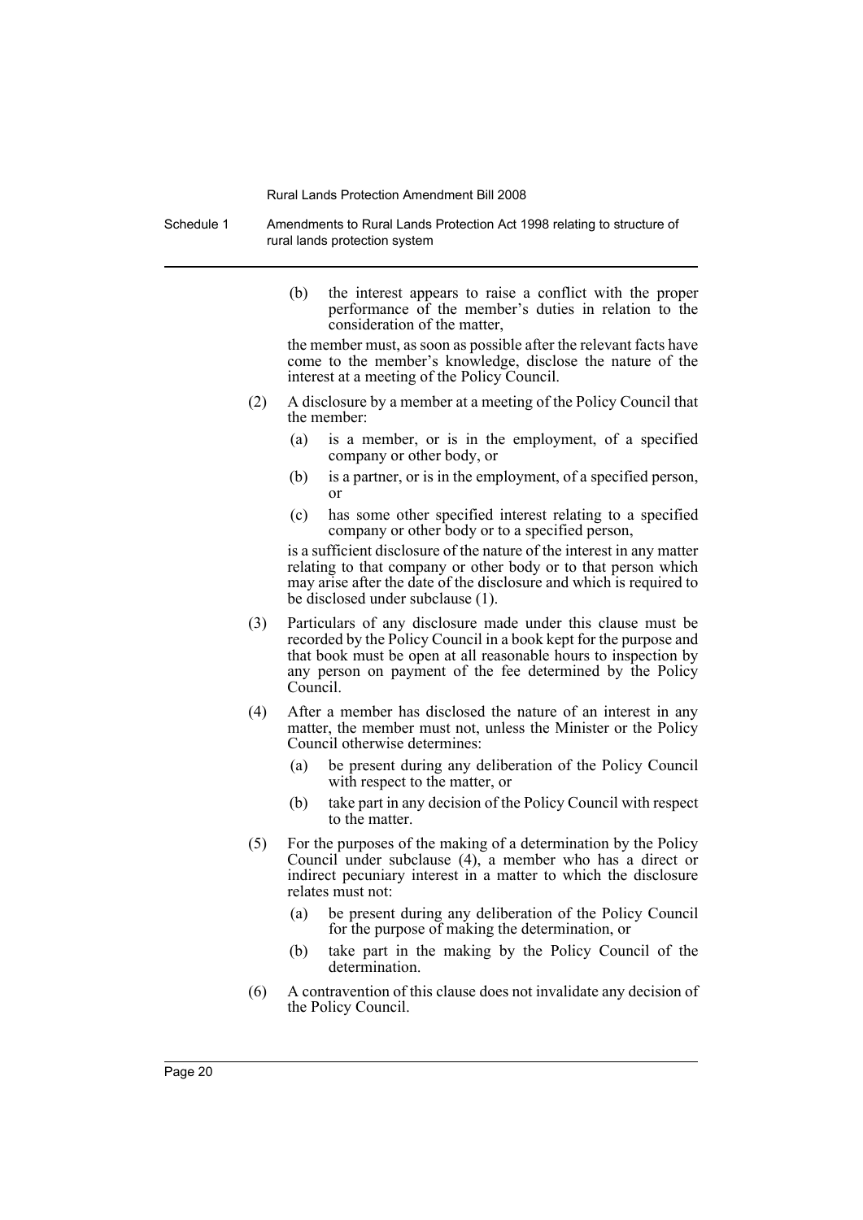(b) the interest appears to raise a conflict with the proper performance of the member's duties in relation to the consideration of the matter,

the member must, as soon as possible after the relevant facts have come to the member's knowledge, disclose the nature of the interest at a meeting of the Policy Council.

(2) A disclosure by a member at a meeting of the Policy Council that the member:

(a) is a member, or is in the employment, of a specified company or other body, or

(b) is a partner, or is in the employment, of a specified person, or

(c) has some other specified interest relating to a specified company or other body or to a specified person,

is a sufficient disclosure of the nature of the interest in any matter relating to that company or other body or to that person which may arise after the date of the disclosure and which is required to be disclosed under subclause (1).

(3) Particulars of any disclosure made under this clause must be recorded by the Policy Council in a book kept for the purpose and that book must be open at all reasonable hours to inspection by any person on payment of the fee determined by the Policy Council.

(4) After a member has disclosed the nature of an interest in any matter, the member must not, unless the Minister or the Policy Council otherwise determines:

(a) be present during any deliberation of the Policy Council with respect to the matter, or

(b) take part in any decision of the Policy Council with respect to the matter.

(5) For the purposes of the making of a determination by the Policy Council under subclause (4), a member who has a direct or indirect pecuniary interest in a matter to which the disclosure relates must not:

(a) be present during any deliberation of the Policy Council for the purpose of making the determination, or

(b) take part in the making by the Policy Council of the determination.

(6) A contravention of this clause does not invalidate any decision of the Policy Council.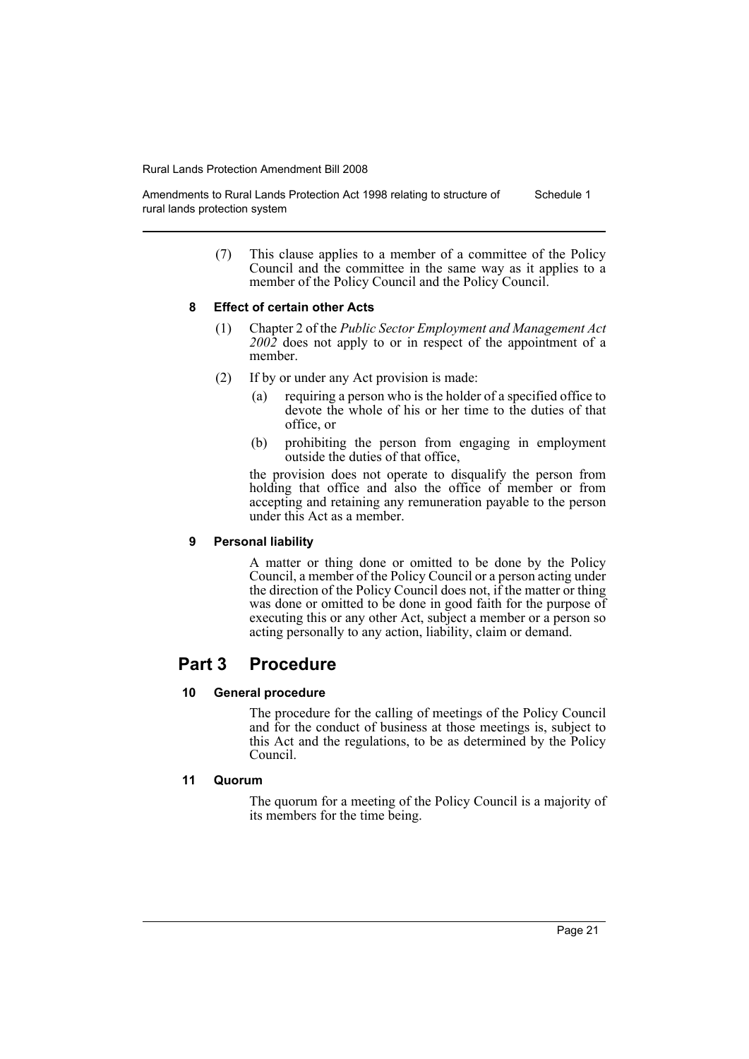(7) This clause applies to a member of a committee of the Policy Council and the committee in the same way as it applies to a member of the Policy Council and the Policy Council.

#### 8 Effect of certain other Acts

(1) Chapter 2 of the *Public Sector Employment and Management Act 2002* does not apply to or in respect of the appointment of a member.

(2) If by or under any Act provision is made:

- (a) requiring a person who is the holder of a specified office to devote the whole of his or her time to the duties of that office, or
- (b) prohibiting the person from engaging in employment outside the duties of that office,

the provision does not operate to disqualify the person from holding that office and also the office of member or from accepting and retaining any remuneration payable to the person under this Act as a member.

#### 9 Personal liability

A matter or thing done or omitted to be done by the Policy Council, a member of the Policy Council or a person acting under the direction of the Policy Council does not, if the matter or thing was done or omitted to be done in good faith for the purpose of executing this or any other Act, subject a member or a person so acting personally to any action, liability, claim or demand.

## Part 3 Procedure

#### 10 General procedure

The procedure for the calling of meetings of the Policy Council and for the conduct of business at those meetings is, subject to this Act and the regulations, to be as determined by the Policy Council.

#### 11 Quorum

The quorum for a meeting of the Policy Council is a majority of its members for the time being.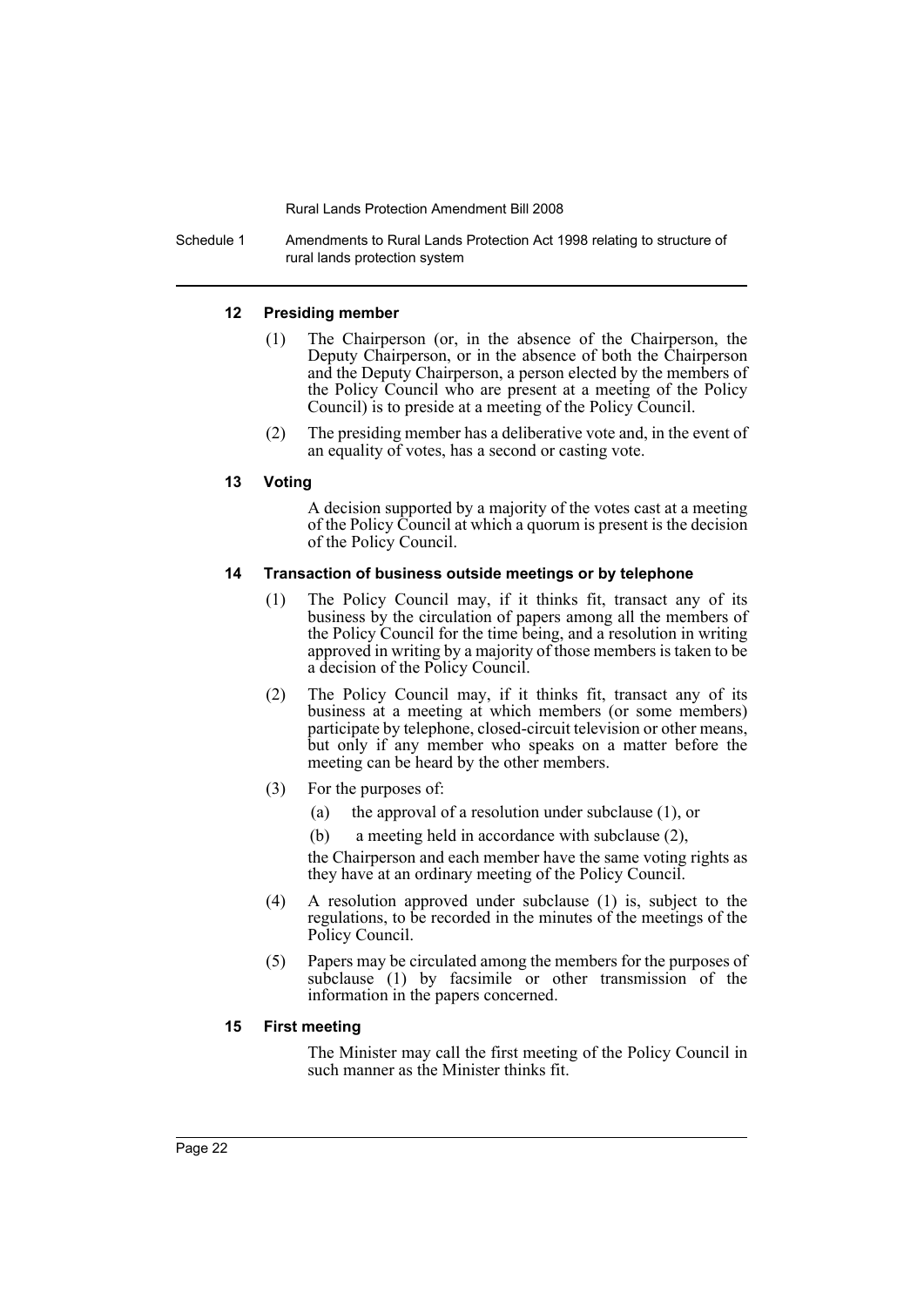#### 12 Presiding member

(1) The Chairperson (or, in the absence of the Chairperson, the Deputy Chairperson, or in the absence of both the Chairperson and the Deputy Chairperson, a person elected by the members of the Policy Council who are present at a meeting of the Policy Council) is to preside at a meeting of the Policy Council.

(2) The presiding member has a deliberative vote and, in the event of an equality of votes, has a second or casting vote.

#### 13 Voting

A decision supported by a majority of the votes cast at a meeting of the Policy Council at which a quorum is present is the decision of the Policy Council.

#### 14 Transaction of business outside meetings or by telephone

(1) The Policy Council may, if it thinks fit, transact any of its business by the circulation of papers among all the members of the Policy Council for the time being, and a resolution in writing approved in writing by a majority of those members is taken to be a decision of the Policy Council.

(2) The Policy Council may, if it thinks fit, transact any of its business at a meeting at which members (or some members) participate by telephone, closed-circuit television or other means, but only if any member who speaks on a matter before the meeting can be heard by the other members.

(3) For the purposes of:

(a) the approval of a resolution under subclause (1), or

(b) a meeting held in accordance with subclause (2),

the Chairperson and each member have the same voting rights as they have at an ordinary meeting of the Policy Council.

(4) A resolution approved under subclause (1) is, subject to the regulations, to be recorded in the minutes of the meetings of the Policy Council.

(5) Papers may be circulated among the members for the purposes of subclause (1) by facsimile or other transmission of the information in the papers concerned.

#### 15 First meeting

The Minister may call the first meeting of the Policy Council in such manner as the Minister thinks fit.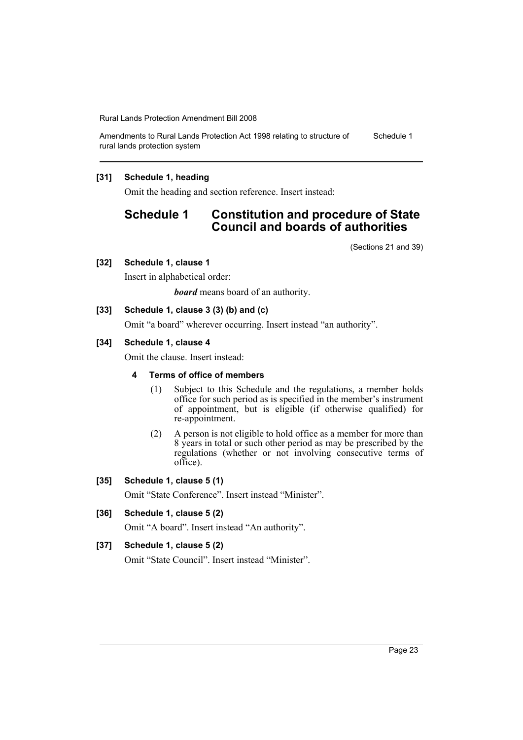**[31] Schedule 1, heading**

Omit the heading and section reference. Insert instead:

## Schedule 1 Constitution and procedure of State Council and boards of authorities

(Sections 21 and 39)

**[32] Schedule 1, clause 1**

Insert in alphabetical order:

> ***board*** means board of an authority.

**[33] Schedule 1, clause 3 (3) (b) and (c)**

Omit "a board" wherever occurring. Insert instead "an authority".

**[34] Schedule 1, clause 4**

Omit the clause. Insert instead:

**4 Terms of office of members**

(1) Subject to this Schedule and the regulations, a member holds office for such period as is specified in the member's instrument of appointment, but is eligible (if otherwise qualified) for re-appointment.

(2) A person is not eligible to hold office as a member for more than 8 years in total or such other period as may be prescribed by the regulations (whether or not involving consecutive terms of office).

**[35] Schedule 1, clause 5 (1)**

Omit "State Conference". Insert instead "Minister".

**[36] Schedule 1, clause 5 (2)**

Omit "A board". Insert instead "An authority".

**[37] Schedule 1, clause 5 (2)**

Omit "State Council". Insert instead "Minister".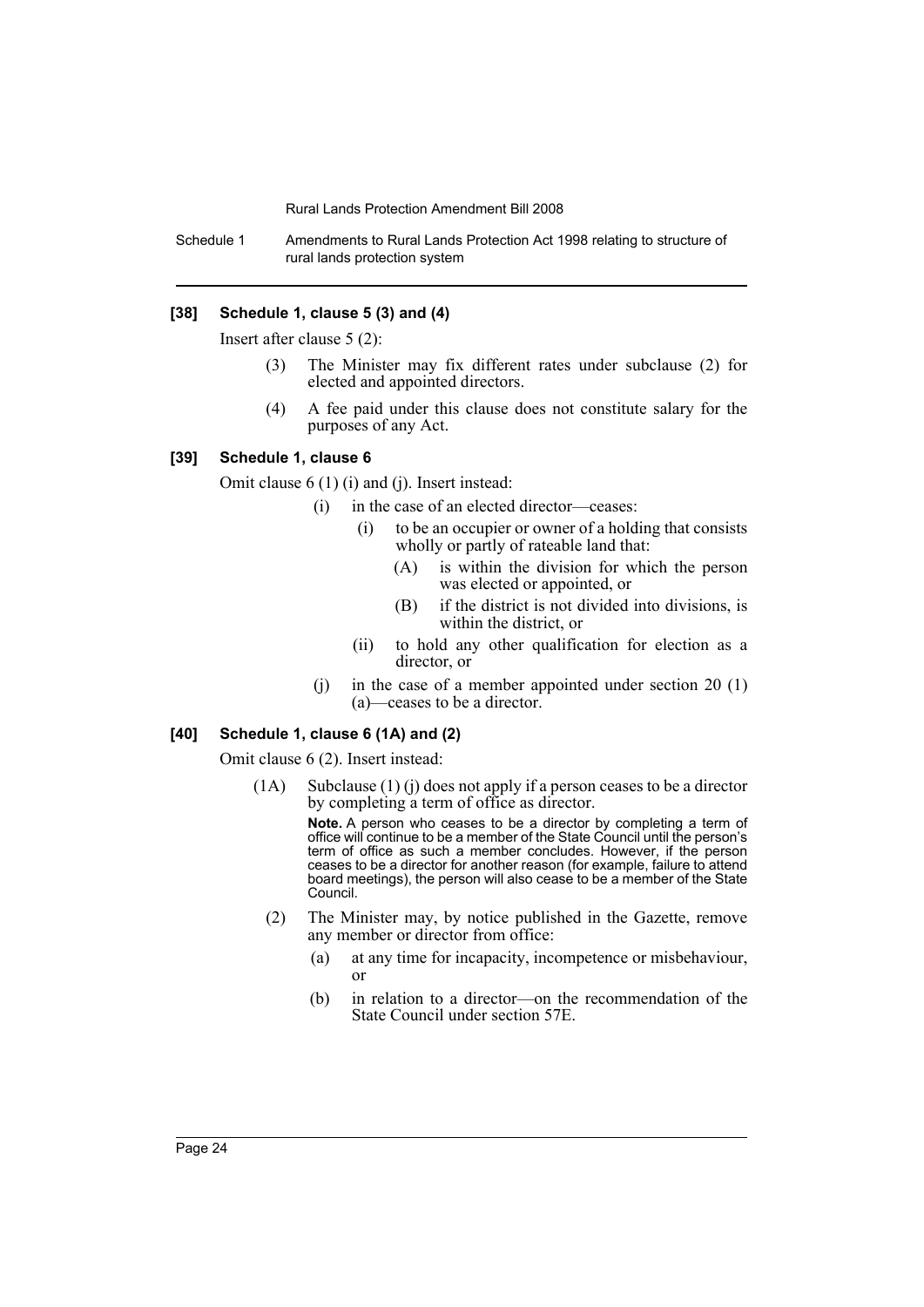**[38] Schedule 1, clause 5 (3) and (4)**

Insert after clause 5 (2):

> (3) The Minister may fix different rates under subclause (2) for elected and appointed directors.
>
> (4) A fee paid under this clause does not constitute salary for the purposes of any Act.

**[39] Schedule 1, clause 6**

Omit clause 6 (1) (i) and (j). Insert instead:

> (i) in the case of an elected director—ceases:
>
> > (i) to be an occupier or owner of a holding that consists wholly or partly of rateable land that:
> >
> > > (A) is within the division for which the person was elected or appointed, or
> > >
> > > (B) if the district is not divided into divisions, is within the district, or
> >
> > (ii) to hold any other qualification for election as a director, or
>
> (j) in the case of a member appointed under section 20 (1) (a)—ceases to be a director.

**[40] Schedule 1, clause 6 (1A) and (2)**

Omit clause 6 (2). Insert instead:

> (1A) Subclause (1) (j) does not apply if a person ceases to be a director by completing a term of office as director.
>
> **Note.** A person who ceases to be a director by completing a term of office will continue to be a member of the State Council until the person's term of office as such a member concludes. However, if the person ceases to be a director for another reason (for example, failure to attend board meetings), the person will also cease to be a member of the State Council.
>
> (2) The Minister may, by notice published in the Gazette, remove any member or director from office:
>
> > (a) at any time for incapacity, incompetence or misbehaviour, or
> >
> > (b) in relation to a director—on the recommendation of the State Council under section 57E.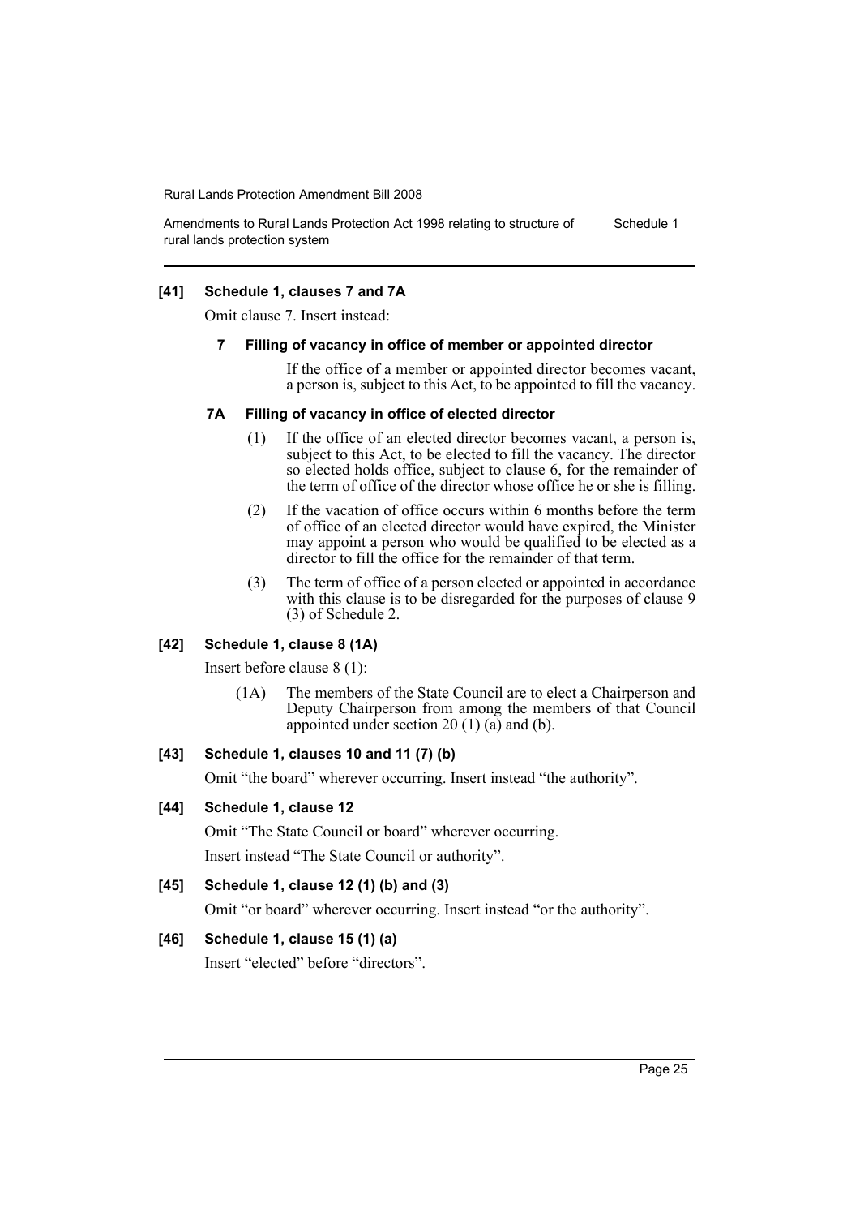**[41] Schedule 1, clauses 7 and 7A**

Omit clause 7. Insert instead:

**7 Filling of vacancy in office of member or appointed director**

If the office of a member or appointed director becomes vacant, a person is, subject to this Act, to be appointed to fill the vacancy.

**7A Filling of vacancy in office of elected director**

(1) If the office of an elected director becomes vacant, a person is, subject to this Act, to be elected to fill the vacancy. The director so elected holds office, subject to clause 6, for the remainder of the term of office of the director whose office he or she is filling.

(2) If the vacation of office occurs within 6 months before the term of office of an elected director would have expired, the Minister may appoint a person who would be qualified to be elected as a director to fill the office for the remainder of that term.

(3) The term of office of a person elected or appointed in accordance with this clause is to be disregarded for the purposes of clause 9 (3) of Schedule 2.

**[42] Schedule 1, clause 8 (1A)**

Insert before clause 8 (1):

(1A) The members of the State Council are to elect a Chairperson and Deputy Chairperson from among the members of that Council appointed under section 20 (1) (a) and (b).

**[43] Schedule 1, clauses 10 and 11 (7) (b)**

Omit "the board" wherever occurring. Insert instead "the authority".

**[44] Schedule 1, clause 12**

Omit "The State Council or board" wherever occurring.

Insert instead "The State Council or authority".

**[45] Schedule 1, clause 12 (1) (b) and (3)**

Omit "or board" wherever occurring. Insert instead "or the authority".

**[46] Schedule 1, clause 15 (1) (a)**

Insert "elected" before "directors".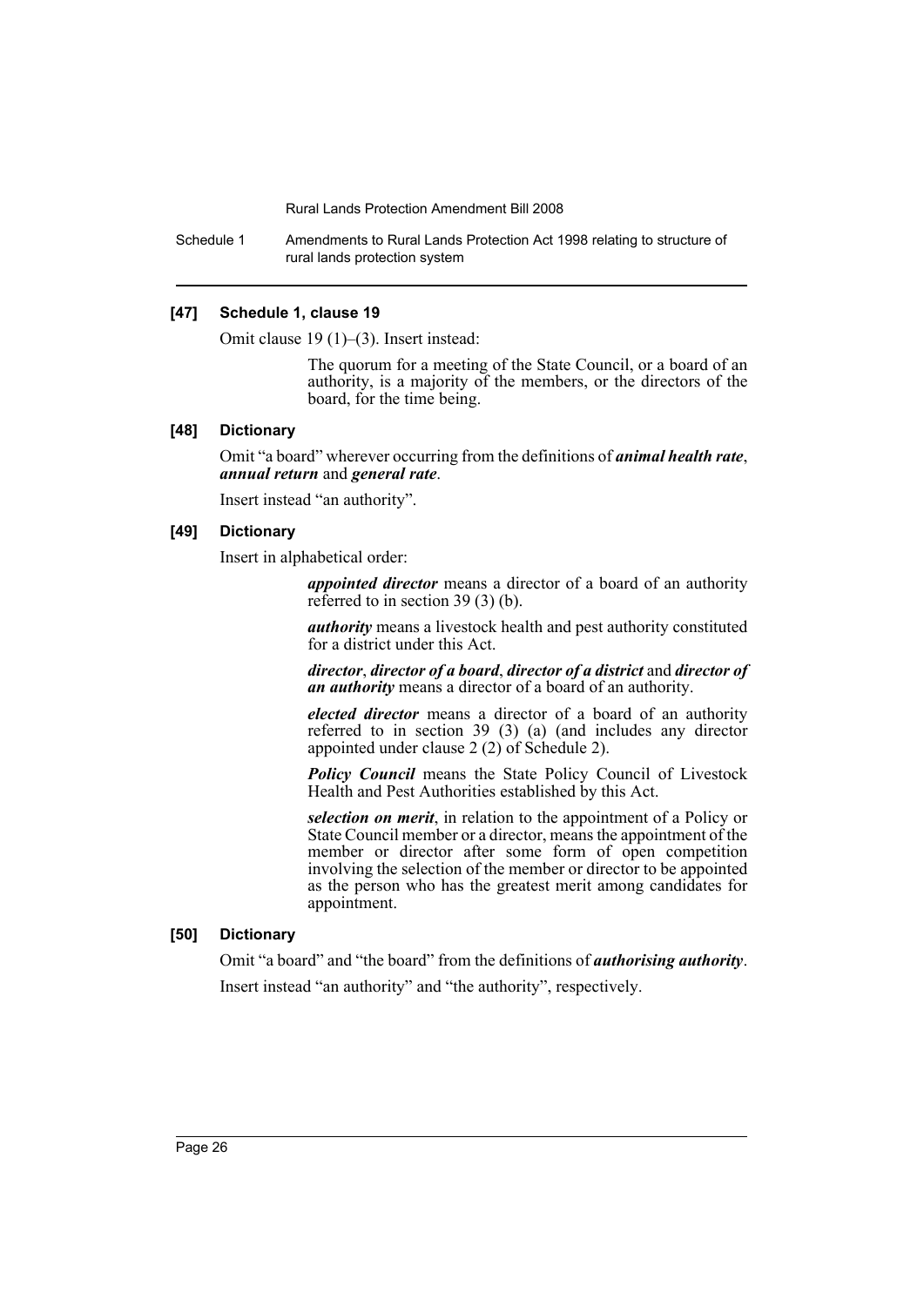#### [47] Schedule 1, clause 19

Omit clause 19 (1)–(3). Insert instead:

> The quorum for a meeting of the State Council, or a board of an authority, is a majority of the members, or the directors of the board, for the time being.

#### [48] Dictionary

Omit "a board" wherever occurring from the definitions of ***animal health rate***, ***annual return*** and ***general rate***.

Insert instead "an authority".

#### [49] Dictionary

Insert in alphabetical order:

> ***appointed director*** means a director of a board of an authority referred to in section 39 (3) (b).
>
> ***authority*** means a livestock health and pest authority constituted for a district under this Act.
>
> ***director***, ***director of a board***, ***director of a district*** and ***director of an authority*** means a director of a board of an authority.
>
> ***elected director*** means a director of a board of an authority referred to in section 39 (3) (a) (and includes any director appointed under clause 2 (2) of Schedule 2).
>
> ***Policy Council*** means the State Policy Council of Livestock Health and Pest Authorities established by this Act.
>
> ***selection on merit***, in relation to the appointment of a Policy or State Council member or a director, means the appointment of the member or director after some form of open competition involving the selection of the member or director to be appointed as the person who has the greatest merit among candidates for appointment.

#### [50] Dictionary

Omit "a board" and "the board" from the definitions of ***authorising authority***.

Insert instead "an authority" and "the authority", respectively.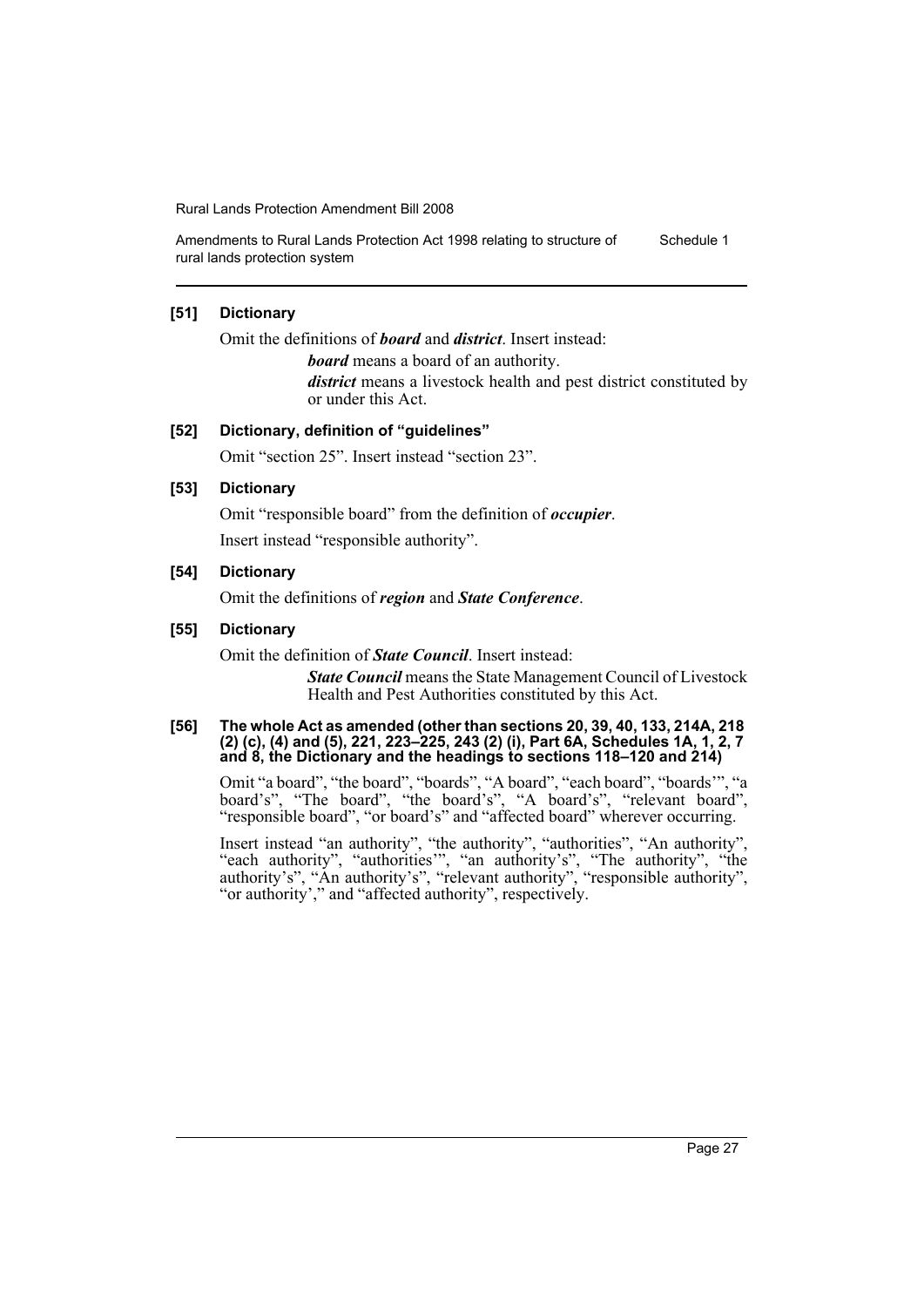**[51] Dictionary**

Omit the definitions of ***board*** and ***district***. Insert instead:

> ***board*** means a board of an authority.
>
> ***district*** means a livestock health and pest district constituted by or under this Act.

**[52] Dictionary, definition of "guidelines"**

Omit "section 25". Insert instead "section 23".

**[53] Dictionary**

Omit "responsible board" from the definition of ***occupier***.

Insert instead "responsible authority".

**[54] Dictionary**

Omit the definitions of ***region*** and ***State Conference***.

**[55] Dictionary**

Omit the definition of ***State Council***. Insert instead:

> ***State Council*** means the State Management Council of Livestock Health and Pest Authorities constituted by this Act.

**[56] The whole Act as amended (other than sections 20, 39, 40, 133, 214A, 218 (2) (c), (4) and (5), 221, 223–225, 243 (2) (i), Part 6A, Schedules 1A, 1, 2, 7 and 8, the Dictionary and the headings to sections 118–120 and 214)**

Omit "a board", "the board", "boards", "A board", "each board", "boards'", "a board's", "The board", "the board's", "A board's", "relevant board", "responsible board", "or board's" and "affected board" wherever occurring.

Insert instead "an authority", "the authority", "authorities", "An authority", "each authority", "authorities'", "an authority's", "The authority", "the authority's", "An authority's", "relevant authority", "responsible authority", "or authority'," and "affected authority", respectively.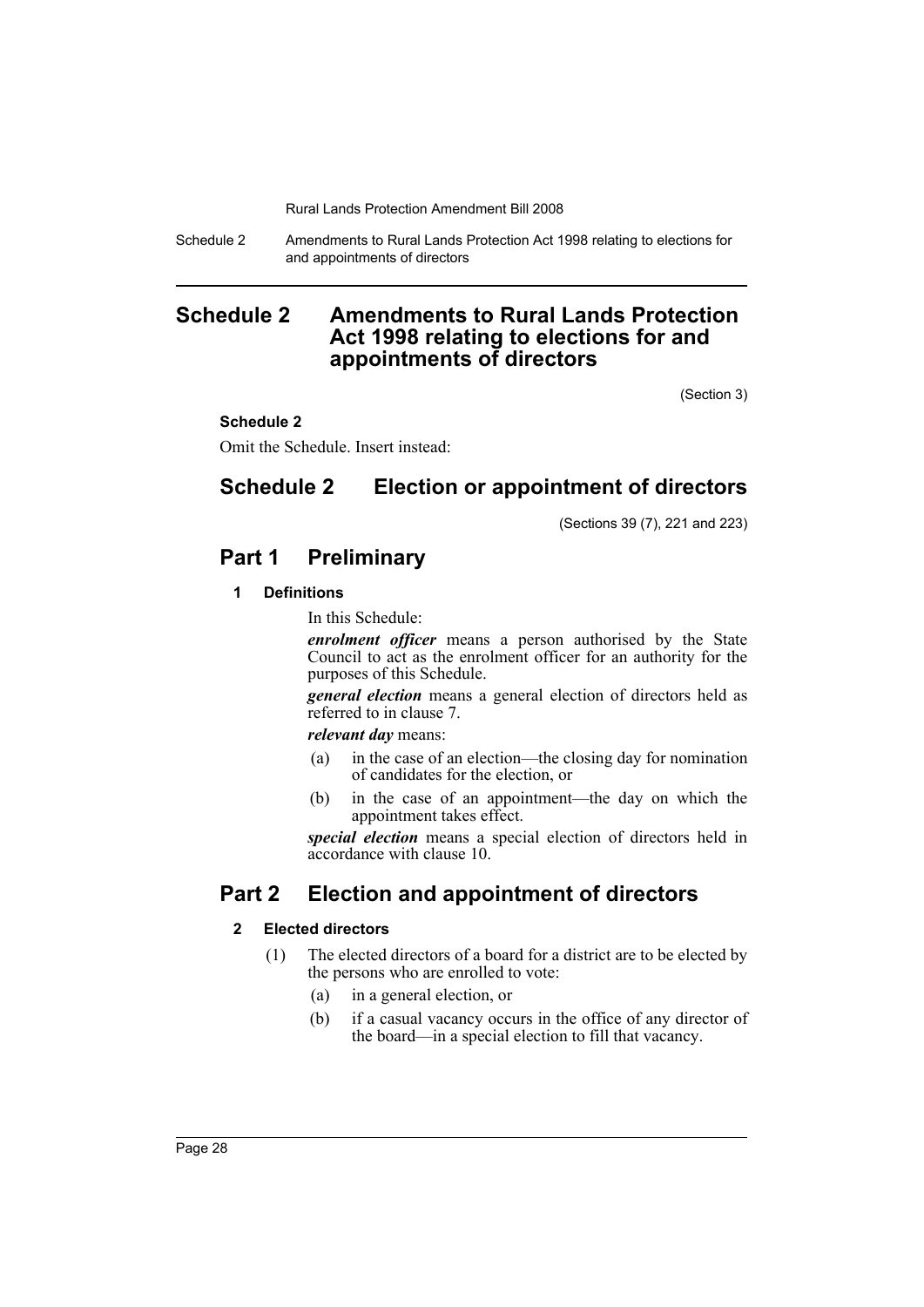# Schedule 2 Amendments to Rural Lands Protection Act 1998 relating to elections for and appointments of directors

(Section 3)

**Schedule 2**

Omit the Schedule. Insert instead:

# Schedule 2 Election or appointment of directors

(Sections 39 (7), 221 and 223)

## Part 1 Preliminary

### 1 Definitions

In this Schedule:

***enrolment officer*** means a person authorised by the State Council to act as the enrolment officer for an authority for the purposes of this Schedule.

***general election*** means a general election of directors held as referred to in clause 7.

***relevant day*** means:

- (a) in the case of an election—the closing day for nomination of candidates for the election, or
- (b) in the case of an appointment—the day on which the appointment takes effect.

***special election*** means a special election of directors held in accordance with clause 10.

## Part 2 Election and appointment of directors

### 2 Elected directors

(1) The elected directors of a board for a district are to be elected by the persons who are enrolled to vote:

- (a) in a general election, or
- (b) if a casual vacancy occurs in the office of any director of the board—in a special election to fill that vacancy.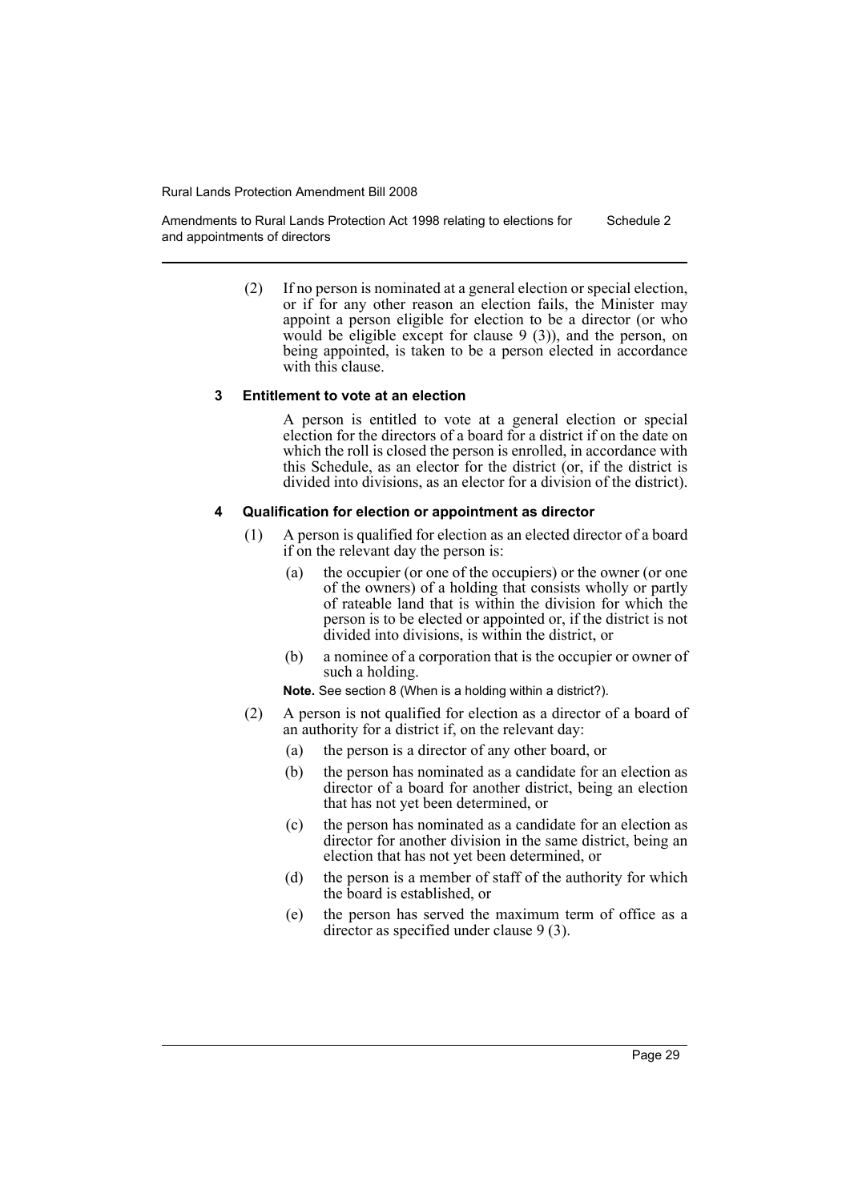(2) If no person is nominated at a general election or special election, or if for any other reason an election fails, the Minister may appoint a person eligible for election to be a director (or who would be eligible except for clause 9 (3)), and the person, on being appointed, is taken to be a person elected in accordance with this clause.

#### 3 Entitlement to vote at an election

A person is entitled to vote at a general election or special election for the directors of a board for a district if on the date on which the roll is closed the person is enrolled, in accordance with this Schedule, as an elector for the district (or, if the district is divided into divisions, as an elector for a division of the district).

#### 4 Qualification for election or appointment as director

(1) A person is qualified for election as an elected director of a board if on the relevant day the person is:

- (a) the occupier (or one of the occupiers) or the owner (or one of the owners) of a holding that consists wholly or partly of rateable land that is within the division for which the person is to be elected or appointed or, if the district is not divided into divisions, is within the district, or
- (b) a nominee of a corporation that is the occupier or owner of such a holding.

**Note.** See section 8 (When is a holding within a district?).

(2) A person is not qualified for election as a director of a board of an authority for a district if, on the relevant day:

- (a) the person is a director of any other board, or
- (b) the person has nominated as a candidate for an election as director of a board for another district, being an election that has not yet been determined, or
- (c) the person has nominated as a candidate for an election as director for another division in the same district, being an election that has not yet been determined, or
- (d) the person is a member of staff of the authority for which the board is established, or
- (e) the person has served the maximum term of office as a director as specified under clause 9 (3).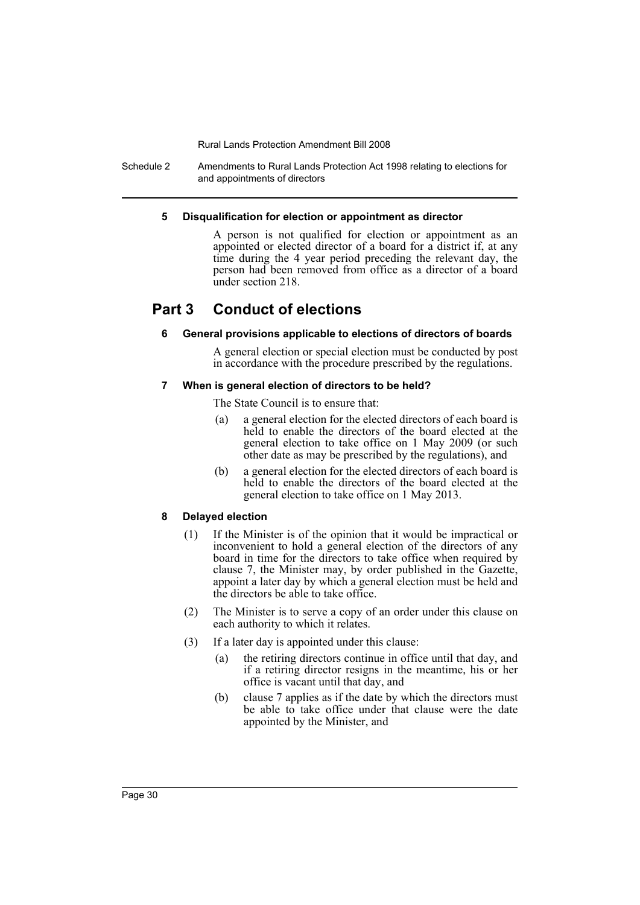#### 5 Disqualification for election or appointment as director

A person is not qualified for election or appointment as an appointed or elected director of a board for a district if, at any time during the 4 year period preceding the relevant day, the person had been removed from office as a director of a board under section 218.

## Part 3 Conduct of elections

#### 6 General provisions applicable to elections of directors of boards

A general election or special election must be conducted by post in accordance with the procedure prescribed by the regulations.

#### 7 When is general election of directors to be held?

The State Council is to ensure that:

(a) a general election for the elected directors of each board is held to enable the directors of the board elected at the general election to take office on 1 May 2009 (or such other date as may be prescribed by the regulations), and

(b) a general election for the elected directors of each board is held to enable the directors of the board elected at the general election to take office on 1 May 2013.

#### 8 Delayed election

(1) If the Minister is of the opinion that it would be impractical or inconvenient to hold a general election of the directors of any board in time for the directors to take office when required by clause 7, the Minister may, by order published in the Gazette, appoint a later day by which a general election must be held and the directors be able to take office.

(2) The Minister is to serve a copy of an order under this clause on each authority to which it relates.

(3) If a later day is appointed under this clause:

(a) the retiring directors continue in office until that day, and if a retiring director resigns in the meantime, his or her office is vacant until that day, and

(b) clause 7 applies as if the date by which the directors must be able to take office under that clause were the date appointed by the Minister, and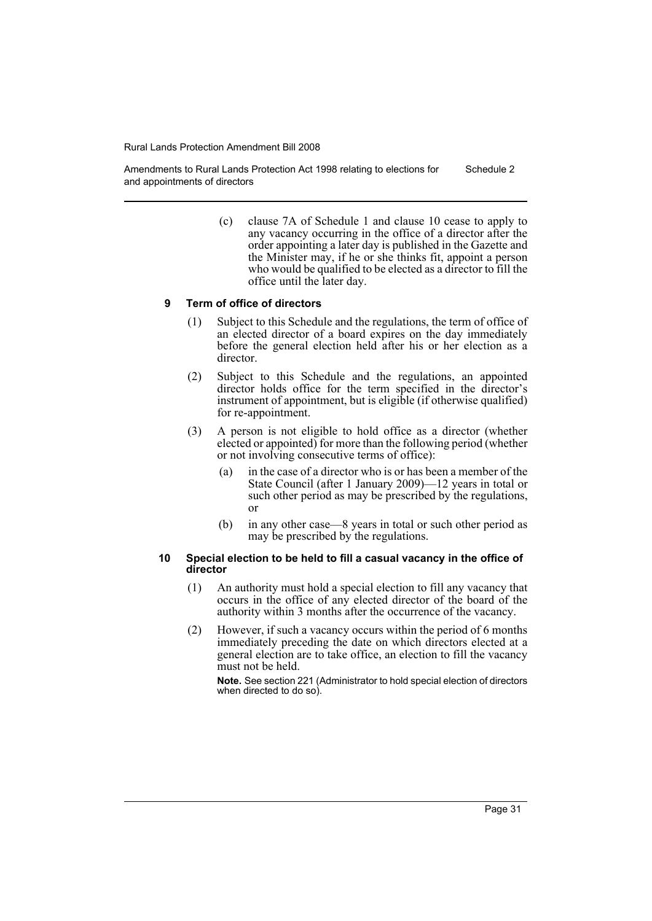(c) clause 7A of Schedule 1 and clause 10 cease to apply to any vacancy occurring in the office of a director after the order appointing a later day is published in the Gazette and the Minister may, if he or she thinks fit, appoint a person who would be qualified to be elected as a director to fill the office until the later day.

### 9 Term of office of directors

(1) Subject to this Schedule and the regulations, the term of office of an elected director of a board expires on the day immediately before the general election held after his or her election as a director.

(2) Subject to this Schedule and the regulations, an appointed director holds office for the term specified in the director's instrument of appointment, but is eligible (if otherwise qualified) for re-appointment.

(3) A person is not eligible to hold office as a director (whether elected or appointed) for more than the following period (whether or not involving consecutive terms of office):

(a) in the case of a director who is or has been a member of the State Council (after 1 January 2009)—12 years in total or such other period as may be prescribed by the regulations, or

(b) in any other case—8 years in total or such other period as may be prescribed by the regulations.

### 10 Special election to be held to fill a casual vacancy in the office of director

(1) An authority must hold a special election to fill any vacancy that occurs in the office of any elected director of the board of the authority within 3 months after the occurrence of the vacancy.

(2) However, if such a vacancy occurs within the period of 6 months immediately preceding the date on which directors elected at a general election are to take office, an election to fill the vacancy must not be held.

**Note.** See section 221 (Administrator to hold special election of directors when directed to do so).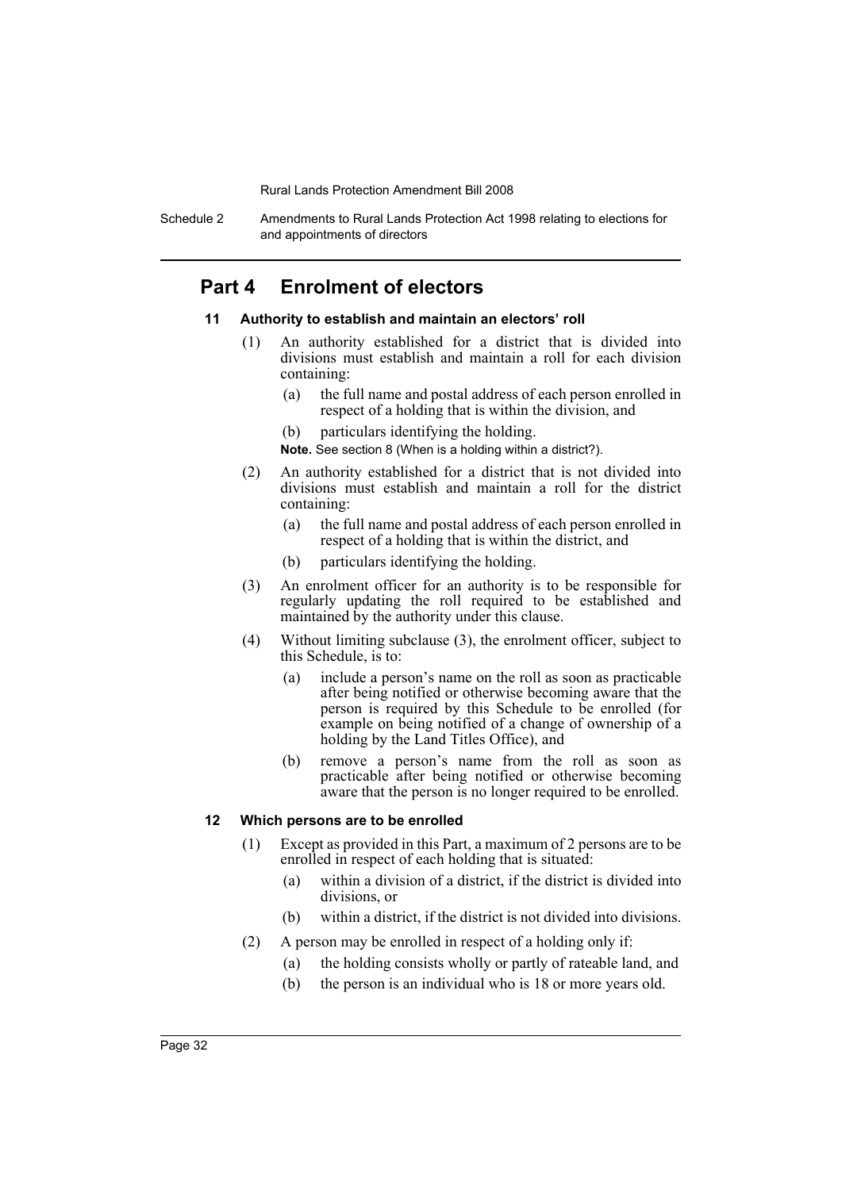## Part 4 Enrolment of electors

### 11 Authority to establish and maintain an electors' roll

(1) An authority established for a district that is divided into divisions must establish and maintain a roll for each division containing:

- (a) the full name and postal address of each person enrolled in respect of a holding that is within the division, and
- (b) particulars identifying the holding.

**Note.** See section 8 (When is a holding within a district?).

(2) An authority established for a district that is not divided into divisions must establish and maintain a roll for the district containing:

- (a) the full name and postal address of each person enrolled in respect of a holding that is within the district, and
- (b) particulars identifying the holding.

(3) An enrolment officer for an authority is to be responsible for regularly updating the roll required to be established and maintained by the authority under this clause.

(4) Without limiting subclause (3), the enrolment officer, subject to this Schedule, is to:

- (a) include a person's name on the roll as soon as practicable after being notified or otherwise becoming aware that the person is required by this Schedule to be enrolled (for example on being notified of a change of ownership of a holding by the Land Titles Office), and
- (b) remove a person's name from the roll as soon as practicable after being notified or otherwise becoming aware that the person is no longer required to be enrolled.

### 12 Which persons are to be enrolled

(1) Except as provided in this Part, a maximum of 2 persons are to be enrolled in respect of each holding that is situated:

- (a) within a division of a district, if the district is divided into divisions, or
- (b) within a district, if the district is not divided into divisions.

(2) A person may be enrolled in respect of a holding only if:

- (a) the holding consists wholly or partly of rateable land, and
- (b) the person is an individual who is 18 or more years old.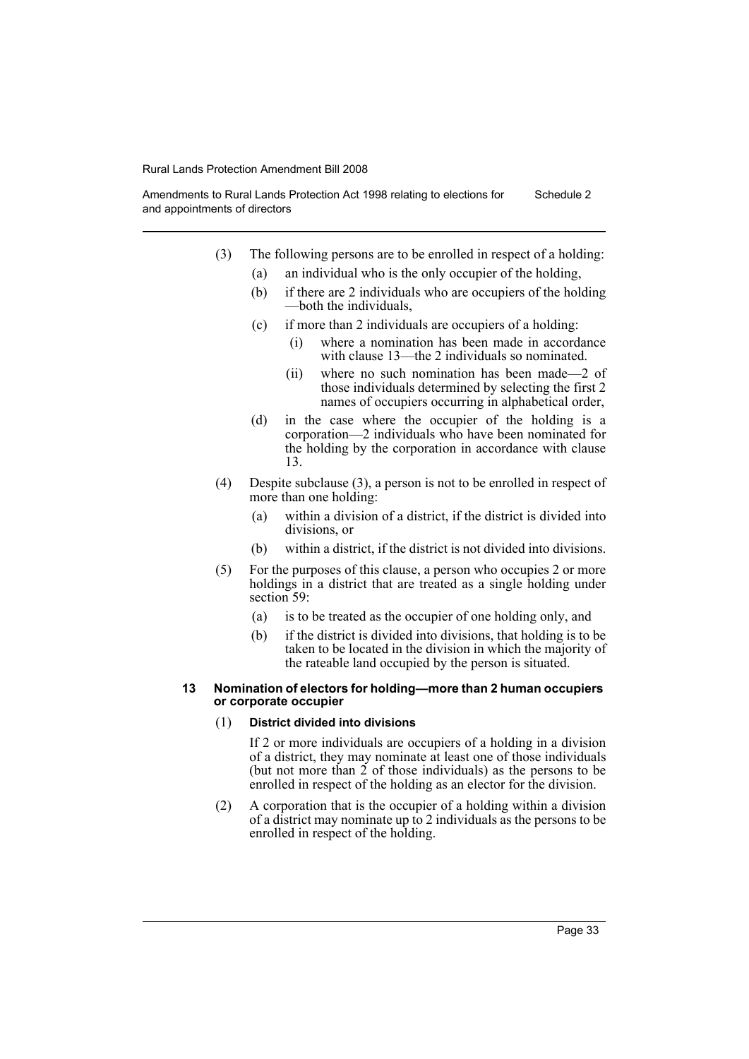(3) The following persons are to be enrolled in respect of a holding:

(a) an individual who is the only occupier of the holding,

(b) if there are 2 individuals who are occupiers of the holding—both the individuals,

(c) if more than 2 individuals are occupiers of a holding:

(i) where a nomination has been made in accordance with clause 13—the 2 individuals so nominated.

(ii) where no such nomination has been made—2 of those individuals determined by selecting the first 2 names of occupiers occurring in alphabetical order,

(d) in the case where the occupier of the holding is a corporation—2 individuals who have been nominated for the holding by the corporation in accordance with clause 13.

(4) Despite subclause (3), a person is not to be enrolled in respect of more than one holding:

(a) within a division of a district, if the district is divided into divisions, or

(b) within a district, if the district is not divided into divisions.

(5) For the purposes of this clause, a person who occupies 2 or more holdings in a district that are treated as a single holding under section 59:

(a) is to be treated as the occupier of one holding only, and

(b) if the district is divided into divisions, that holding is to be taken to be located in the division in which the majority of the rateable land occupied by the person is situated.

#### 13 Nomination of electors for holding—more than 2 human occupiers or corporate occupier

(1) **District divided into divisions**

If 2 or more individuals are occupiers of a holding in a division of a district, they may nominate at least one of those individuals (but not more than 2 of those individuals) as the persons to be enrolled in respect of the holding as an elector for the division.

(2) A corporation that is the occupier of a holding within a division of a district may nominate up to 2 individuals as the persons to be enrolled in respect of the holding.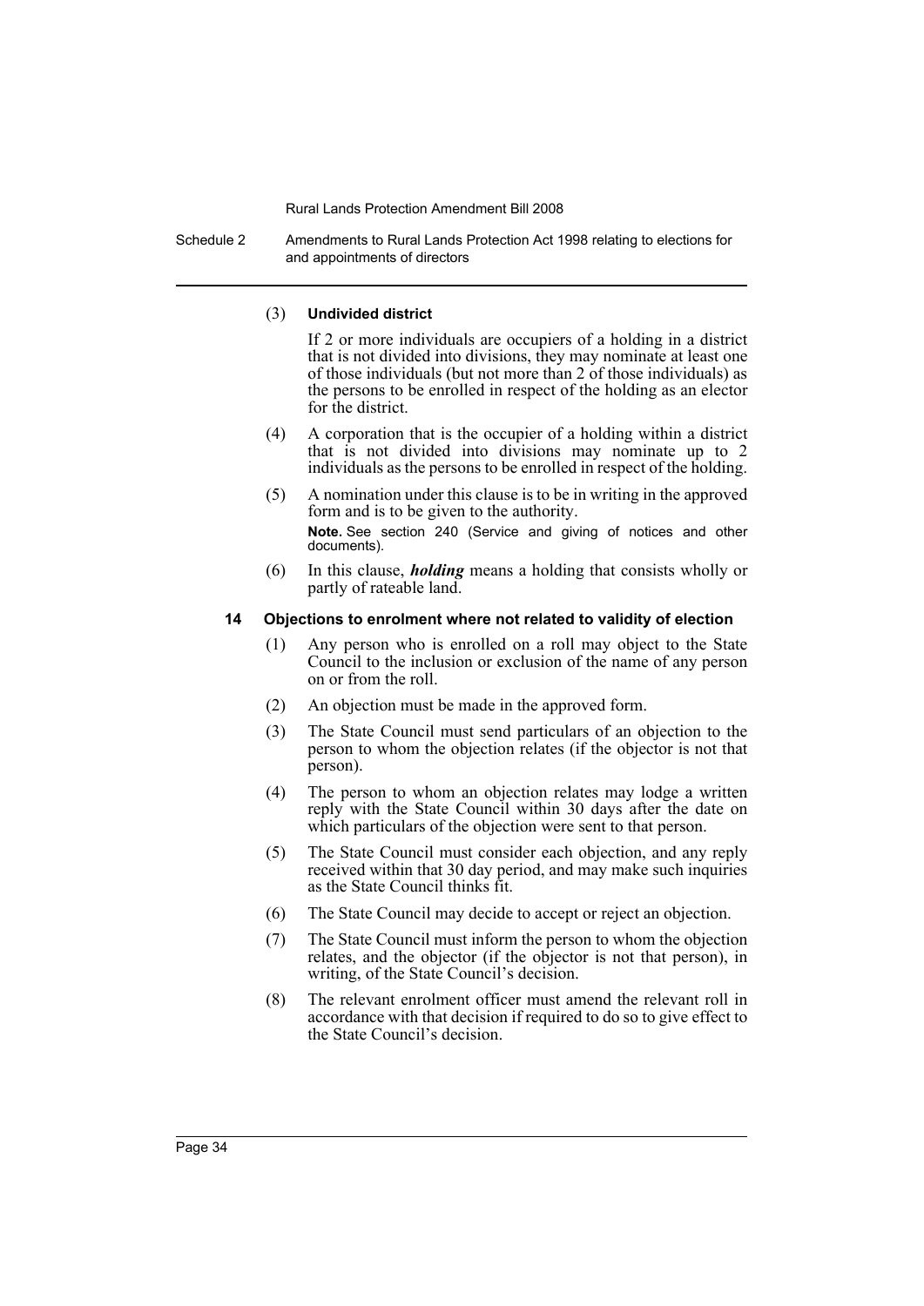(3) **Undivided district**

If 2 or more individuals are occupiers of a holding in a district that is not divided into divisions, they may nominate at least one of those individuals (but not more than 2 of those individuals) as the persons to be enrolled in respect of the holding as an elector for the district.

(4) A corporation that is the occupier of a holding within a district that is not divided into divisions may nominate up to 2 individuals as the persons to be enrolled in respect of the holding.

(5) A nomination under this clause is to be in writing in the approved form and is to be given to the authority.

**Note.** See section 240 (Service and giving of notices and other documents).

(6) In this clause, ***holding*** means a holding that consists wholly or partly of rateable land.

#### 14 Objections to enrolment where not related to validity of election

(1) Any person who is enrolled on a roll may object to the State Council to the inclusion or exclusion of the name of any person on or from the roll.

(2) An objection must be made in the approved form.

(3) The State Council must send particulars of an objection to the person to whom the objection relates (if the objector is not that person).

(4) The person to whom an objection relates may lodge a written reply with the State Council within 30 days after the date on which particulars of the objection were sent to that person.

(5) The State Council must consider each objection, and any reply received within that 30 day period, and may make such inquiries as the State Council thinks fit.

(6) The State Council may decide to accept or reject an objection.

(7) The State Council must inform the person to whom the objection relates, and the objector (if the objector is not that person), in writing, of the State Council's decision.

(8) The relevant enrolment officer must amend the relevant roll in accordance with that decision if required to do so to give effect to the State Council's decision.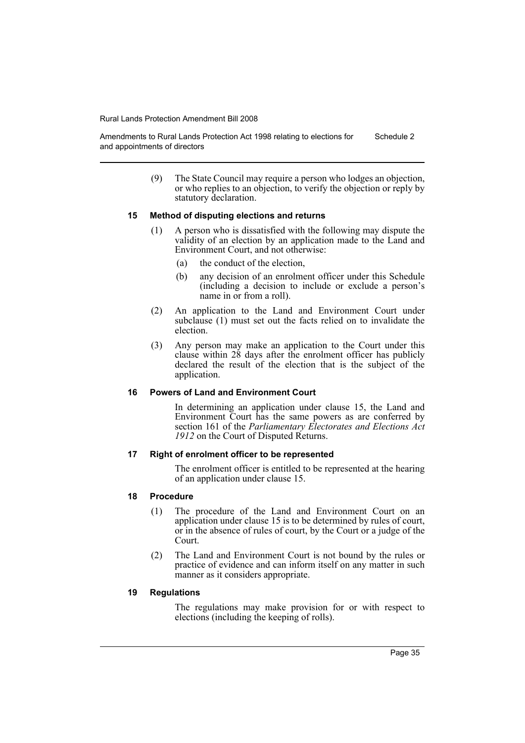(9) The State Council may require a person who lodges an objection, or who replies to an objection, to verify the objection or reply by statutory declaration.

#### 15 Method of disputing elections and returns

(1) A person who is dissatisfied with the following may dispute the validity of an election by an application made to the Land and Environment Court, and not otherwise:

- (a) the conduct of the election,
- (b) any decision of an enrolment officer under this Schedule (including a decision to include or exclude a person's name in or from a roll).

(2) An application to the Land and Environment Court under subclause (1) must set out the facts relied on to invalidate the election.

(3) Any person may make an application to the Court under this clause within 28 days after the enrolment officer has publicly declared the result of the election that is the subject of the application.

#### 16 Powers of Land and Environment Court

In determining an application under clause 15, the Land and Environment Court has the same powers as are conferred by section 161 of the *Parliamentary Electorates and Elections Act 1912* on the Court of Disputed Returns.

#### 17 Right of enrolment officer to be represented

The enrolment officer is entitled to be represented at the hearing of an application under clause 15.

#### 18 Procedure

(1) The procedure of the Land and Environment Court on an application under clause 15 is to be determined by rules of court, or in the absence of rules of court, by the Court or a judge of the Court.

(2) The Land and Environment Court is not bound by the rules or practice of evidence and can inform itself on any matter in such manner as it considers appropriate.

#### 19 Regulations

The regulations may make provision for or with respect to elections (including the keeping of rolls).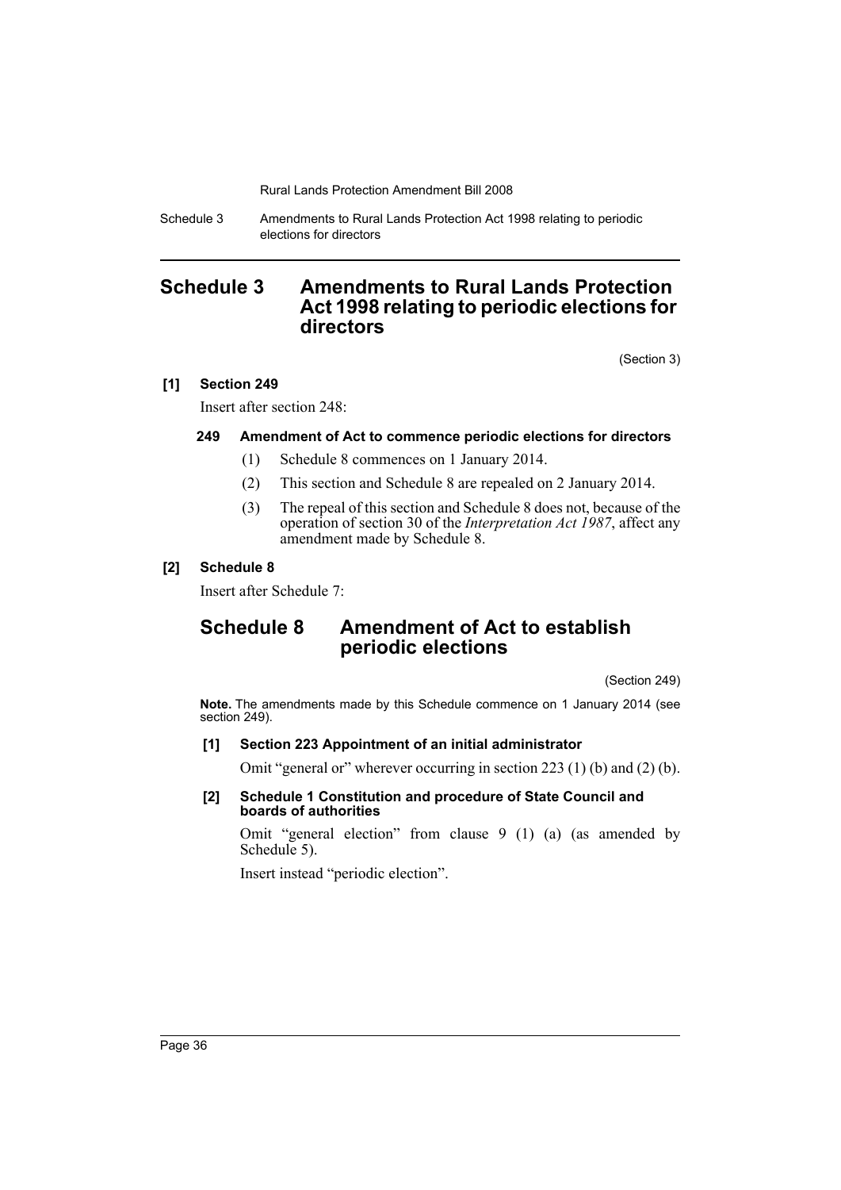# Schedule 3 Amendments to Rural Lands Protection Act 1998 relating to periodic elections for directors

(Section 3)

**[1] Section 249**

Insert after section 248:

#### 249 Amendment of Act to commence periodic elections for directors

(1) Schedule 8 commences on 1 January 2014.

(2) This section and Schedule 8 are repealed on 2 January 2014.

(3) The repeal of this section and Schedule 8 does not, because of the operation of section 30 of the *Interpretation Act 1987*, affect any amendment made by Schedule 8.

**[2] Schedule 8**

Insert after Schedule 7:

## Schedule 8 Amendment of Act to establish periodic elections

(Section 249)

**Note.** The amendments made by this Schedule commence on 1 January 2014 (see section 249).

**[1] Section 223 Appointment of an initial administrator**

Omit "general or" wherever occurring in section 223 (1) (b) and (2) (b).

**[2] Schedule 1 Constitution and procedure of State Council and boards of authorities**

Omit "general election" from clause 9 (1) (a) (as amended by Schedule 5).

Insert instead "periodic election".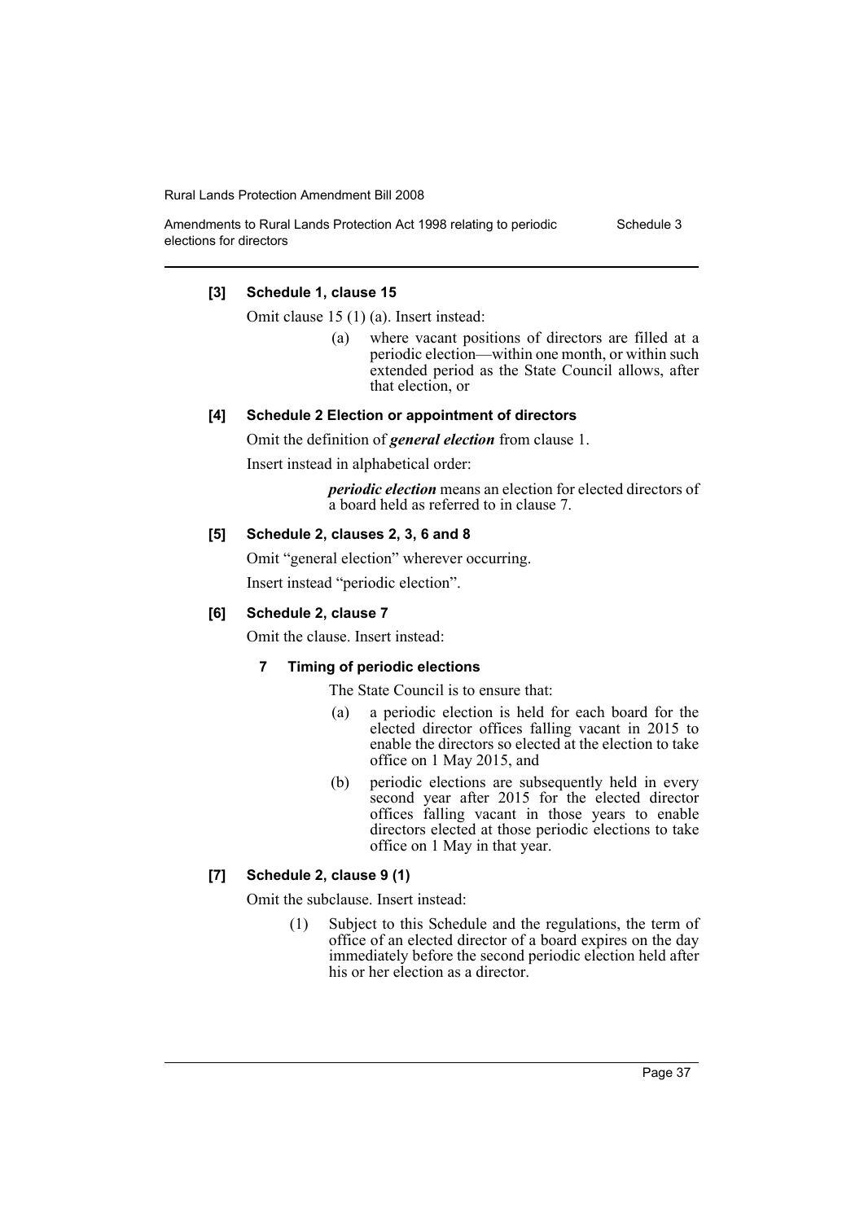### [3] Schedule 1, clause 15

Omit clause 15 (1) (a). Insert instead:

> (a) where vacant positions of directors are filled at a periodic election—within one month, or within such extended period as the State Council allows, after that election, or

### [4] Schedule 2 Election or appointment of directors

Omit the definition of ***general election*** from clause 1.

Insert instead in alphabetical order:

> ***periodic election*** means an election for elected directors of a board held as referred to in clause 7.

### [5] Schedule 2, clauses 2, 3, 6 and 8

Omit "general election" wherever occurring.

Insert instead "periodic election".

### [6] Schedule 2, clause 7

Omit the clause. Insert instead:

#### 7 Timing of periodic elections

The State Council is to ensure that:

(a) a periodic election is held for each board for the elected director offices falling vacant in 2015 to enable the directors so elected at the election to take office on 1 May 2015, and

(b) periodic elections are subsequently held in every second year after 2015 for the elected director offices falling vacant in those years to enable directors elected at those periodic elections to take office on 1 May in that year.

### [7] Schedule 2, clause 9 (1)

Omit the subclause. Insert instead:

> (1) Subject to this Schedule and the regulations, the term of office of an elected director of a board expires on the day immediately before the second periodic election held after his or her election as a director.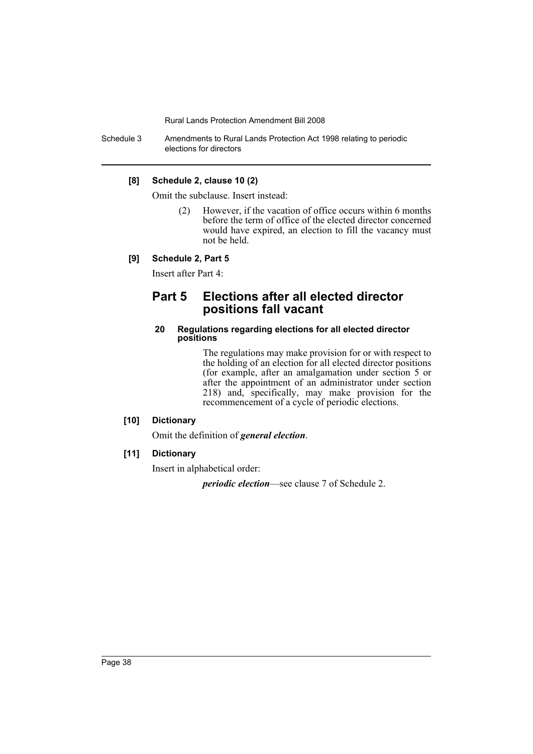**[8] Schedule 2, clause 10 (2)**

Omit the subclause. Insert instead:

(2) However, if the vacation of office occurs within 6 months before the term of office of the elected director concerned would have expired, an election to fill the vacancy must not be held.

**[9] Schedule 2, Part 5**

Insert after Part 4:

## Part 5 Elections after all elected director positions fall vacant

#### 20 Regulations regarding elections for all elected director positions

The regulations may make provision for or with respect to the holding of an election for all elected director positions (for example, after an amalgamation under section 5 or after the appointment of an administrator under section 218) and, specifically, may make provision for the recommencement of a cycle of periodic elections.

**[10] Dictionary**

Omit the definition of ***general election***.

**[11] Dictionary**

Insert in alphabetical order:

***periodic election***—see clause 7 of Schedule 2.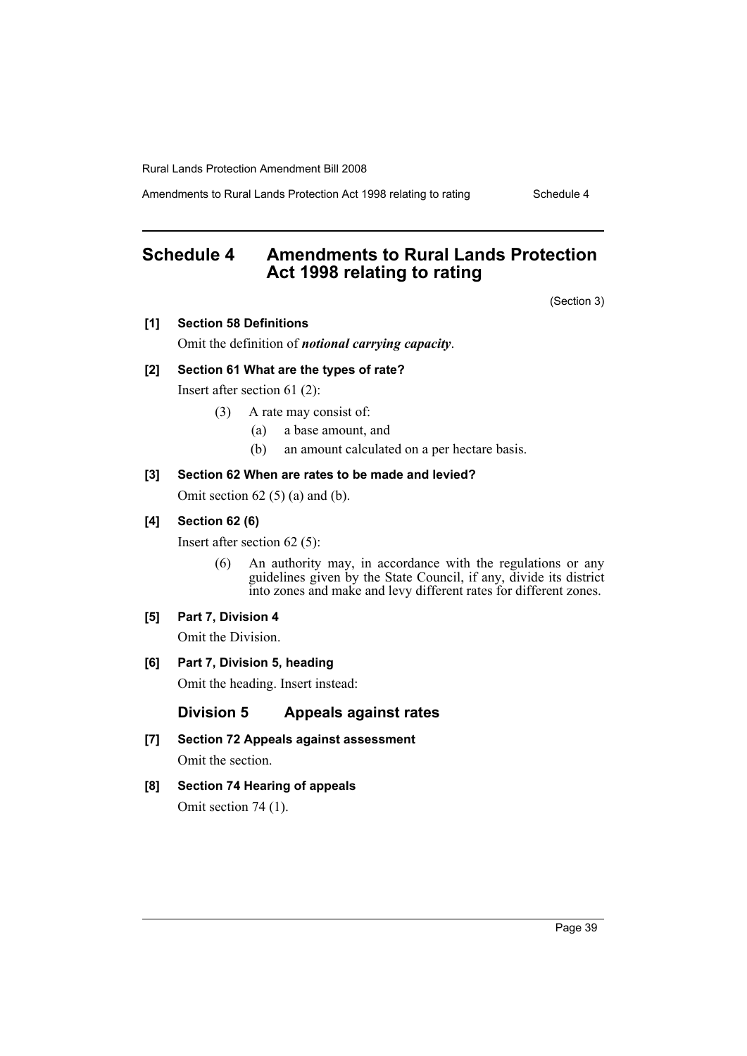# Schedule 4 Amendments to Rural Lands Protection Act 1998 relating to rating

(Section 3)

**[1] Section 58 Definitions**

Omit the definition of ***notional carrying capacity***.

**[2] Section 61 What are the types of rate?**

Insert after section 61 (2):

> (3) A rate may consist of:
>
> (a) a base amount, and
>
> (b) an amount calculated on a per hectare basis.

**[3] Section 62 When are rates to be made and levied?**

Omit section 62 (5) (a) and (b).

**[4] Section 62 (6)**

Insert after section 62 (5):

> (6) An authority may, in accordance with the regulations or any guidelines given by the State Council, if any, divide its district into zones and make and levy different rates for different zones.

**[5] Part 7, Division 4**

Omit the Division.

**[6] Part 7, Division 5, heading**

Omit the heading. Insert instead:

> **Division 5 Appeals against rates**

**[7] Section 72 Appeals against assessment**

Omit the section.

**[8] Section 74 Hearing of appeals**

Omit section 74 (1).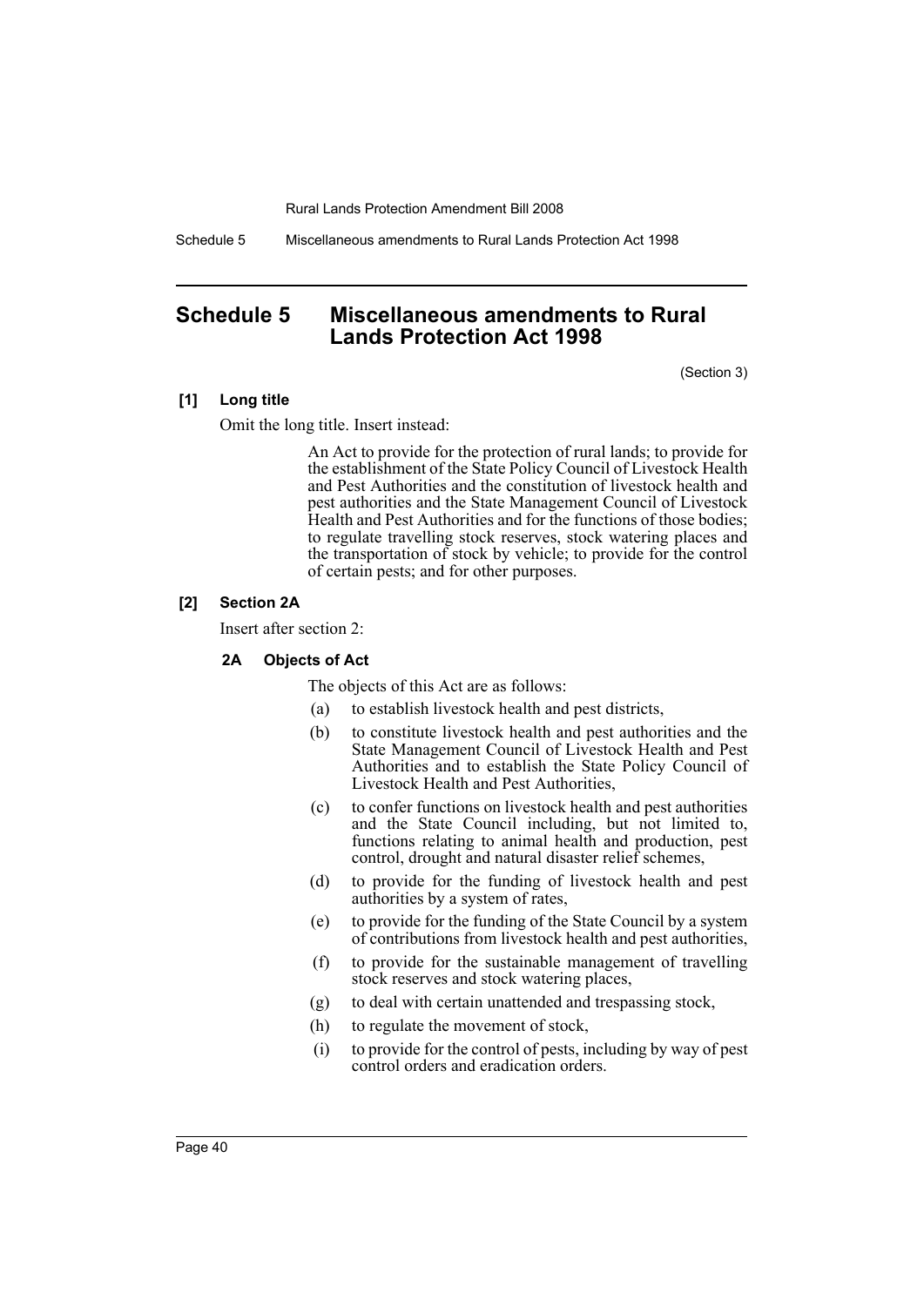# Schedule 5 Miscellaneous amendments to Rural Lands Protection Act 1998

(Section 3)

**[1] Long title**

Omit the long title. Insert instead:

> An Act to provide for the protection of rural lands; to provide for the establishment of the State Policy Council of Livestock Health and Pest Authorities and the constitution of livestock health and pest authorities and the State Management Council of Livestock Health and Pest Authorities and for the functions of those bodies; to regulate travelling stock reserves, stock watering places and the transportation of stock by vehicle; to provide for the control of certain pests; and for other purposes.

**[2] Section 2A**

Insert after section 2:

**2A Objects of Act**

The objects of this Act are as follows:

(a) to establish livestock health and pest districts,

(b) to constitute livestock health and pest authorities and the State Management Council of Livestock Health and Pest Authorities and to establish the State Policy Council of Livestock Health and Pest Authorities,

(c) to confer functions on livestock health and pest authorities and the State Council including, but not limited to, functions relating to animal health and production, pest control, drought and natural disaster relief schemes,

(d) to provide for the funding of livestock health and pest authorities by a system of rates,

(e) to provide for the funding of the State Council by a system of contributions from livestock health and pest authorities,

(f) to provide for the sustainable management of travelling stock reserves and stock watering places,

(g) to deal with certain unattended and trespassing stock,

(h) to regulate the movement of stock,

(i) to provide for the control of pests, including by way of pest control orders and eradication orders.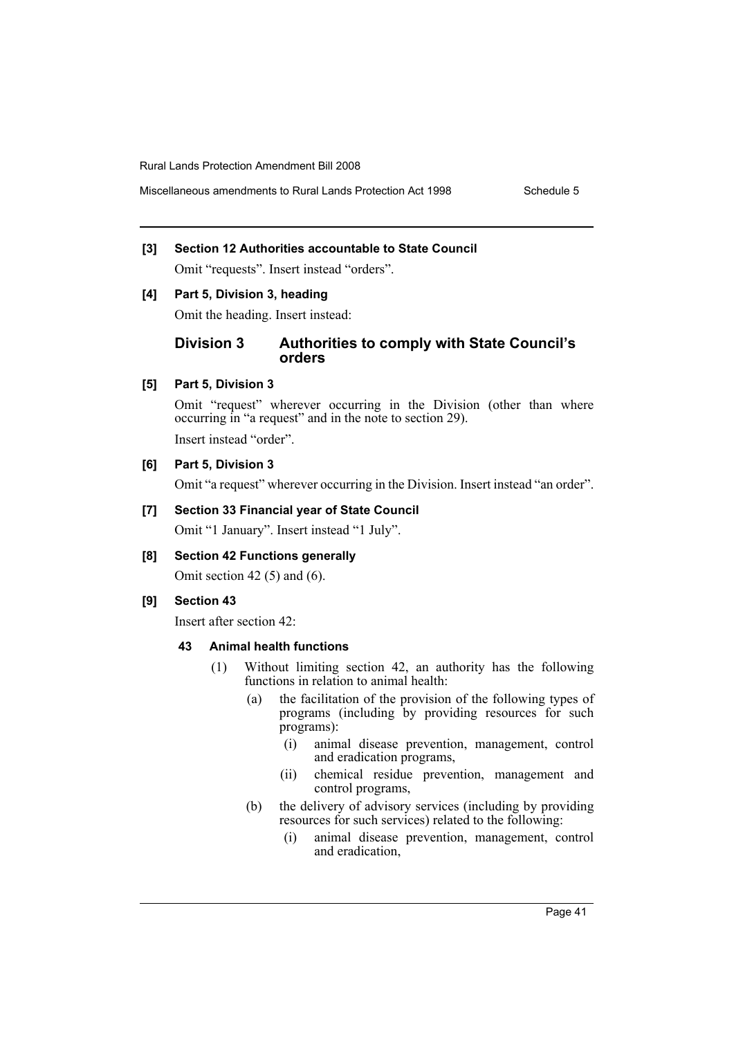**[3] Section 12 Authorities accountable to State Council**

Omit "requests". Insert instead "orders".

**[4] Part 5, Division 3, heading**

Omit the heading. Insert instead:

### Division 3 Authorities to comply with State Council's orders

**[5] Part 5, Division 3**

Omit "request" wherever occurring in the Division (other than where occurring in "a request" and in the note to section 29).

Insert instead "order".

**[6] Part 5, Division 3**

Omit "a request" wherever occurring in the Division. Insert instead "an order".

**[7] Section 33 Financial year of State Council**

Omit "1 January". Insert instead "1 July".

**[8] Section 42 Functions generally**

Omit section 42 (5) and (6).

**[9] Section 43**

Insert after section 42:

**43 Animal health functions**

(1) Without limiting section 42, an authority has the following functions in relation to animal health:

(a) the facilitation of the provision of the following types of programs (including by providing resources for such programs):

(i) animal disease prevention, management, control and eradication programs,

(ii) chemical residue prevention, management and control programs,

(b) the delivery of advisory services (including by providing resources for such services) related to the following:

(i) animal disease prevention, management, control and eradication,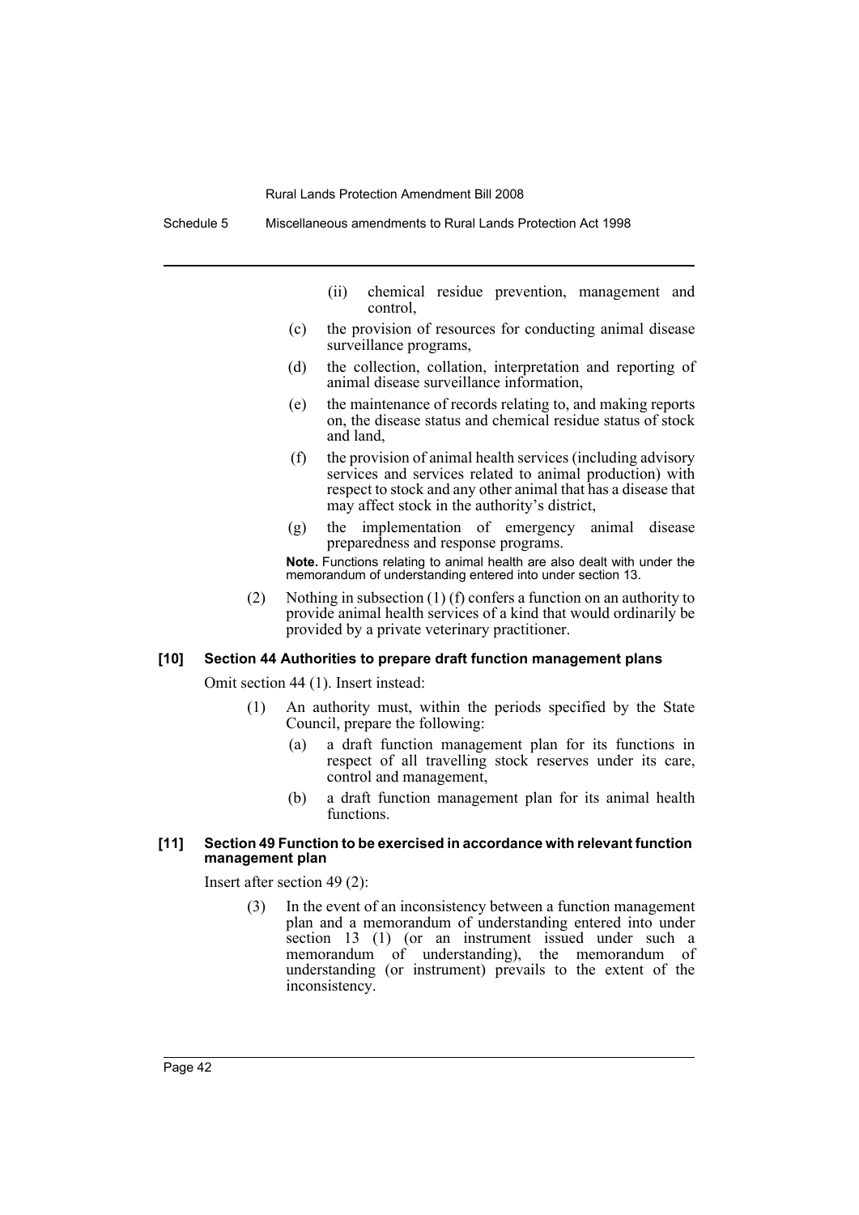(ii) chemical residue prevention, management and control,

(c) the provision of resources for conducting animal disease surveillance programs,

(d) the collection, collation, interpretation and reporting of animal disease surveillance information,

(e) the maintenance of records relating to, and making reports on, the disease status and chemical residue status of stock and land,

(f) the provision of animal health services (including advisory services and services related to animal production) with respect to stock and any other animal that has a disease that may affect stock in the authority's district,

(g) the implementation of emergency animal disease preparedness and response programs.

**Note.** Functions relating to animal health are also dealt with under the memorandum of understanding entered into under section 13.

(2) Nothing in subsection (1) (f) confers a function on an authority to provide animal health services of a kind that would ordinarily be provided by a private veterinary practitioner.

#### [10] Section 44 Authorities to prepare draft function management plans

Omit section 44 (1). Insert instead:

(1) An authority must, within the periods specified by the State Council, prepare the following:

(a) a draft function management plan for its functions in respect of all travelling stock reserves under its care, control and management,

(b) a draft function management plan for its animal health functions.

#### [11] Section 49 Function to be exercised in accordance with relevant function management plan

Insert after section 49 (2):

(3) In the event of an inconsistency between a function management plan and a memorandum of understanding entered into under section 13 (1) (or an instrument issued under such a memorandum of understanding), the memorandum of understanding (or instrument) prevails to the extent of the inconsistency.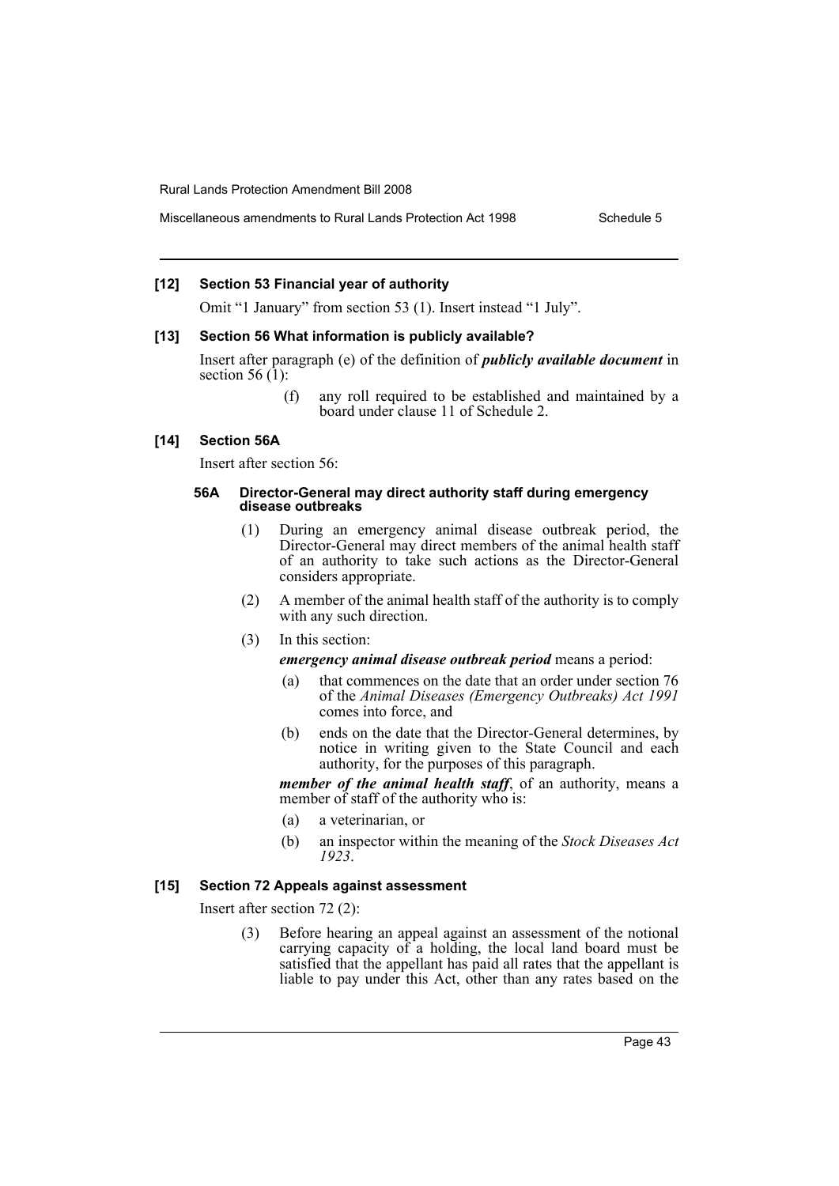### [12] Section 53 Financial year of authority

Omit "1 January" from section 53 (1). Insert instead "1 July".

### [13] Section 56 What information is publicly available?

Insert after paragraph (e) of the definition of ***publicly available document*** in section 56 (1):

> (f) any roll required to be established and maintained by a board under clause 11 of Schedule 2.

### [14] Section 56A

Insert after section 56:

#### 56A Director-General may direct authority staff during emergency disease outbreaks

(1) During an emergency animal disease outbreak period, the Director-General may direct members of the animal health staff of an authority to take such actions as the Director-General considers appropriate.

(2) A member of the animal health staff of the authority is to comply with any such direction.

(3) In this section:

***emergency animal disease outbreak period*** means a period:

(a) that commences on the date that an order under section 76 of the *Animal Diseases (Emergency Outbreaks) Act 1991* comes into force, and

(b) ends on the date that the Director-General determines, by notice in writing given to the State Council and each authority, for the purposes of this paragraph.

***member of the animal health staff***, of an authority, means a member of staff of the authority who is:

(a) a veterinarian, or

(b) an inspector within the meaning of the *Stock Diseases Act 1923*.

### [15] Section 72 Appeals against assessment

Insert after section 72 (2):

(3) Before hearing an appeal against an assessment of the notional carrying capacity of a holding, the local land board must be satisfied that the appellant has paid all rates that the appellant is liable to pay under this Act, other than any rates based on the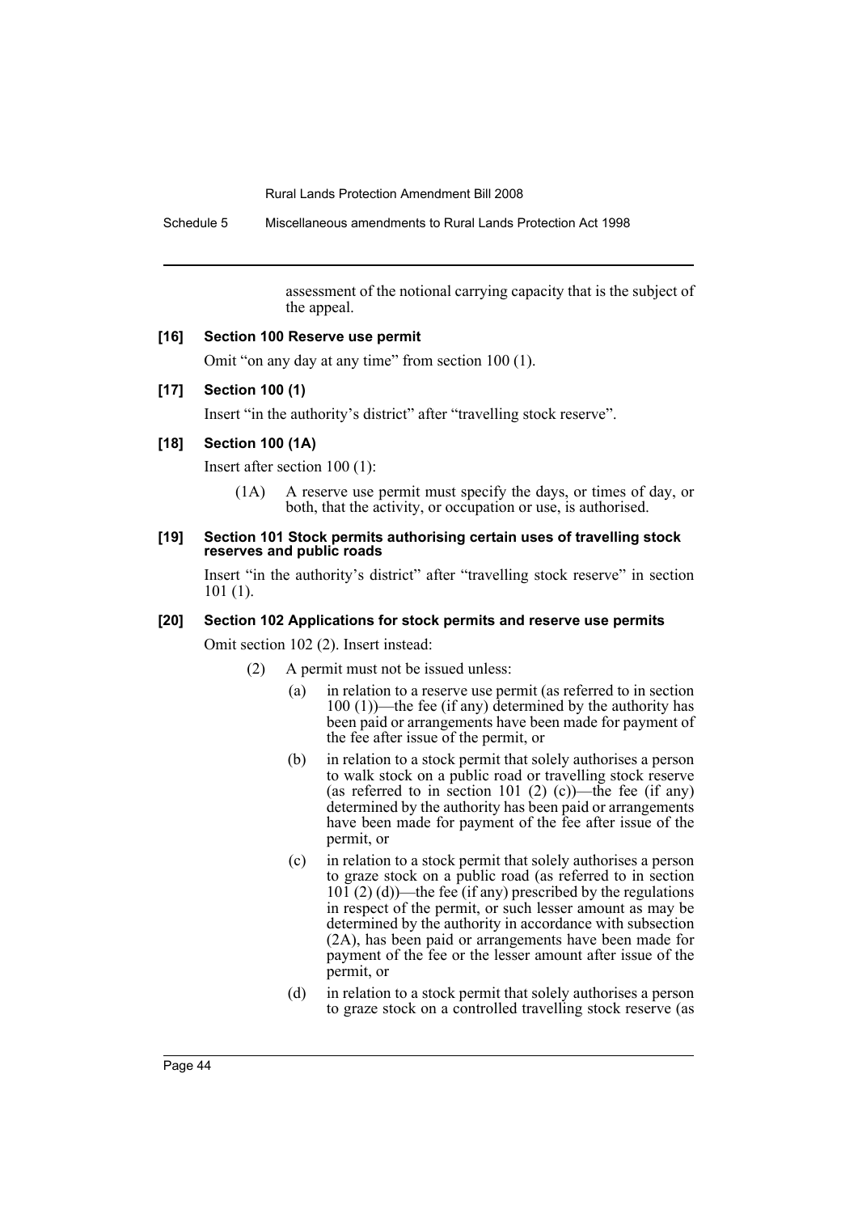assessment of the notional carrying capacity that is the subject of the appeal.

**[16] Section 100 Reserve use permit**

Omit "on any day at any time" from section 100 (1).

**[17] Section 100 (1)**

Insert "in the authority's district" after "travelling stock reserve".

**[18] Section 100 (1A)**

Insert after section 100 (1):

(1A) A reserve use permit must specify the days, or times of day, or both, that the activity, or occupation or use, is authorised.

**[19] Section 101 Stock permits authorising certain uses of travelling stock reserves and public roads**

Insert "in the authority's district" after "travelling stock reserve" in section 101 (1).

**[20] Section 102 Applications for stock permits and reserve use permits**

Omit section 102 (2). Insert instead:

(2) A permit must not be issued unless:

(a) in relation to a reserve use permit (as referred to in section 100 (1))—the fee (if any) determined by the authority has been paid or arrangements have been made for payment of the fee after issue of the permit, or

(b) in relation to a stock permit that solely authorises a person to walk stock on a public road or travelling stock reserve (as referred to in section 101 (2) (c))—the fee (if any) determined by the authority has been paid or arrangements have been made for payment of the fee after issue of the permit, or

(c) in relation to a stock permit that solely authorises a person to graze stock on a public road (as referred to in section 101 (2) (d))—the fee (if any) prescribed by the regulations in respect of the permit, or such lesser amount as may be determined by the authority in accordance with subsection (2A), has been paid or arrangements have been made for payment of the fee or the lesser amount after issue of the permit, or

(d) in relation to a stock permit that solely authorises a person to graze stock on a controlled travelling stock reserve (as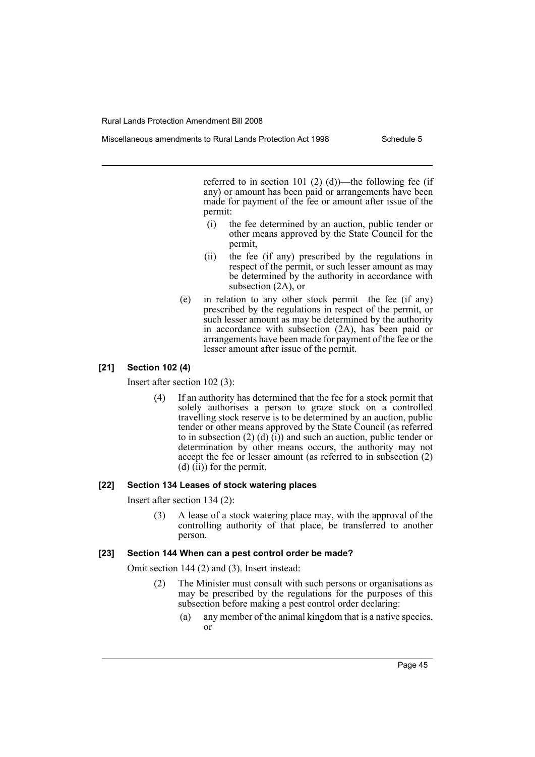referred to in section 101 (2) (d))—the following fee (if any) or amount has been paid or arrangements have been made for payment of the fee or amount after issue of the permit:

(i) the fee determined by an auction, public tender or other means approved by the State Council for the permit,

(ii) the fee (if any) prescribed by the regulations in respect of the permit, or such lesser amount as may be determined by the authority in accordance with subsection (2A), or

(e) in relation to any other stock permit—the fee (if any) prescribed by the regulations in respect of the permit, or such lesser amount as may be determined by the authority in accordance with subsection (2A), has been paid or arrangements have been made for payment of the fee or the lesser amount after issue of the permit.

#### [21] Section 102 (4)

Insert after section 102 (3):

(4) If an authority has determined that the fee for a stock permit that solely authorises a person to graze stock on a controlled travelling stock reserve is to be determined by an auction, public tender or other means approved by the State Council (as referred to in subsection (2) (d) (i)) and such an auction, public tender or determination by other means occurs, the authority may not accept the fee or lesser amount (as referred to in subsection (2) (d) (ii)) for the permit.

#### [22] Section 134 Leases of stock watering places

Insert after section 134 (2):

(3) A lease of a stock watering place may, with the approval of the controlling authority of that place, be transferred to another person.

#### [23] Section 144 When can a pest control order be made?

Omit section 144 (2) and (3). Insert instead:

(2) The Minister must consult with such persons or organisations as may be prescribed by the regulations for the purposes of this subsection before making a pest control order declaring:

(a) any member of the animal kingdom that is a native species, or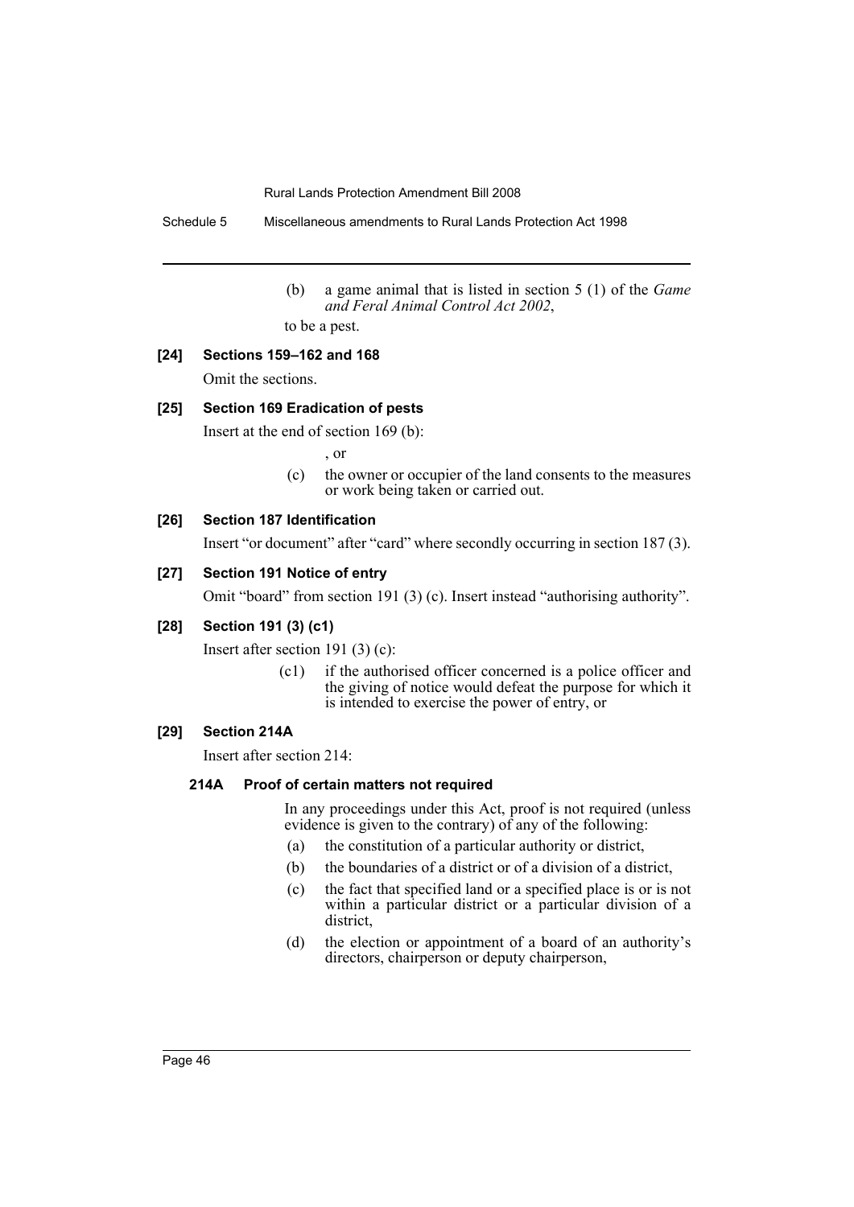(b) a game animal that is listed in section 5 (1) of the *Game and Feral Animal Control Act 2002*,

to be a pest.

### [24] Sections 159–162 and 168

Omit the sections.

### [25] Section 169 Eradication of pests

Insert at the end of section 169 (b):

, or

(c) the owner or occupier of the land consents to the measures or work being taken or carried out.

### [26] Section 187 Identification

Insert "or document" after "card" where secondly occurring in section 187 (3).

### [27] Section 191 Notice of entry

Omit "board" from section 191 (3) (c). Insert instead "authorising authority".

### [28] Section 191 (3) (c1)

Insert after section 191 (3) (c):

(c1) if the authorised officer concerned is a police officer and the giving of notice would defeat the purpose for which it is intended to exercise the power of entry, or

### [29] Section 214A

Insert after section 214:

#### 214A Proof of certain matters not required

In any proceedings under this Act, proof is not required (unless evidence is given to the contrary) of any of the following:

(a) the constitution of a particular authority or district,

(b) the boundaries of a district or of a division of a district,

(c) the fact that specified land or a specified place is or is not within a particular district or a particular division of a district,

(d) the election or appointment of a board of an authority's directors, chairperson or deputy chairperson,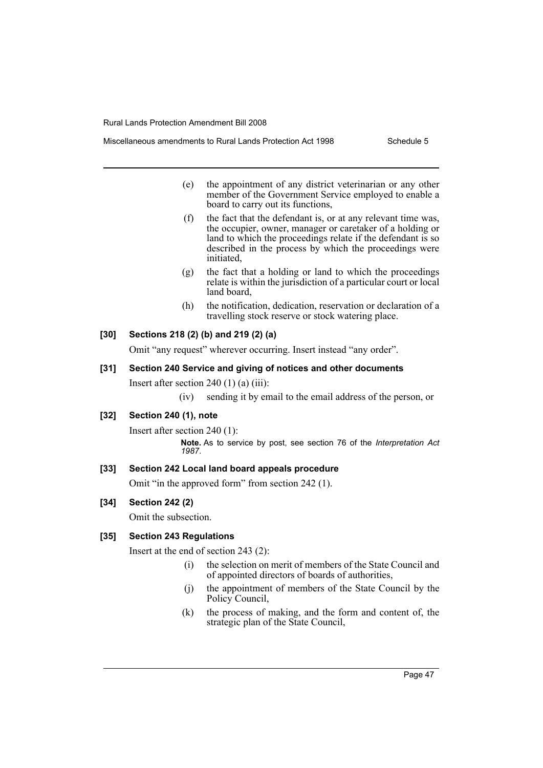(e) the appointment of any district veterinarian or any other member of the Government Service employed to enable a board to carry out its functions,

(f) the fact that the defendant is, or at any relevant time was, the occupier, owner, manager or caretaker of a holding or land to which the proceedings relate if the defendant is so described in the process by which the proceedings were initiated,

(g) the fact that a holding or land to which the proceedings relate is within the jurisdiction of a particular court or local land board,

(h) the notification, dedication, reservation or declaration of a travelling stock reserve or stock watering place.

### [30] Sections 218 (2) (b) and 219 (2) (a)

Omit "any request" wherever occurring. Insert instead "any order".

### [31] Section 240 Service and giving of notices and other documents

Insert after section 240 (1) (a) (iii):

(iv) sending it by email to the email address of the person, or

### [32] Section 240 (1), note

Insert after section 240 (1):

**Note.** As to service by post, see section 76 of the *Interpretation Act 1987*.

### [33] Section 242 Local land board appeals procedure

Omit "in the approved form" from section 242 (1).

### [34] Section 242 (2)

Omit the subsection.

### [35] Section 243 Regulations

Insert at the end of section 243 (2):

(i) the selection on merit of members of the State Council and of appointed directors of boards of authorities,

(j) the appointment of members of the State Council by the Policy Council,

(k) the process of making, and the form and content of, the strategic plan of the State Council,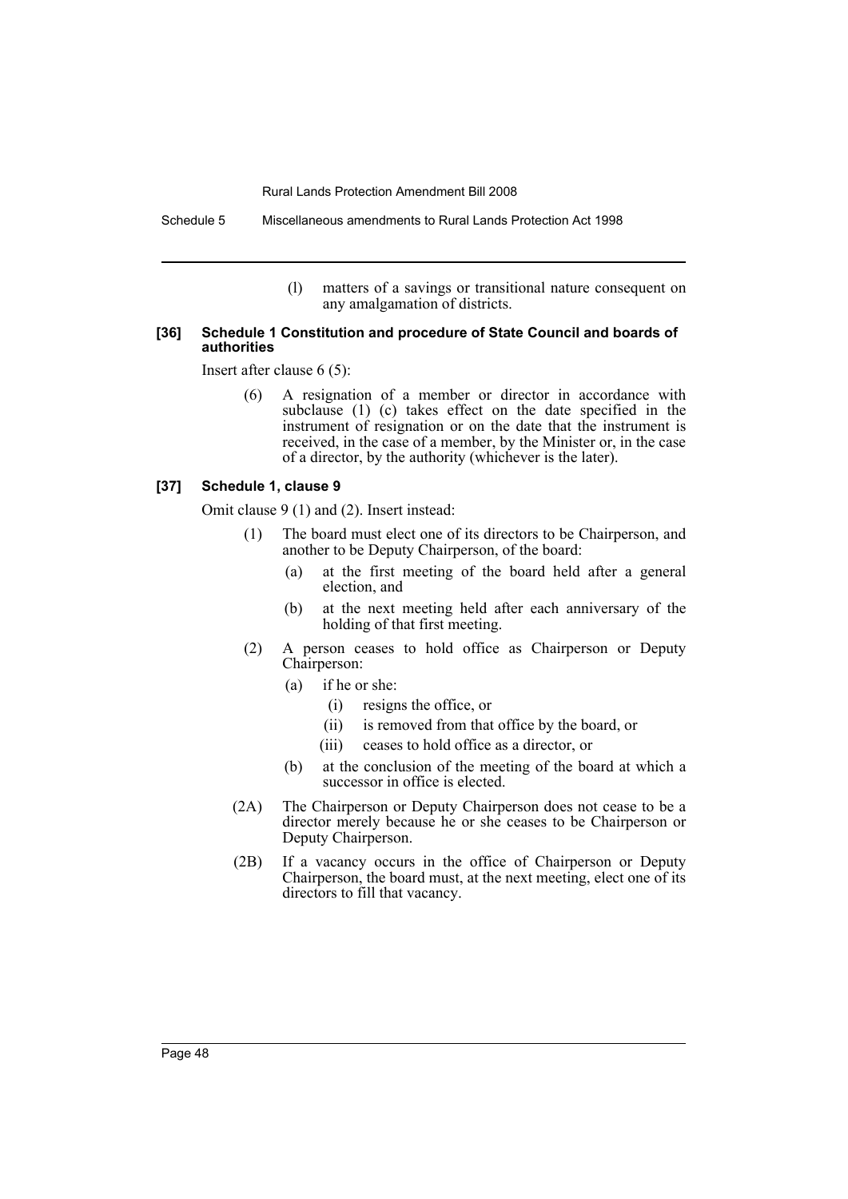(l) matters of a savings or transitional nature consequent on any amalgamation of districts.

**[36] Schedule 1 Constitution and procedure of State Council and boards of authorities**

Insert after clause 6 (5):

(6) A resignation of a member or director in accordance with subclause (1) (c) takes effect on the date specified in the instrument of resignation or on the date that the instrument is received, in the case of a member, by the Minister or, in the case of a director, by the authority (whichever is the later).

**[37] Schedule 1, clause 9**

Omit clause 9 (1) and (2). Insert instead:

(1) The board must elect one of its directors to be Chairperson, and another to be Deputy Chairperson, of the board:

- (a) at the first meeting of the board held after a general election, and
- (b) at the next meeting held after each anniversary of the holding of that first meeting.

(2) A person ceases to hold office as Chairperson or Deputy Chairperson:

- (a) if he or she:
  - (i) resigns the office, or
  - (ii) is removed from that office by the board, or
  - (iii) ceases to hold office as a director, or
- (b) at the conclusion of the meeting of the board at which a successor in office is elected.

(2A) The Chairperson or Deputy Chairperson does not cease to be a director merely because he or she ceases to be Chairperson or Deputy Chairperson.

(2B) If a vacancy occurs in the office of Chairperson or Deputy Chairperson, the board must, at the next meeting, elect one of its directors to fill that vacancy.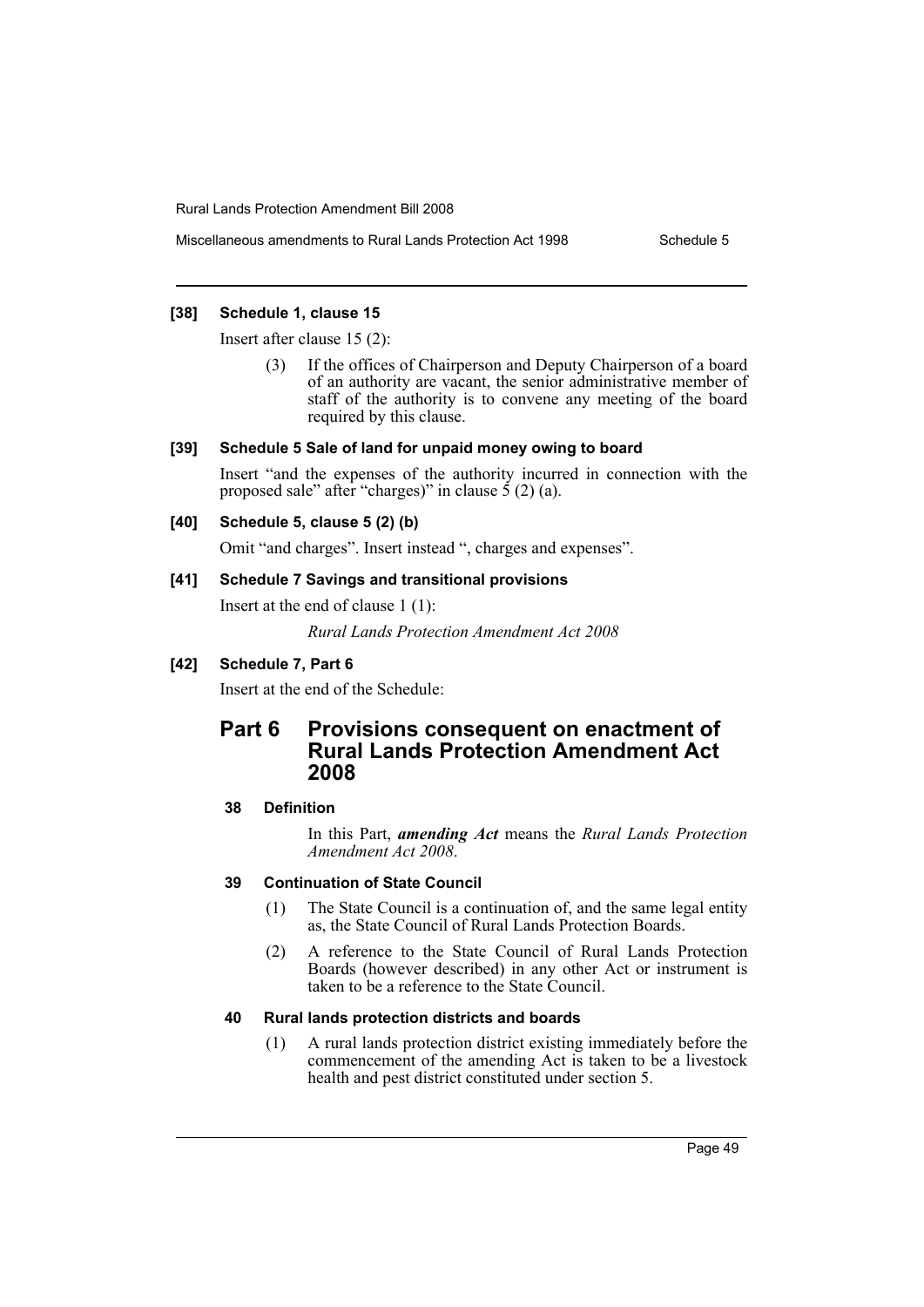**[38] Schedule 1, clause 15**

Insert after clause 15 (2):

(3) If the offices of Chairperson and Deputy Chairperson of a board of an authority are vacant, the senior administrative member of staff of the authority is to convene any meeting of the board required by this clause.

**[39] Schedule 5 Sale of land for unpaid money owing to board**

Insert "and the expenses of the authority incurred in connection with the proposed sale" after "charges)" in clause 5 (2) (a).

**[40] Schedule 5, clause 5 (2) (b)**

Omit "and charges". Insert instead ", charges and expenses".

**[41] Schedule 7 Savings and transitional provisions**

Insert at the end of clause 1 (1):

*Rural Lands Protection Amendment Act 2008*

**[42] Schedule 7, Part 6**

Insert at the end of the Schedule:

## Part 6 Provisions consequent on enactment of Rural Lands Protection Amendment Act 2008

### 38 Definition

In this Part, ***amending Act*** means the *Rural Lands Protection Amendment Act 2008*.

### 39 Continuation of State Council

(1) The State Council is a continuation of, and the same legal entity as, the State Council of Rural Lands Protection Boards.

(2) A reference to the State Council of Rural Lands Protection Boards (however described) in any other Act or instrument is taken to be a reference to the State Council.

### 40 Rural lands protection districts and boards

(1) A rural lands protection district existing immediately before the commencement of the amending Act is taken to be a livestock health and pest district constituted under section 5.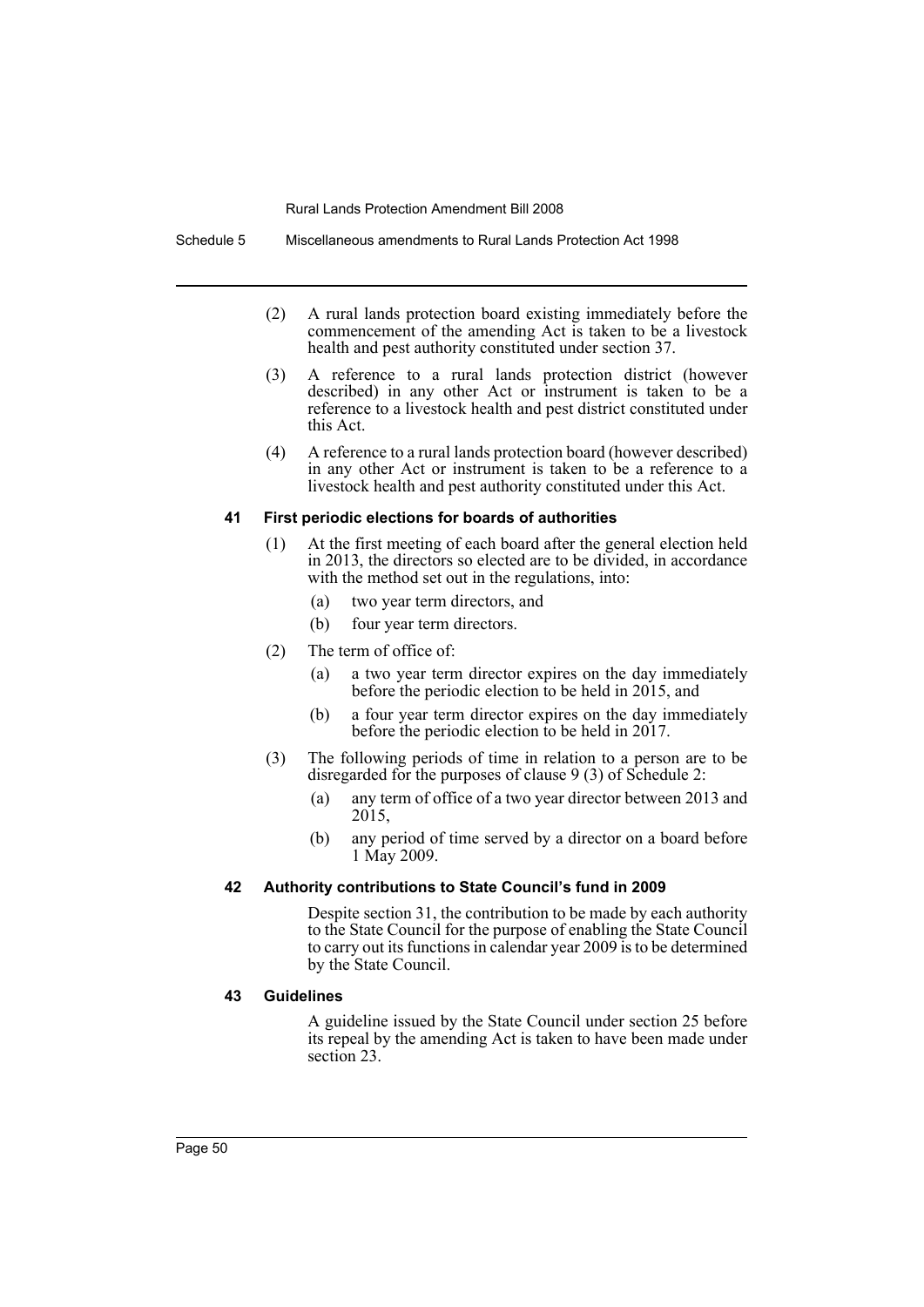(2) A rural lands protection board existing immediately before the commencement of the amending Act is taken to be a livestock health and pest authority constituted under section 37.

(3) A reference to a rural lands protection district (however described) in any other Act or instrument is taken to be a reference to a livestock health and pest district constituted under this Act.

(4) A reference to a rural lands protection board (however described) in any other Act or instrument is taken to be a reference to a livestock health and pest authority constituted under this Act.

#### 41 First periodic elections for boards of authorities

(1) At the first meeting of each board after the general election held in 2013, the directors so elected are to be divided, in accordance with the method set out in the regulations, into:

- (a) two year term directors, and
- (b) four year term directors.

(2) The term of office of:

- (a) a two year term director expires on the day immediately before the periodic election to be held in 2015, and
- (b) a four year term director expires on the day immediately before the periodic election to be held in 2017.

(3) The following periods of time in relation to a person are to be disregarded for the purposes of clause 9 (3) of Schedule 2:

- (a) any term of office of a two year director between 2013 and 2015,
- (b) any period of time served by a director on a board before 1 May 2009.

#### 42 Authority contributions to State Council's fund in 2009

Despite section 31, the contribution to be made by each authority to the State Council for the purpose of enabling the State Council to carry out its functions in calendar year 2009 is to be determined by the State Council.

#### 43 Guidelines

A guideline issued by the State Council under section 25 before its repeal by the amending Act is taken to have been made under section 23.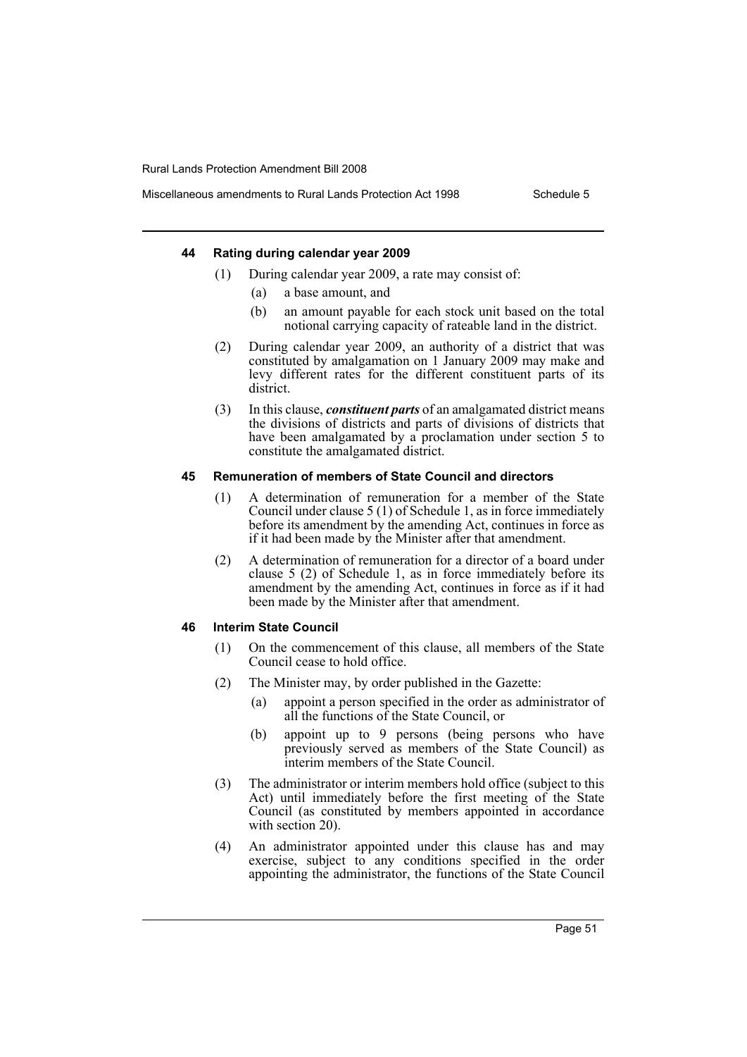#### 44 Rating during calendar year 2009

(1) During calendar year 2009, a rate may consist of:

(a) a base amount, and

(b) an amount payable for each stock unit based on the total notional carrying capacity of rateable land in the district.

(2) During calendar year 2009, an authority of a district that was constituted by amalgamation on 1 January 2009 may make and levy different rates for the different constituent parts of its district.

(3) In this clause, ***constituent parts*** of an amalgamated district means the divisions of districts and parts of divisions of districts that have been amalgamated by a proclamation under section 5 to constitute the amalgamated district.

#### 45 Remuneration of members of State Council and directors

(1) A determination of remuneration for a member of the State Council under clause 5 (1) of Schedule 1, as in force immediately before its amendment by the amending Act, continues in force as if it had been made by the Minister after that amendment.

(2) A determination of remuneration for a director of a board under clause 5 (2) of Schedule 1, as in force immediately before its amendment by the amending Act, continues in force as if it had been made by the Minister after that amendment.

#### 46 Interim State Council

(1) On the commencement of this clause, all members of the State Council cease to hold office.

(2) The Minister may, by order published in the Gazette:

(a) appoint a person specified in the order as administrator of all the functions of the State Council, or

(b) appoint up to 9 persons (being persons who have previously served as members of the State Council) as interim members of the State Council.

(3) The administrator or interim members hold office (subject to this Act) until immediately before the first meeting of the State Council (as constituted by members appointed in accordance with section 20).

(4) An administrator appointed under this clause has and may exercise, subject to any conditions specified in the order appointing the administrator, the functions of the State Council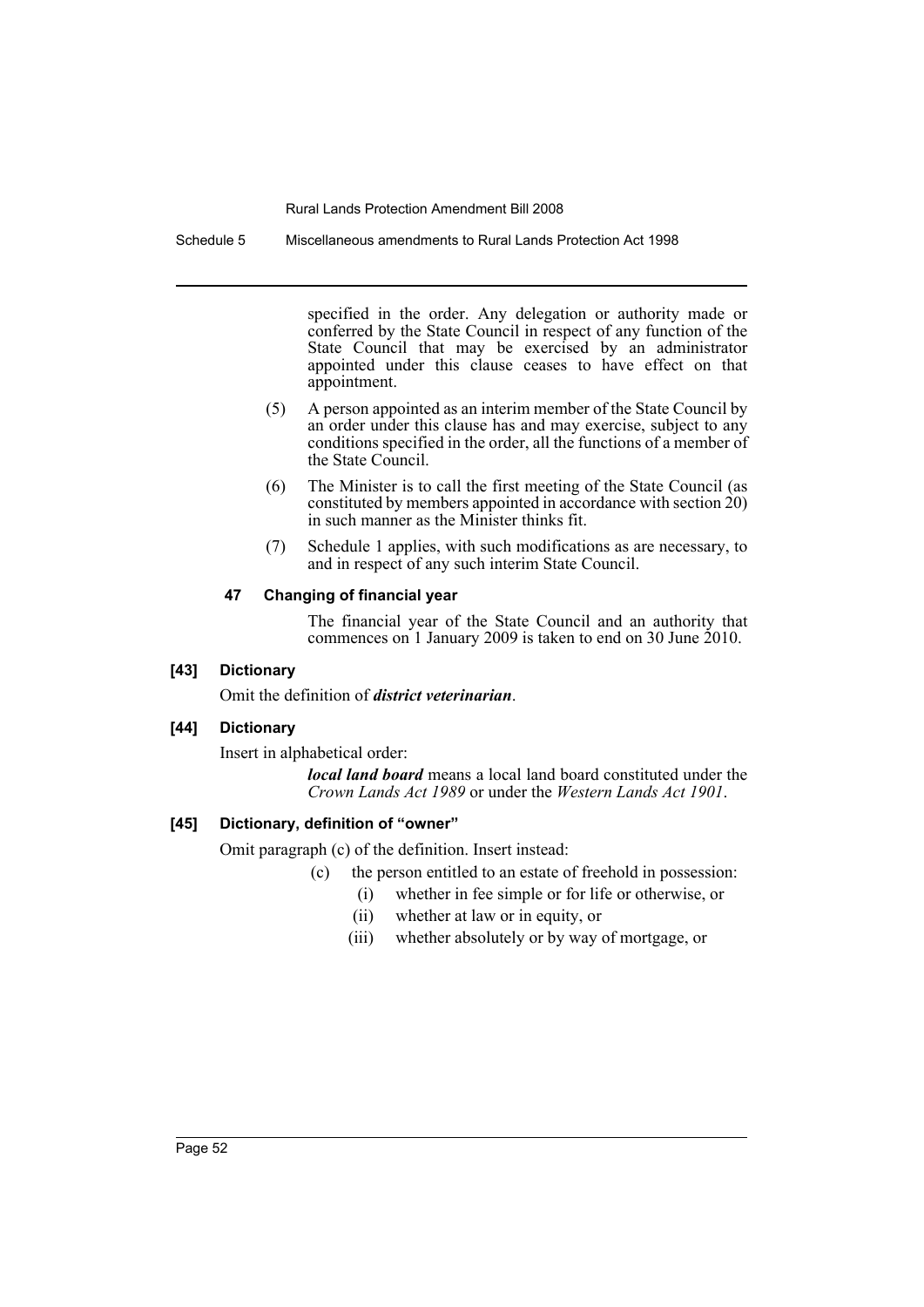specified in the order. Any delegation or authority made or conferred by the State Council in respect of any function of the State Council that may be exercised by an administrator appointed under this clause ceases to have effect on that appointment.

(5) A person appointed as an interim member of the State Council by an order under this clause has and may exercise, subject to any conditions specified in the order, all the functions of a member of the State Council.

(6) The Minister is to call the first meeting of the State Council (as constituted by members appointed in accordance with section 20) in such manner as the Minister thinks fit.

(7) Schedule 1 applies, with such modifications as are necessary, to and in respect of any such interim State Council.

#### 47 Changing of financial year

The financial year of the State Council and an authority that commences on 1 January 2009 is taken to end on 30 June 2010.

### [43] Dictionary

Omit the definition of ***district veterinarian***.

### [44] Dictionary

Insert in alphabetical order:

> ***local land board*** means a local land board constituted under the *Crown Lands Act 1989* or under the *Western Lands Act 1901*.

### [45] Dictionary, definition of "owner"

Omit paragraph (c) of the definition. Insert instead:

(c) the person entitled to an estate of freehold in possession:

- (i) whether in fee simple or for life or otherwise, or
- (ii) whether at law or in equity, or
- (iii) whether absolutely or by way of mortgage, or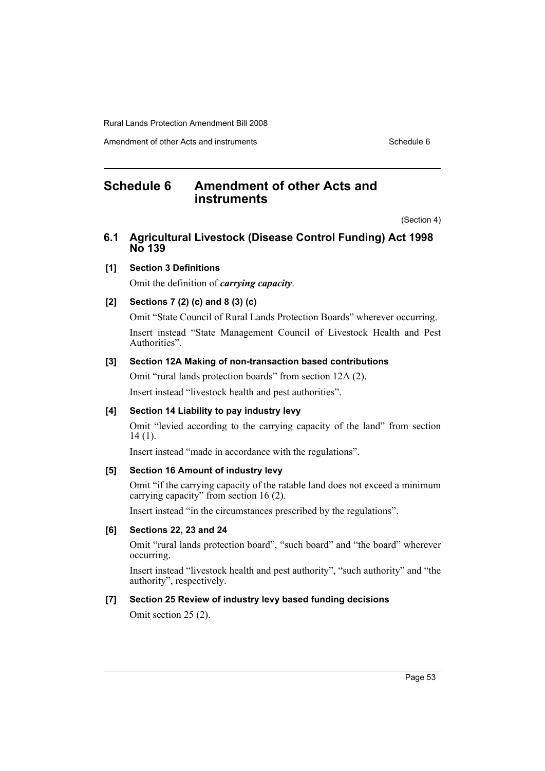# Schedule 6 Amendment of other Acts and instruments

(Section 4)

## 6.1 Agricultural Livestock (Disease Control Funding) Act 1998 No 139

### [1] Section 3 Definitions

Omit the definition of ***carrying capacity***.

### [2] Sections 7 (2) (c) and 8 (3) (c)

Omit "State Council of Rural Lands Protection Boards" wherever occurring.

Insert instead "State Management Council of Livestock Health and Pest Authorities".

### [3] Section 12A Making of non-transaction based contributions

Omit "rural lands protection boards" from section 12A (2).

Insert instead "livestock health and pest authorities".

### [4] Section 14 Liability to pay industry levy

Omit "levied according to the carrying capacity of the land" from section 14 (1).

Insert instead "made in accordance with the regulations".

### [5] Section 16 Amount of industry levy

Omit "if the carrying capacity of the ratable land does not exceed a minimum carrying capacity" from section 16 (2).

Insert instead "in the circumstances prescribed by the regulations".

### [6] Sections 22, 23 and 24

Omit "rural lands protection board", "such board" and "the board" wherever occurring.

Insert instead "livestock health and pest authority", "such authority" and "the authority", respectively.

### [7] Section 25 Review of industry levy based funding decisions

Omit section 25 (2).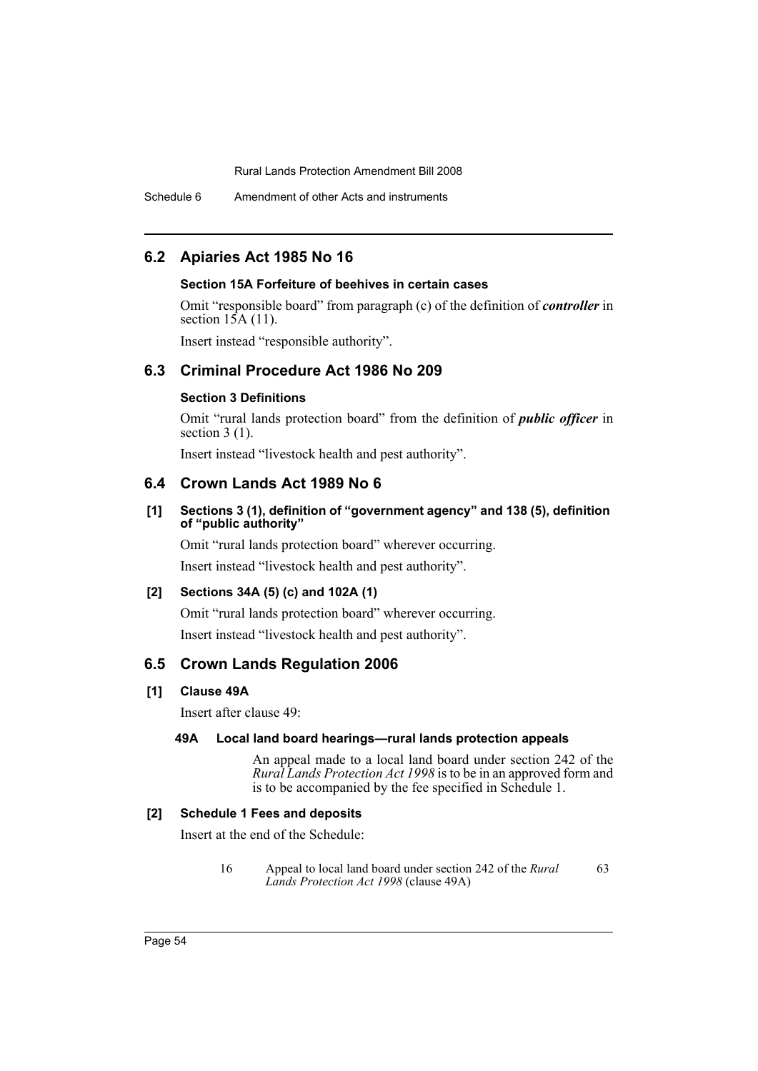## 6.2 Apiaries Act 1985 No 16

### Section 15A Forfeiture of beehives in certain cases

Omit "responsible board" from paragraph (c) of the definition of ***controller*** in section 15A (11).

Insert instead "responsible authority".

## 6.3 Criminal Procedure Act 1986 No 209

### Section 3 Definitions

Omit "rural lands protection board" from the definition of ***public officer*** in section 3 (1).

Insert instead "livestock health and pest authority".

## 6.4 Crown Lands Act 1989 No 6

### [1] Sections 3 (1), definition of "government agency" and 138 (5), definition of "public authority"

Omit "rural lands protection board" wherever occurring.

Insert instead "livestock health and pest authority".

### [2] Sections 34A (5) (c) and 102A (1)

Omit "rural lands protection board" wherever occurring.

Insert instead "livestock health and pest authority".

## 6.5 Crown Lands Regulation 2006

### [1] Clause 49A

Insert after clause 49:

**49A Local land board hearings—rural lands protection appeals**

An appeal made to a local land board under section 242 of the *Rural Lands Protection Act 1998* is to be in an approved form and is to be accompanied by the fee specified in Schedule 1.

### [2] Schedule 1 Fees and deposits

Insert at the end of the Schedule:

| | | |
|---|---|---|
| 16 | Appeal to local land board under section 242 of the *Rural Lands Protection Act 1998* (clause 49A) | 63 |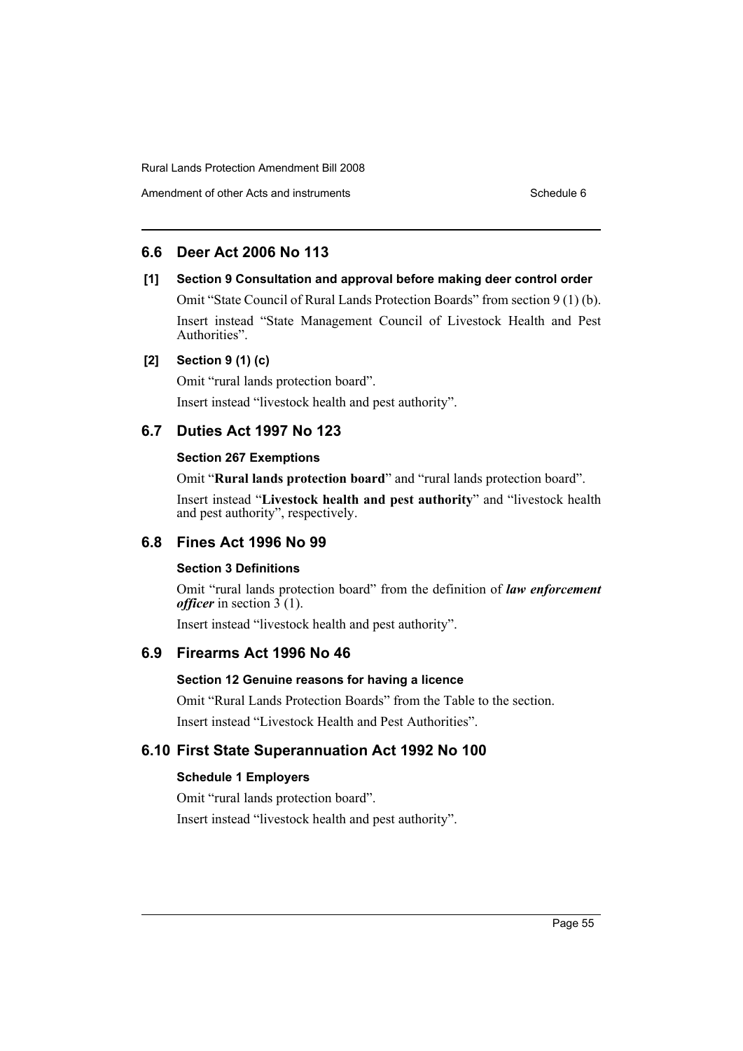## 6.6 Deer Act 2006 No 113

**[1] Section 9 Consultation and approval before making deer control order**

Omit "State Council of Rural Lands Protection Boards" from section 9 (1) (b).

Insert instead "State Management Council of Livestock Health and Pest Authorities".

**[2] Section 9 (1) (c)**

Omit "rural lands protection board".

Insert instead "livestock health and pest authority".

## 6.7 Duties Act 1997 No 123

**Section 267 Exemptions**

Omit "**Rural lands protection board**" and "rural lands protection board".

Insert instead "**Livestock health and pest authority**" and "livestock health and pest authority", respectively.

## 6.8 Fines Act 1996 No 99

**Section 3 Definitions**

Omit "rural lands protection board" from the definition of ***law enforcement officer*** in section 3 (1).

Insert instead "livestock health and pest authority".

## 6.9 Firearms Act 1996 No 46

**Section 12 Genuine reasons for having a licence**

Omit "Rural Lands Protection Boards" from the Table to the section.

Insert instead "Livestock Health and Pest Authorities".

## 6.10 First State Superannuation Act 1992 No 100

**Schedule 1 Employers**

Omit "rural lands protection board".

Insert instead "livestock health and pest authority".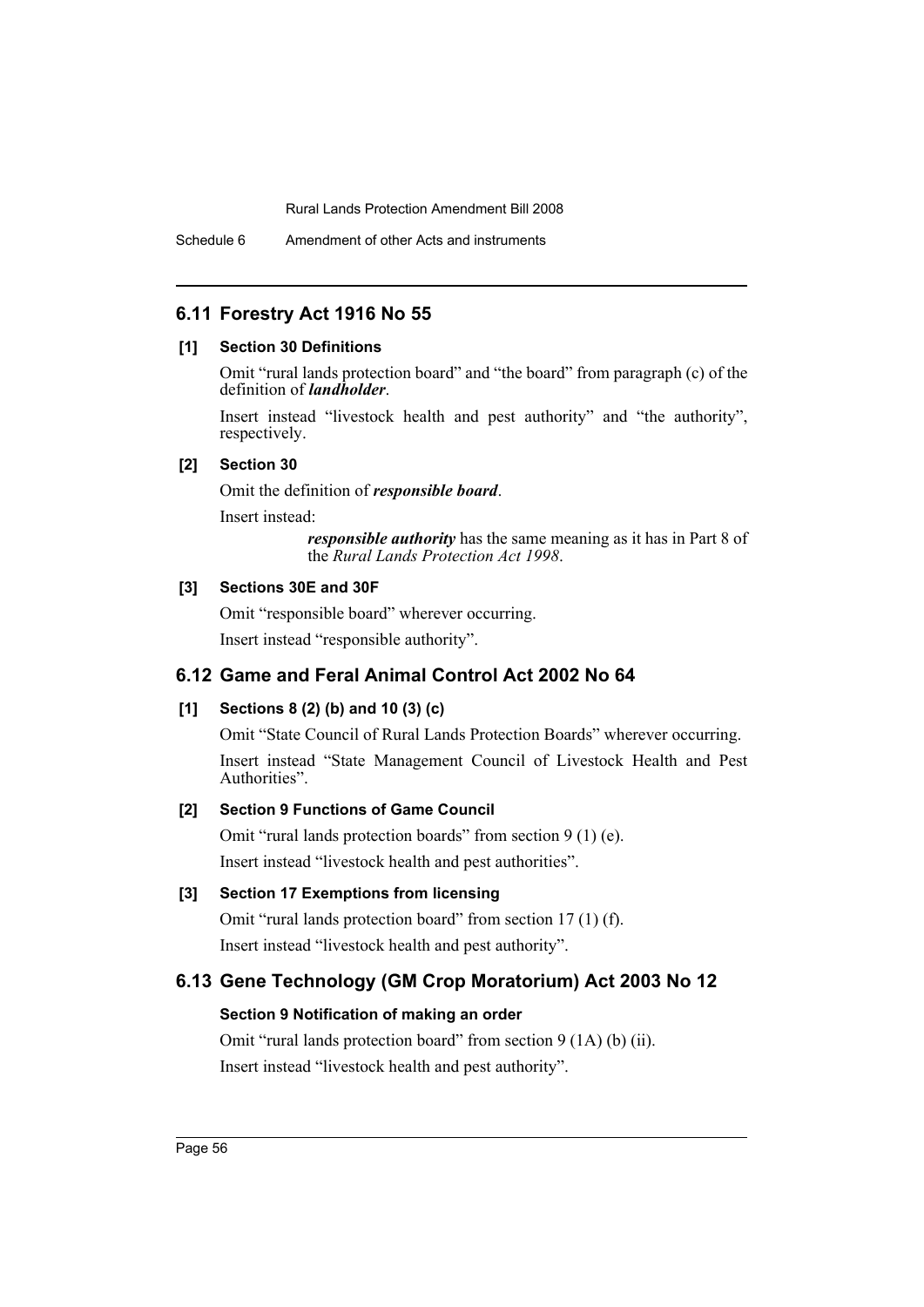## 6.11 Forestry Act 1916 No 55

### [1] Section 30 Definitions

Omit "rural lands protection board" and "the board" from paragraph (c) of the definition of ***landholder***.

Insert instead "livestock health and pest authority" and "the authority", respectively.

### [2] Section 30

Omit the definition of ***responsible board***.

Insert instead:

> ***responsible authority*** has the same meaning as it has in Part 8 of the *Rural Lands Protection Act 1998*.

### [3] Sections 30E and 30F

Omit "responsible board" wherever occurring.

Insert instead "responsible authority".

## 6.12 Game and Feral Animal Control Act 2002 No 64

### [1] Sections 8 (2) (b) and 10 (3) (c)

Omit "State Council of Rural Lands Protection Boards" wherever occurring.

Insert instead "State Management Council of Livestock Health and Pest Authorities".

### [2] Section 9 Functions of Game Council

Omit "rural lands protection boards" from section 9 (1) (e).

Insert instead "livestock health and pest authorities".

### [3] Section 17 Exemptions from licensing

Omit "rural lands protection board" from section 17 (1) (f).

Insert instead "livestock health and pest authority".

## 6.13 Gene Technology (GM Crop Moratorium) Act 2003 No 12

### Section 9 Notification of making an order

Omit "rural lands protection board" from section 9 (1A) (b) (ii).

Insert instead "livestock health and pest authority".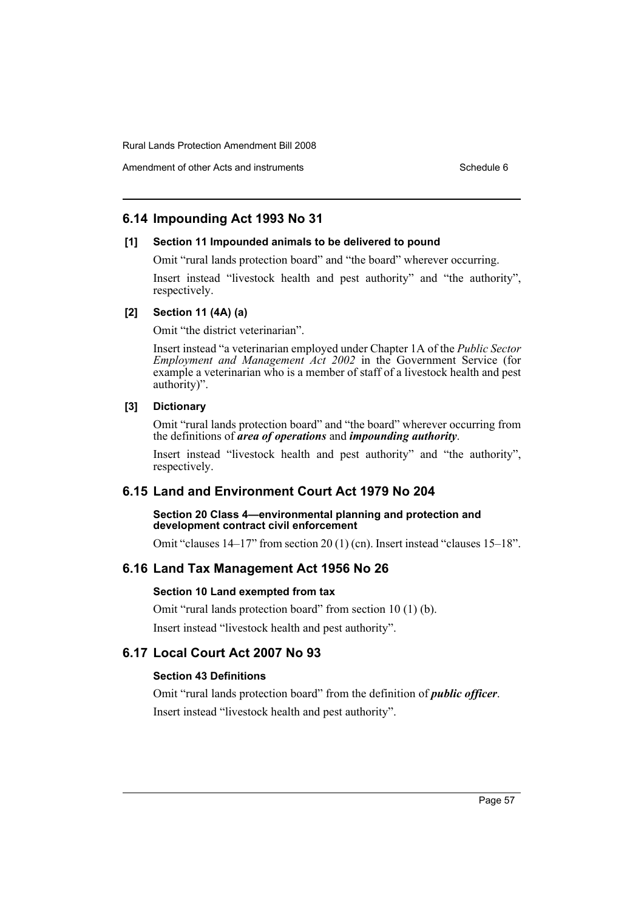## 6.14 Impounding Act 1993 No 31

**[1] Section 11 Impounded animals to be delivered to pound**

Omit "rural lands protection board" and "the board" wherever occurring.

Insert instead "livestock health and pest authority" and "the authority", respectively.

**[2] Section 11 (4A) (a)**

Omit "the district veterinarian".

Insert instead "a veterinarian employed under Chapter 1A of the *Public Sector Employment and Management Act 2002* in the Government Service (for example a veterinarian who is a member of staff of a livestock health and pest authority)".

**[3] Dictionary**

Omit "rural lands protection board" and "the board" wherever occurring from the definitions of ***area of operations*** and ***impounding authority***.

Insert instead "livestock health and pest authority" and "the authority", respectively.

## 6.15 Land and Environment Court Act 1979 No 204

**Section 20 Class 4—environmental planning and protection and development contract civil enforcement**

Omit "clauses 14–17" from section 20 (1) (cn). Insert instead "clauses 15–18".

## 6.16 Land Tax Management Act 1956 No 26

**Section 10 Land exempted from tax**

Omit "rural lands protection board" from section 10 (1) (b).

Insert instead "livestock health and pest authority".

## 6.17 Local Court Act 2007 No 93

**Section 43 Definitions**

Omit "rural lands protection board" from the definition of ***public officer***.

Insert instead "livestock health and pest authority".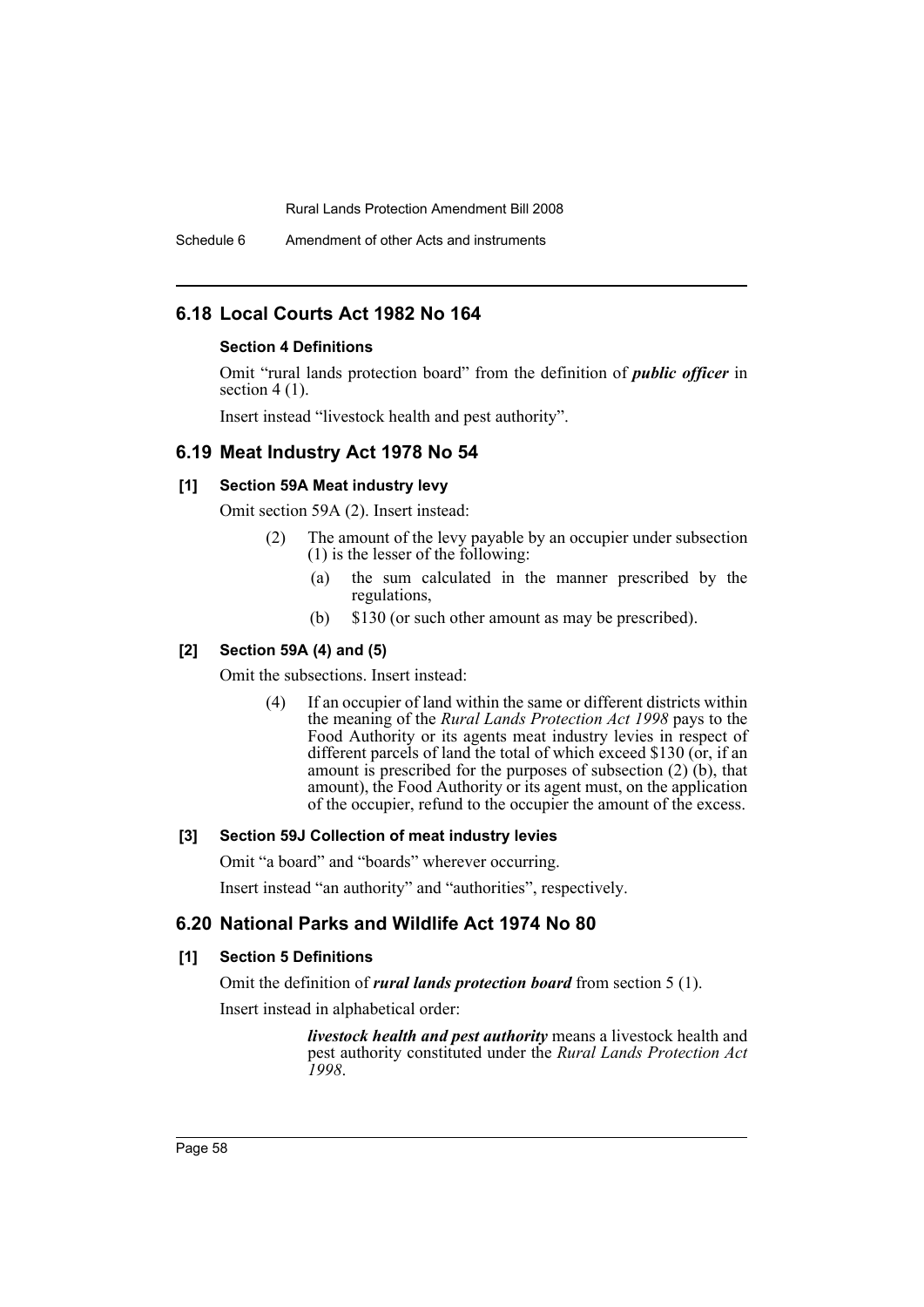## 6.18 Local Courts Act 1982 No 164

### Section 4 Definitions

Omit "rural lands protection board" from the definition of ***public officer*** in section 4 (1).

Insert instead "livestock health and pest authority".

## 6.19 Meat Industry Act 1978 No 54

### [1] Section 59A Meat industry levy

Omit section 59A (2). Insert instead:

> (2) The amount of the levy payable by an occupier under subsection (1) is the lesser of the following:
>
> (a) the sum calculated in the manner prescribed by the regulations,
>
> (b) $130 (or such other amount as may be prescribed).

### [2] Section 59A (4) and (5)

Omit the subsections. Insert instead:

> (4) If an occupier of land within the same or different districts within the meaning of the *Rural Lands Protection Act 1998* pays to the Food Authority or its agents meat industry levies in respect of different parcels of land the total of which exceed $130 (or, if an amount is prescribed for the purposes of subsection (2) (b), that amount), the Food Authority or its agent must, on the application of the occupier, refund to the occupier the amount of the excess.

### [3] Section 59J Collection of meat industry levies

Omit "a board" and "boards" wherever occurring.

Insert instead "an authority" and "authorities", respectively.

## 6.20 National Parks and Wildlife Act 1974 No 80

### [1] Section 5 Definitions

Omit the definition of ***rural lands protection board*** from section 5 (1).

Insert instead in alphabetical order:

> ***livestock health and pest authority*** means a livestock health and pest authority constituted under the *Rural Lands Protection Act 1998*.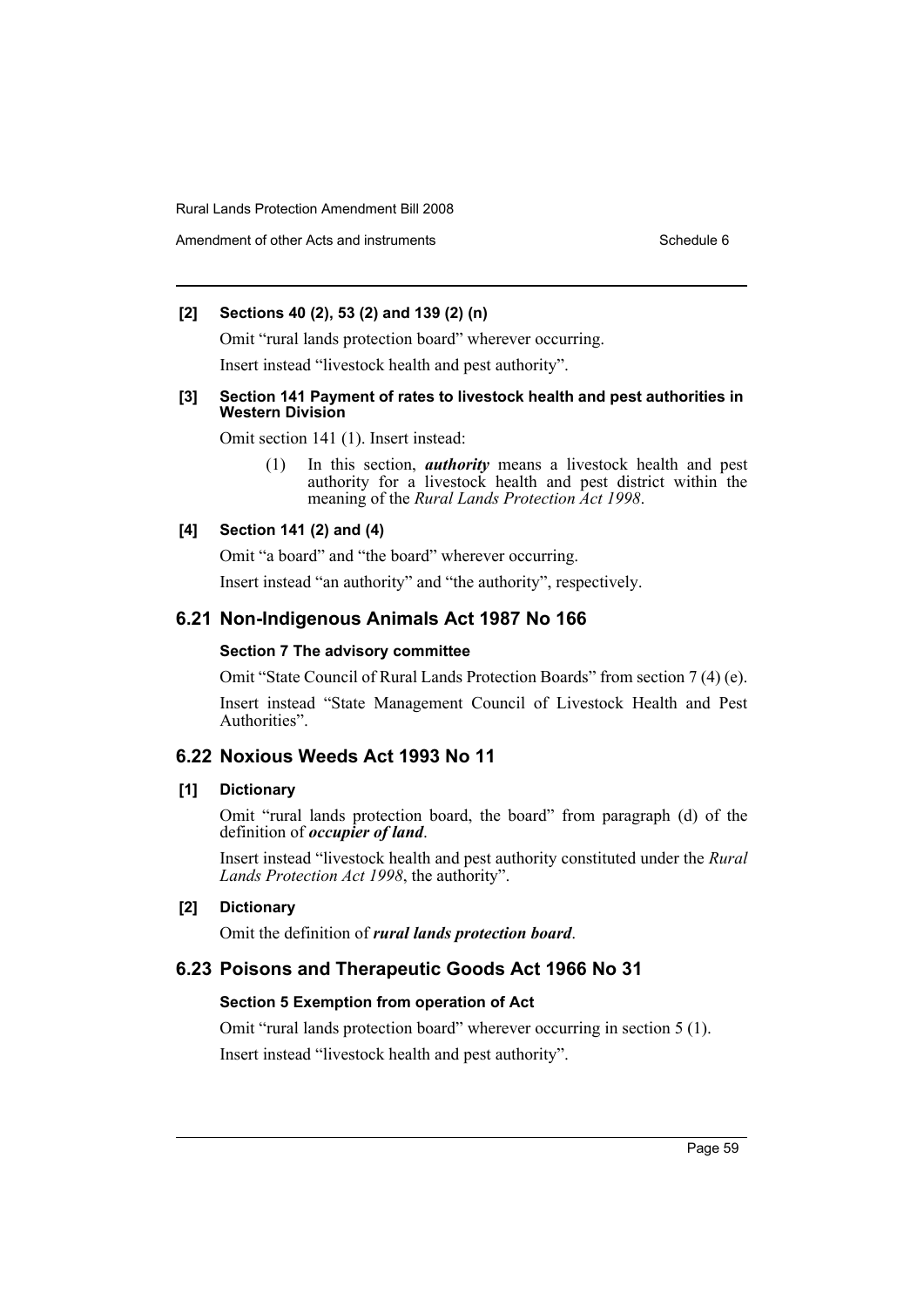**[2] Sections 40 (2), 53 (2) and 139 (2) (n)**

Omit "rural lands protection board" wherever occurring.

Insert instead "livestock health and pest authority".

**[3] Section 141 Payment of rates to livestock health and pest authorities in Western Division**

Omit section 141 (1). Insert instead:

> (1) In this section, ***authority*** means a livestock health and pest authority for a livestock health and pest district within the meaning of the *Rural Lands Protection Act 1998*.

**[4] Section 141 (2) and (4)**

Omit "a board" and "the board" wherever occurring.

Insert instead "an authority" and "the authority", respectively.

## 6.21 Non-Indigenous Animals Act 1987 No 166

**Section 7 The advisory committee**

Omit "State Council of Rural Lands Protection Boards" from section 7 (4) (e).

Insert instead "State Management Council of Livestock Health and Pest Authorities".

## 6.22 Noxious Weeds Act 1993 No 11

**[1] Dictionary**

Omit "rural lands protection board, the board" from paragraph (d) of the definition of ***occupier of land***.

Insert instead "livestock health and pest authority constituted under the *Rural Lands Protection Act 1998*, the authority".

**[2] Dictionary**

Omit the definition of ***rural lands protection board***.

## 6.23 Poisons and Therapeutic Goods Act 1966 No 31

**Section 5 Exemption from operation of Act**

Omit "rural lands protection board" wherever occurring in section 5 (1).

Insert instead "livestock health and pest authority".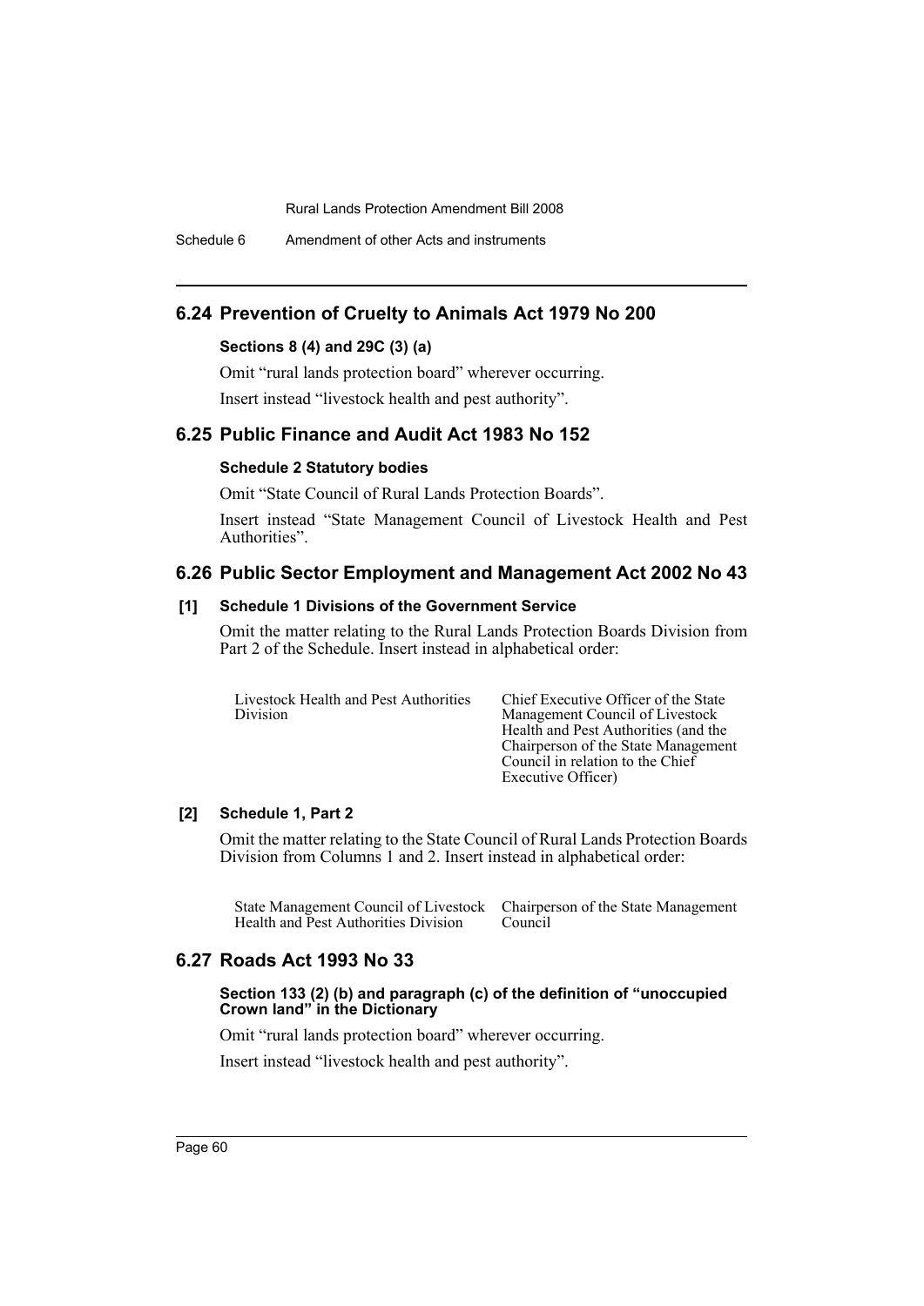## 6.24 Prevention of Cruelty to Animals Act 1979 No 200

### Sections 8 (4) and 29C (3) (a)

Omit "rural lands protection board" wherever occurring.

Insert instead "livestock health and pest authority".

## 6.25 Public Finance and Audit Act 1983 No 152

### Schedule 2 Statutory bodies

Omit "State Council of Rural Lands Protection Boards".

Insert instead "State Management Council of Livestock Health and Pest Authorities".

## 6.26 Public Sector Employment and Management Act 2002 No 43

### [1] Schedule 1 Divisions of the Government Service

Omit the matter relating to the Rural Lands Protection Boards Division from Part 2 of the Schedule. Insert instead in alphabetical order:

| | |
|---|---|
| Livestock Health and Pest Authorities Division | Chief Executive Officer of the State Management Council of Livestock Health and Pest Authorities (and the Chairperson of the State Management Council in relation to the Chief Executive Officer) |

### [2] Schedule 1, Part 2

Omit the matter relating to the State Council of Rural Lands Protection Boards Division from Columns 1 and 2. Insert instead in alphabetical order:

| | |
|---|---|
| State Management Council of Livestock Health and Pest Authorities Division | Chairperson of the State Management Council |

## 6.27 Roads Act 1993 No 33

### Section 133 (2) (b) and paragraph (c) of the definition of "unoccupied Crown land" in the Dictionary

Omit "rural lands protection board" wherever occurring.

Insert instead "livestock health and pest authority".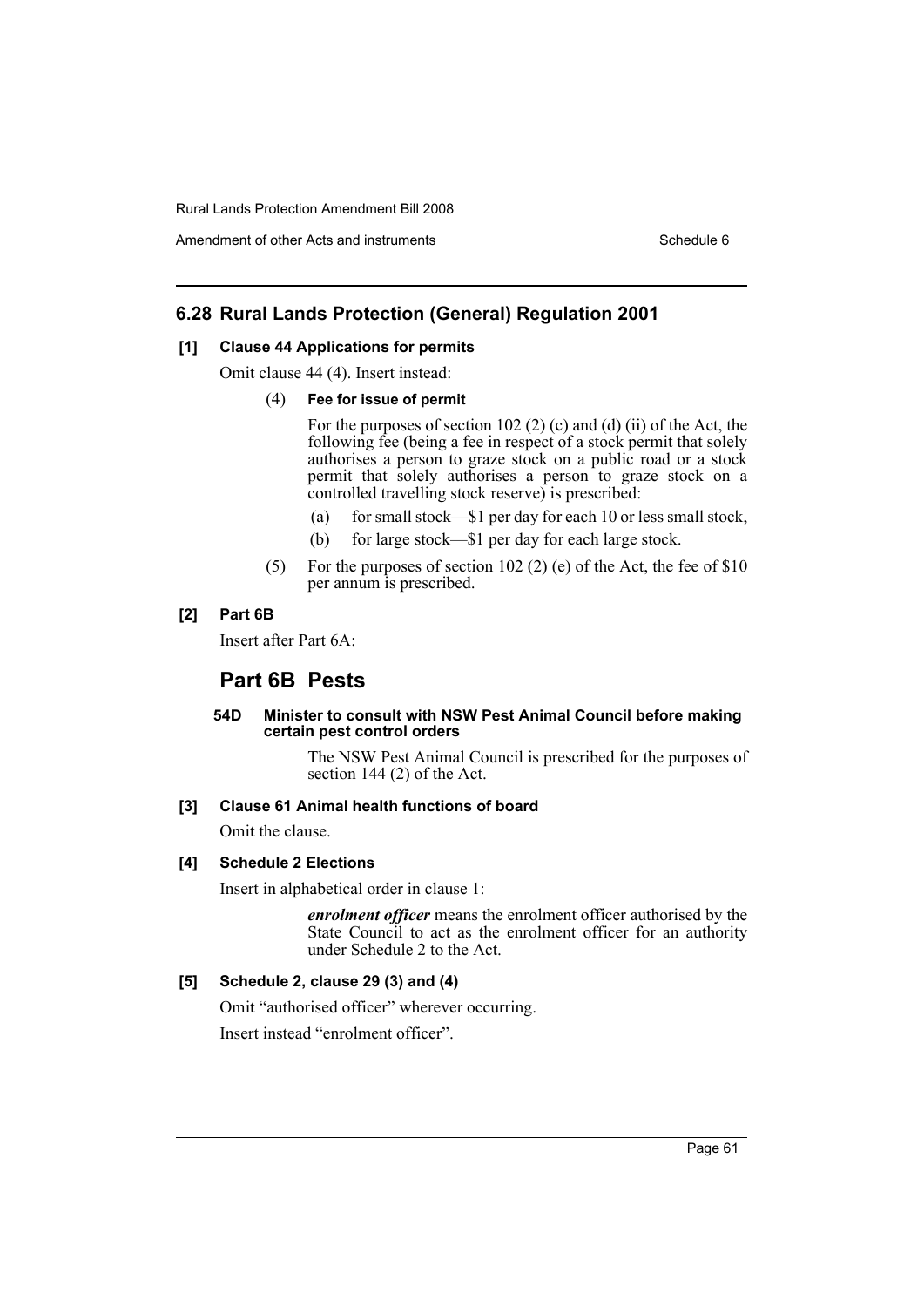## 6.28 Rural Lands Protection (General) Regulation 2001

**[1] Clause 44 Applications for permits**

Omit clause 44 (4). Insert instead:

(4) **Fee for issue of permit**

For the purposes of section 102 (2) (c) and (d) (ii) of the Act, the following fee (being a fee in respect of a stock permit that solely authorises a person to graze stock on a public road or a stock permit that solely authorises a person to graze stock on a controlled travelling stock reserve) is prescribed:

- (a) for small stock—$1 per day for each 10 or less small stock,
- (b) for large stock—$1 per day for each large stock.

(5) For the purposes of section 102 (2) (e) of the Act, the fee of $10 per annum is prescribed.

**[2] Part 6B**

Insert after Part 6A:

# Part 6B Pests

**54D Minister to consult with NSW Pest Animal Council before making certain pest control orders**

The NSW Pest Animal Council is prescribed for the purposes of section 144 (2) of the Act.

**[3] Clause 61 Animal health functions of board**

Omit the clause.

**[4] Schedule 2 Elections**

Insert in alphabetical order in clause 1:

***enrolment officer*** means the enrolment officer authorised by the State Council to act as the enrolment officer for an authority under Schedule 2 to the Act.

**[5] Schedule 2, clause 29 (3) and (4)**

Omit "authorised officer" wherever occurring.

Insert instead "enrolment officer".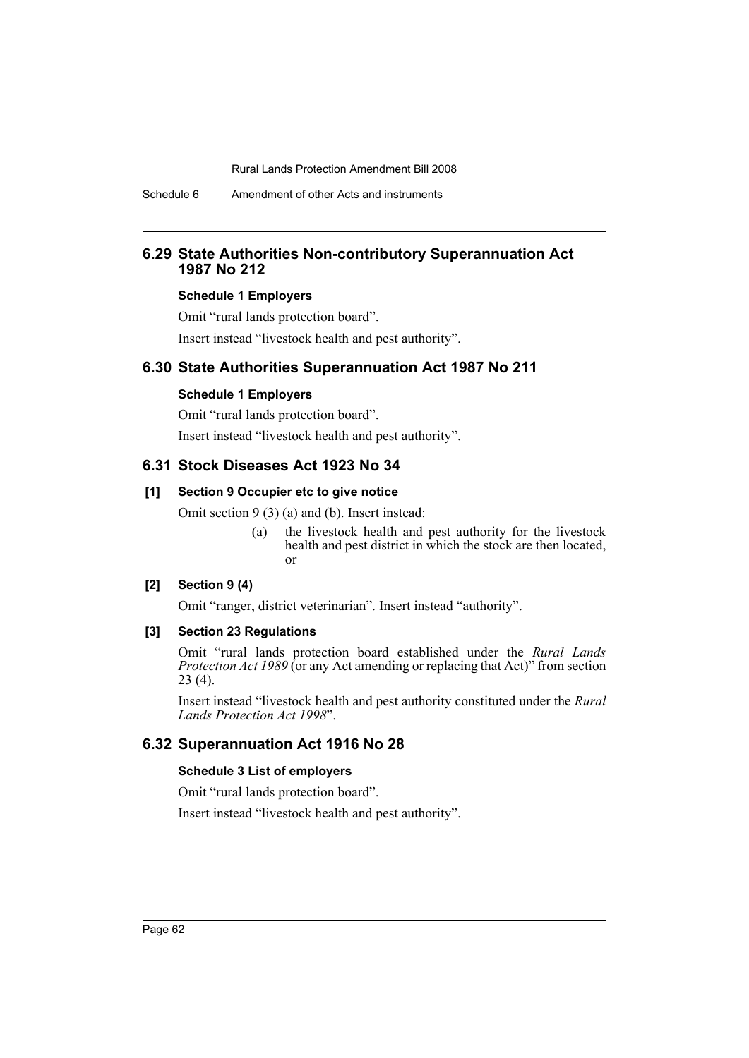## 6.29 State Authorities Non-contributory Superannuation Act 1987 No 212

### Schedule 1 Employers

Omit "rural lands protection board".

Insert instead "livestock health and pest authority".

## 6.30 State Authorities Superannuation Act 1987 No 211

### Schedule 1 Employers

Omit "rural lands protection board".

Insert instead "livestock health and pest authority".

## 6.31 Stock Diseases Act 1923 No 34

### [1] Section 9 Occupier etc to give notice

Omit section 9 (3) (a) and (b). Insert instead:

> (a) the livestock health and pest authority for the livestock health and pest district in which the stock are then located, or

### [2] Section 9 (4)

Omit "ranger, district veterinarian". Insert instead "authority".

### [3] Section 23 Regulations

Omit "rural lands protection board established under the *Rural Lands Protection Act 1989* (or any Act amending or replacing that Act)" from section 23 (4).

Insert instead "livestock health and pest authority constituted under the *Rural Lands Protection Act 1998*".

## 6.32 Superannuation Act 1916 No 28

### Schedule 3 List of employers

Omit "rural lands protection board".

Insert instead "livestock health and pest authority".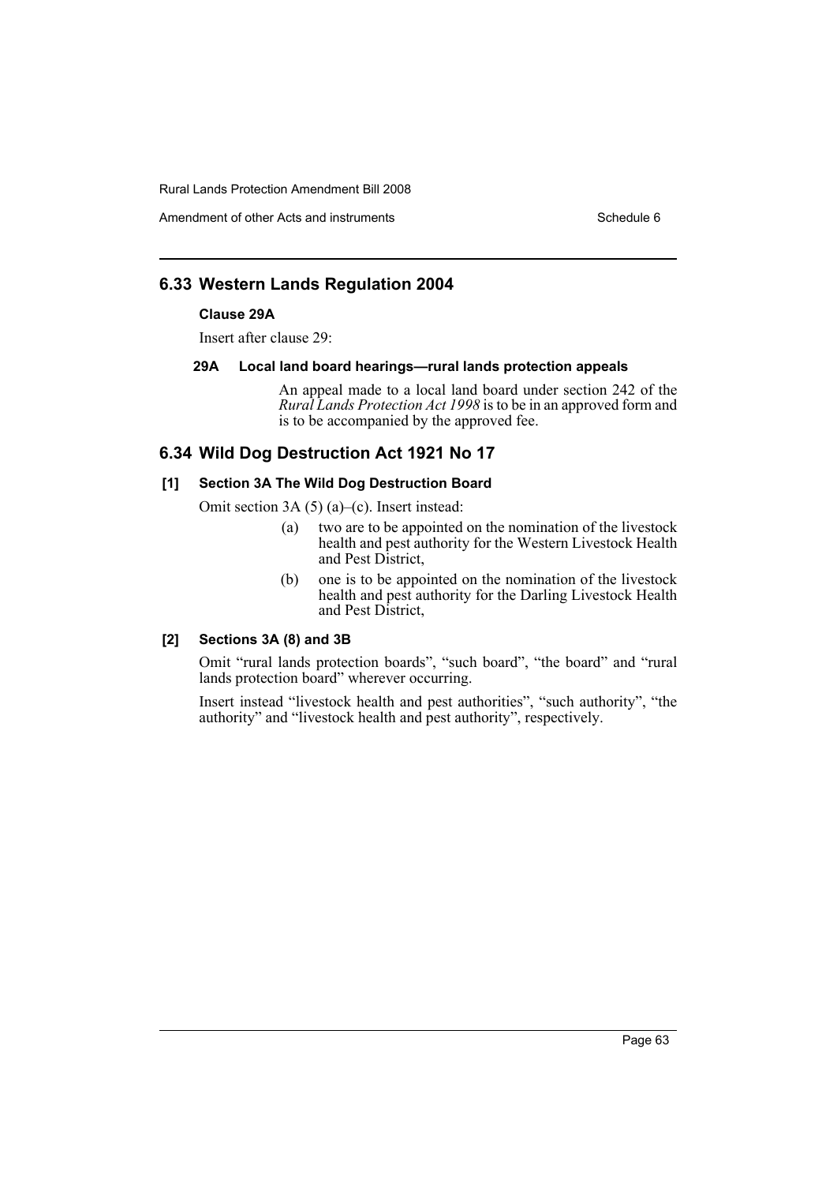## 6.33 Western Lands Regulation 2004

### Clause 29A

Insert after clause 29:

#### 29A Local land board hearings—rural lands protection appeals

An appeal made to a local land board under section 242 of the *Rural Lands Protection Act 1998* is to be in an approved form and is to be accompanied by the approved fee.

## 6.34 Wild Dog Destruction Act 1921 No 17

### [1] Section 3A The Wild Dog Destruction Board

Omit section 3A (5) (a)–(c). Insert instead:

- (a) two are to be appointed on the nomination of the livestock health and pest authority for the Western Livestock Health and Pest District,
- (b) one is to be appointed on the nomination of the livestock health and pest authority for the Darling Livestock Health and Pest District,

### [2] Sections 3A (8) and 3B

Omit "rural lands protection boards", "such board", "the board" and "rural lands protection board" wherever occurring.

Insert instead "livestock health and pest authorities", "such authority", "the authority" and "livestock health and pest authority", respectively.